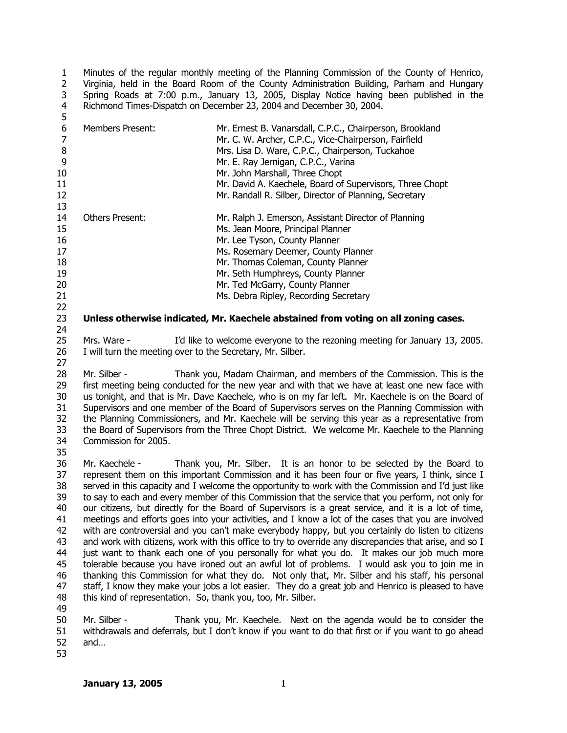Minutes of the regular monthly meeting of the Planning Commission of the County of Henrico, Virginia, held in the Board Room of the County Administration Building, Parham and Hungary Spring Roads at 7:00 p.m., January 13, 2005, Display Notice having been published in the Richmond Times-Dispatch on December 23, 2004 and December 30, 2004.

| | |
|---|---|
| Members Present: | Mr. Ernest B. Vanarsdall, C.P.C., Chairperson, Brookland |
| | Mr. C. W. Archer, C.P.C., Vice-Chairperson, Fairfield |
| | Mrs. Lisa D. Ware, C.P.C., Chairperson, Tuckahoe |
| | Mr. E. Ray Jernigan, C.P.C., Varina |
| | Mr. John Marshall, Three Chopt |
| | Mr. David A. Kaechele, Board of Supervisors, Three Chopt |
| | Mr. Randall R. Silber, Director of Planning, Secretary |
| Others Present: | Mr. Ralph J. Emerson, Assistant Director of Planning |
| | Ms. Jean Moore, Principal Planner |
| | Mr. Lee Tyson, County Planner |
| | Ms. Rosemary Deemer, County Planner |
| | Mr. Thomas Coleman, County Planner |
| | Mr. Seth Humphreys, County Planner |
| | Mr. Ted McGarry, County Planner |
| | Ms. Debra Ripley, Recording Secretary |

**Unless otherwise indicated, Mr. Kaechele abstained from voting on all zoning cases.**

Mrs. Ware - I'd like to welcome everyone to the rezoning meeting for January 13, 2005. I will turn the meeting over to the Secretary, Mr. Silber.

Mr. Silber - Thank you, Madam Chairman, and members of the Commission. This is the first meeting being conducted for the new year and with that we have at least one new face with us tonight, and that is Mr. Dave Kaechele, who is on my far left. Mr. Kaechele is on the Board of Supervisors and one member of the Board of Supervisors serves on the Planning Commission with the Planning Commissioners, and Mr. Kaechele will be serving this year as a representative from the Board of Supervisors from the Three Chopt District. We welcome Mr. Kaechele to the Planning Commission for 2005.

Mr. Kaechele - Thank you, Mr. Silber. It is an honor to be selected by the Board to represent them on this important Commission and it has been four or five years, I think, since I served in this capacity and I welcome the opportunity to work with the Commission and I'd just like to say to each and every member of this Commission that the service that you perform, not only for our citizens, but directly for the Board of Supervisors is a great service, and it is a lot of time, meetings and efforts goes into your activities, and I know a lot of the cases that you are involved with are controversial and you can't make everybody happy, but you certainly do listen to citizens and work with citizens, work with this office to try to override any discrepancies that arise, and so I just want to thank each one of you personally for what you do. It makes our job much more tolerable because you have ironed out an awful lot of problems. I would ask you to join me in thanking this Commission for what they do. Not only that, Mr. Silber and his staff, his personal staff, I know they make your jobs a lot easier. They do a great job and Henrico is pleased to have this kind of representation. So, thank you, too, Mr. Silber.

Mr. Silber - Thank you, Mr. Kaechele. Next on the agenda would be to consider the withdrawals and deferrals, but I don't know if you want to do that first or if you want to go ahead and…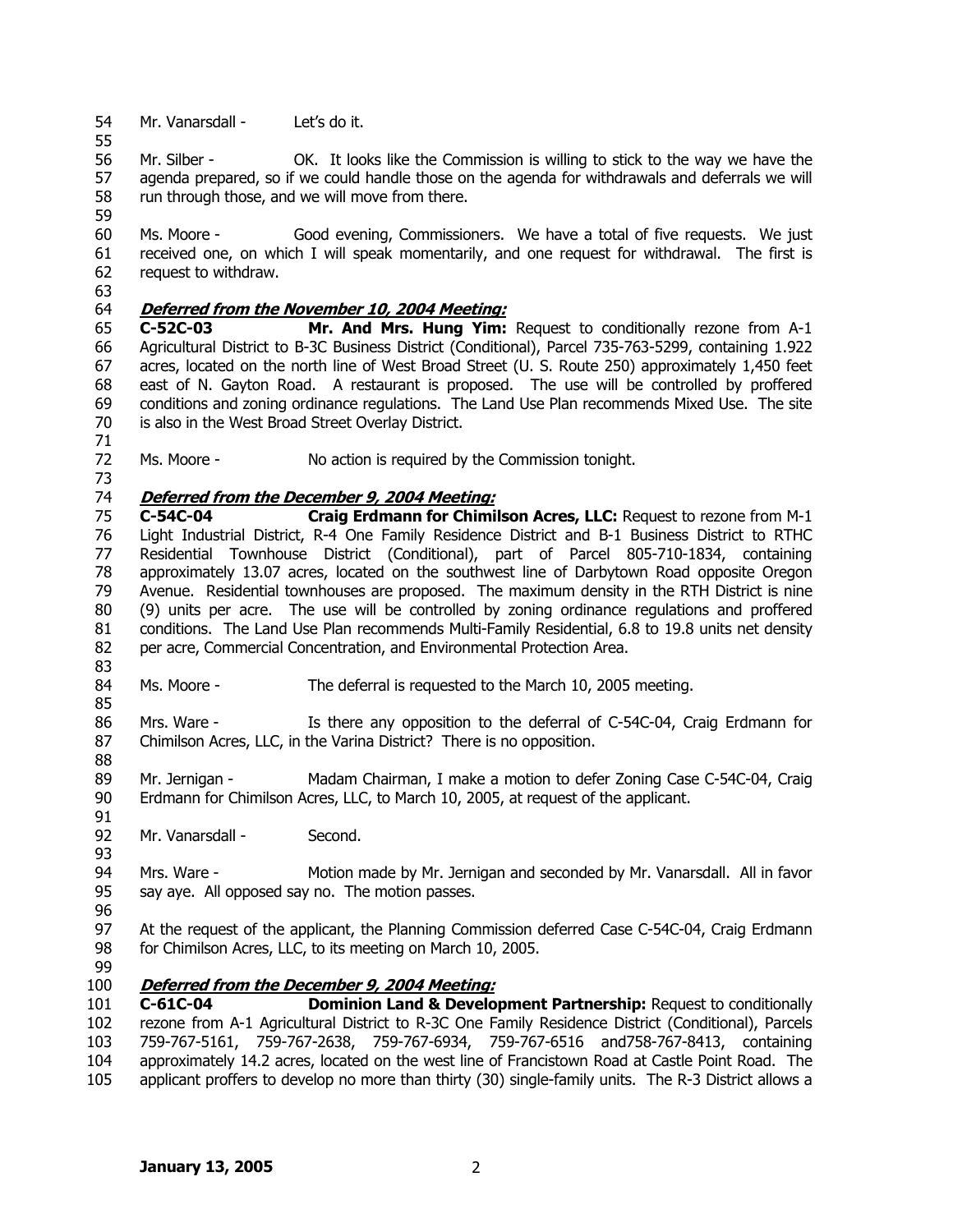Mr. Vanarsdall - Let's do it.

Mr. Silber - OK. It looks like the Commission is willing to stick to the way we have the agenda prepared, so if we could handle those on the agenda for withdrawals and deferrals we will run through those, and we will move from there.

Ms. Moore - Good evening, Commissioners. We have a total of five requests. We just received one, on which I will speak momentarily, and one request for withdrawal. The first is request to withdraw.

***Deferred from the November 10, 2004 Meeting:***

**C-52C-03 Mr. And Mrs. Hung Yim:** Request to conditionally rezone from A-1 Agricultural District to B-3C Business District (Conditional), Parcel 735-763-5299, containing 1.922 acres, located on the north line of West Broad Street (U. S. Route 250) approximately 1,450 feet east of N. Gayton Road. A restaurant is proposed. The use will be controlled by proffered conditions and zoning ordinance regulations. The Land Use Plan recommends Mixed Use. The site is also in the West Broad Street Overlay District.

Ms. Moore - No action is required by the Commission tonight.

***Deferred from the December 9, 2004 Meeting:***

**C-54C-04 Craig Erdmann for Chimilson Acres, LLC:** Request to rezone from M-1 Light Industrial District, R-4 One Family Residence District and B-1 Business District to RTHC Residential Townhouse District (Conditional), part of Parcel 805-710-1834, containing approximately 13.07 acres, located on the southwest line of Darbytown Road opposite Oregon Avenue. Residential townhouses are proposed. The maximum density in the RTH District is nine (9) units per acre. The use will be controlled by zoning ordinance regulations and proffered conditions. The Land Use Plan recommends Multi-Family Residential, 6.8 to 19.8 units net density per acre, Commercial Concentration, and Environmental Protection Area.

Ms. Moore - The deferral is requested to the March 10, 2005 meeting.

Mrs. Ware - Is there any opposition to the deferral of C-54C-04, Craig Erdmann for Chimilson Acres, LLC, in the Varina District? There is no opposition.

Mr. Jernigan - Madam Chairman, I make a motion to defer Zoning Case C-54C-04, Craig Erdmann for Chimilson Acres, LLC, to March 10, 2005, at request of the applicant.

Mr. Vanarsdall - Second.

Mrs. Ware - Motion made by Mr. Jernigan and seconded by Mr. Vanarsdall. All in favor say aye. All opposed say no. The motion passes.

At the request of the applicant, the Planning Commission deferred Case C-54C-04, Craig Erdmann for Chimilson Acres, LLC, to its meeting on March 10, 2005.

***Deferred from the December 9, 2004 Meeting:***

**C-61C-04 Dominion Land & Development Partnership:** Request to conditionally rezone from A-1 Agricultural District to R-3C One Family Residence District (Conditional), Parcels 759-767-5161, 759-767-2638, 759-767-6934, 759-767-6516 and758-767-8413, containing approximately 14.2 acres, located on the west line of Francistown Road at Castle Point Road. The applicant proffers to develop no more than thirty (30) single-family units. The R-3 District allows a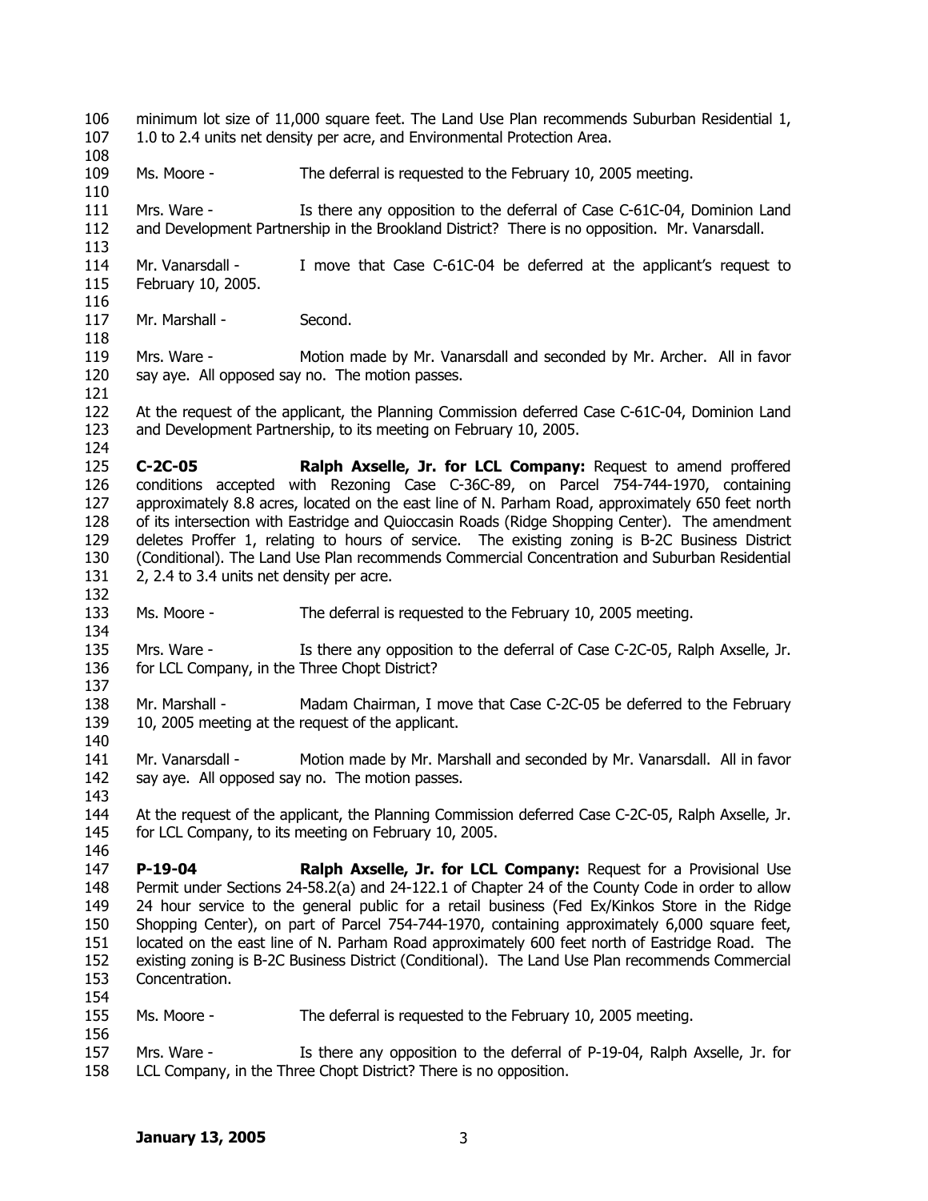minimum lot size of 11,000 square feet. The Land Use Plan recommends Suburban Residential 1, 1.0 to 2.4 units net density per acre, and Environmental Protection Area.

Ms. Moore - The deferral is requested to the February 10, 2005 meeting.

Mrs. Ware - Is there any opposition to the deferral of Case C-61C-04, Dominion Land and Development Partnership in the Brookland District? There is no opposition. Mr. Vanarsdall.

Mr. Vanarsdall - I move that Case C-61C-04 be deferred at the applicant's request to February 10, 2005.

Mr. Marshall - Second.

Mrs. Ware - Motion made by Mr. Vanarsdall and seconded by Mr. Archer. All in favor say aye. All opposed say no. The motion passes.

At the request of the applicant, the Planning Commission deferred Case C-61C-04, Dominion Land and Development Partnership, to its meeting on February 10, 2005.

**C-2C-05** **Ralph Axselle, Jr. for LCL Company:** Request to amend proffered conditions accepted with Rezoning Case C-36C-89, on Parcel 754-744-1970, containing approximately 8.8 acres, located on the east line of N. Parham Road, approximately 650 feet north of its intersection with Eastridge and Quioccasin Roads (Ridge Shopping Center). The amendment deletes Proffer 1, relating to hours of service. The existing zoning is B-2C Business District (Conditional). The Land Use Plan recommends Commercial Concentration and Suburban Residential 2, 2.4 to 3.4 units net density per acre.

Ms. Moore - The deferral is requested to the February 10, 2005 meeting.

Mrs. Ware - Is there any opposition to the deferral of Case C-2C-05, Ralph Axselle, Jr. for LCL Company, in the Three Chopt District?

Mr. Marshall - Madam Chairman, I move that Case C-2C-05 be deferred to the February 10, 2005 meeting at the request of the applicant.

Mr. Vanarsdall - Motion made by Mr. Marshall and seconded by Mr. Vanarsdall. All in favor say aye. All opposed say no. The motion passes.

At the request of the applicant, the Planning Commission deferred Case C-2C-05, Ralph Axselle, Jr. for LCL Company, to its meeting on February 10, 2005.

**P-19-04** **Ralph Axselle, Jr. for LCL Company:** Request for a Provisional Use Permit under Sections 24-58.2(a) and 24-122.1 of Chapter 24 of the County Code in order to allow 24 hour service to the general public for a retail business (Fed Ex/Kinkos Store in the Ridge Shopping Center), on part of Parcel 754-744-1970, containing approximately 6,000 square feet, located on the east line of N. Parham Road approximately 600 feet north of Eastridge Road. The existing zoning is B-2C Business District (Conditional). The Land Use Plan recommends Commercial Concentration.

Ms. Moore - The deferral is requested to the February 10, 2005 meeting.

Mrs. Ware - Is there any opposition to the deferral of P-19-04, Ralph Axselle, Jr. for LCL Company, in the Three Chopt District? There is no opposition.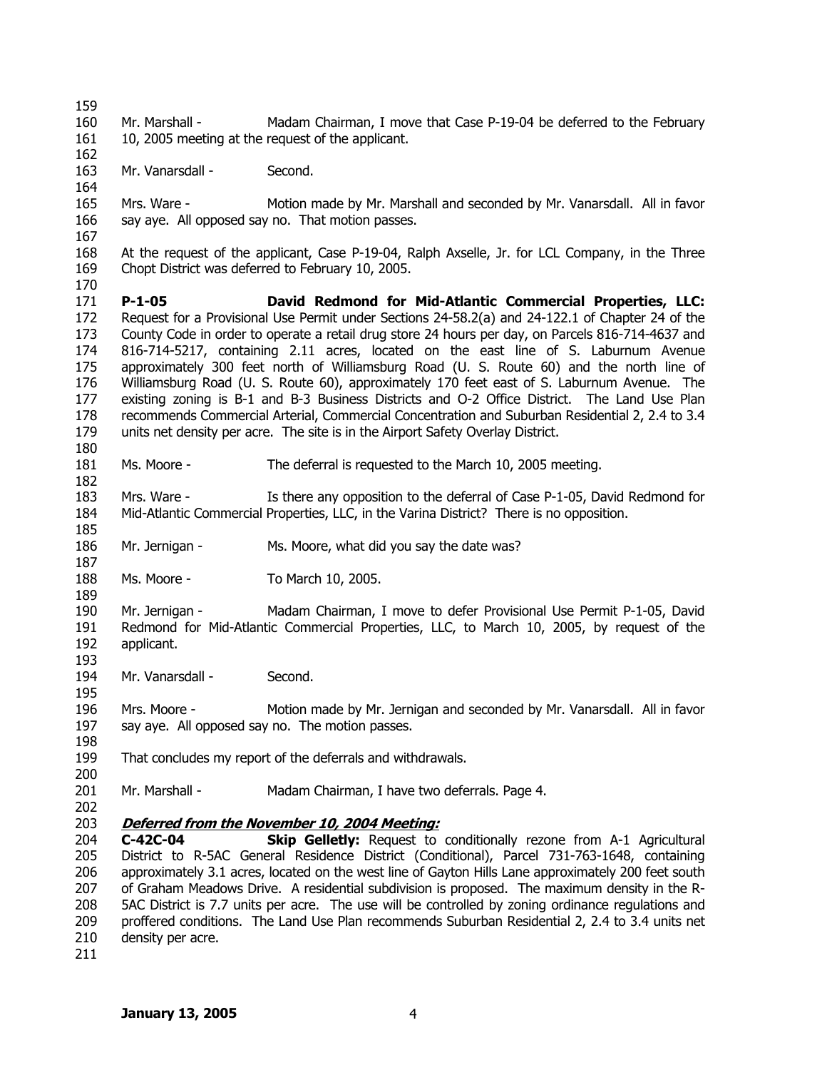Mr. Marshall - Madam Chairman, I move that Case P-19-04 be deferred to the February 10, 2005 meeting at the request of the applicant.

Mr. Vanarsdall - Second.

Mrs. Ware - Motion made by Mr. Marshall and seconded by Mr. Vanarsdall. All in favor say aye. All opposed say no. That motion passes.

At the request of the applicant, Case P-19-04, Ralph Axselle, Jr. for LCL Company, in the Three Chopt District was deferred to February 10, 2005.

**P-1-05 David Redmond for Mid-Atlantic Commercial Properties, LLC:** Request for a Provisional Use Permit under Sections 24-58.2(a) and 24-122.1 of Chapter 24 of the County Code in order to operate a retail drug store 24 hours per day, on Parcels 816-714-4637 and 816-714-5217, containing 2.11 acres, located on the east line of S. Laburnum Avenue approximately 300 feet north of Williamsburg Road (U. S. Route 60) and the north line of Williamsburg Road (U. S. Route 60), approximately 170 feet east of S. Laburnum Avenue. The existing zoning is B-1 and B-3 Business Districts and O-2 Office District. The Land Use Plan recommends Commercial Arterial, Commercial Concentration and Suburban Residential 2, 2.4 to 3.4 units net density per acre. The site is in the Airport Safety Overlay District.

Ms. Moore - The deferral is requested to the March 10, 2005 meeting.

Mrs. Ware - Is there any opposition to the deferral of Case P-1-05, David Redmond for Mid-Atlantic Commercial Properties, LLC, in the Varina District? There is no opposition.

Mr. Jernigan - Ms. Moore, what did you say the date was?

Ms. Moore - To March 10, 2005.

Mr. Jernigan - Madam Chairman, I move to defer Provisional Use Permit P-1-05, David Redmond for Mid-Atlantic Commercial Properties, LLC, to March 10, 2005, by request of the applicant.

Mr. Vanarsdall - Second.

Mrs. Moore - Motion made by Mr. Jernigan and seconded by Mr. Vanarsdall. All in favor say aye. All opposed say no. The motion passes.

That concludes my report of the deferrals and withdrawals.

Mr. Marshall - Madam Chairman, I have two deferrals. Page 4.

***Deferred from the November 10, 2004 Meeting:***

**C-42C-04 Skip Gelletly:** Request to conditionally rezone from A-1 Agricultural District to R-5AC General Residence District (Conditional), Parcel 731-763-1648, containing approximately 3.1 acres, located on the west line of Gayton Hills Lane approximately 200 feet south of Graham Meadows Drive. A residential subdivision is proposed. The maximum density in the R-5AC District is 7.7 units per acre. The use will be controlled by zoning ordinance regulations and proffered conditions. The Land Use Plan recommends Suburban Residential 2, 2.4 to 3.4 units net density per acre.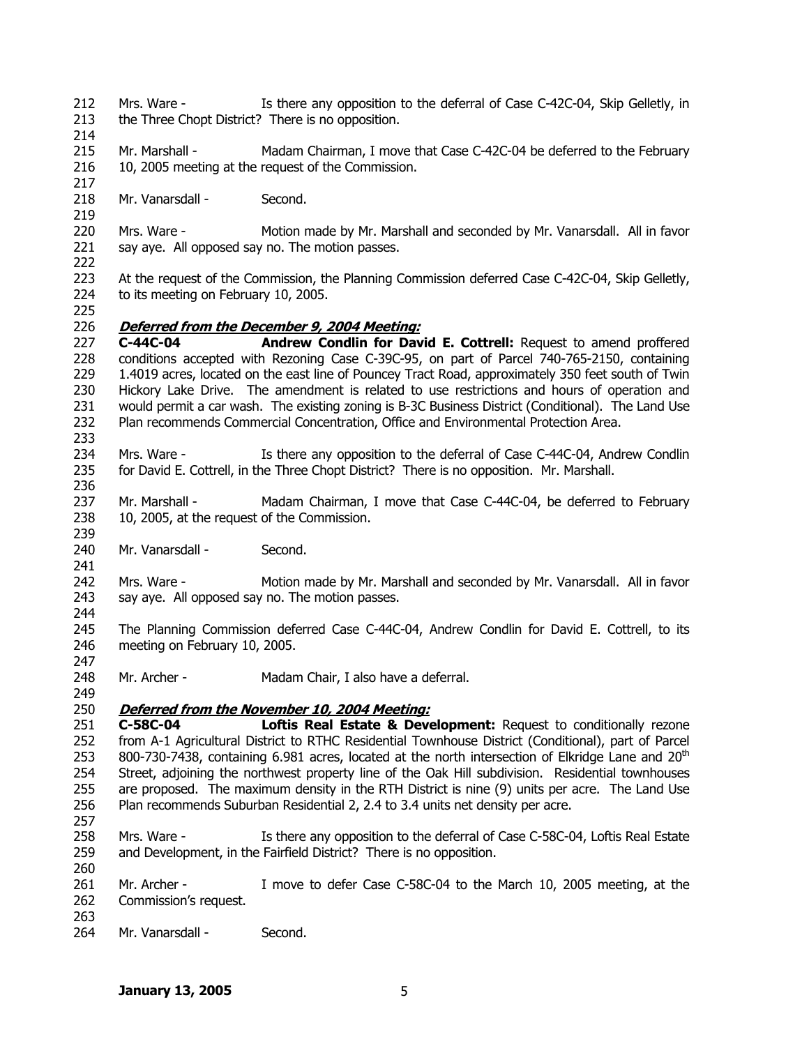Mrs. Ware - Is there any opposition to the deferral of Case C-42C-04, Skip Gelletly, in the Three Chopt District? There is no opposition.

Mr. Marshall - Madam Chairman, I move that Case C-42C-04 be deferred to the February 10, 2005 meeting at the request of the Commission.

Mr. Vanarsdall - Second.

Mrs. Ware - Motion made by Mr. Marshall and seconded by Mr. Vanarsdall. All in favor say aye. All opposed say no. The motion passes.

At the request of the Commission, the Planning Commission deferred Case C-42C-04, Skip Gelletly, to its meeting on February 10, 2005.

***Deferred from the December 9, 2004 Meeting:***

**C-44C-04 Andrew Condlin for David E. Cottrell:** Request to amend proffered conditions accepted with Rezoning Case C-39C-95, on part of Parcel 740-765-2150, containing 1.4019 acres, located on the east line of Pouncey Tract Road, approximately 350 feet south of Twin Hickory Lake Drive. The amendment is related to use restrictions and hours of operation and would permit a car wash. The existing zoning is B-3C Business District (Conditional). The Land Use Plan recommends Commercial Concentration, Office and Environmental Protection Area.

Mrs. Ware - Is there any opposition to the deferral of Case C-44C-04, Andrew Condlin for David E. Cottrell, in the Three Chopt District? There is no opposition. Mr. Marshall.

Mr. Marshall - Madam Chairman, I move that Case C-44C-04, be deferred to February 10, 2005, at the request of the Commission.

Mr. Vanarsdall - Second.

Mrs. Ware - Motion made by Mr. Marshall and seconded by Mr. Vanarsdall. All in favor say aye. All opposed say no. The motion passes.

The Planning Commission deferred Case C-44C-04, Andrew Condlin for David E. Cottrell, to its meeting on February 10, 2005.

Mr. Archer - Madam Chair, I also have a deferral.

***Deferred from the November 10, 2004 Meeting:***

**C-58C-04 Loftis Real Estate & Development:** Request to conditionally rezone from A-1 Agricultural District to RTHC Residential Townhouse District (Conditional), part of Parcel 800-730-7438, containing 6.981 acres, located at the north intersection of Elkridge Lane and 20th Street, adjoining the northwest property line of the Oak Hill subdivision. Residential townhouses are proposed. The maximum density in the RTH District is nine (9) units per acre. The Land Use Plan recommends Suburban Residential 2, 2.4 to 3.4 units net density per acre.

Mrs. Ware - Is there any opposition to the deferral of Case C-58C-04, Loftis Real Estate and Development, in the Fairfield District? There is no opposition.

Mr. Archer - I move to defer Case C-58C-04 to the March 10, 2005 meeting, at the Commission's request.

Mr. Vanarsdall - Second.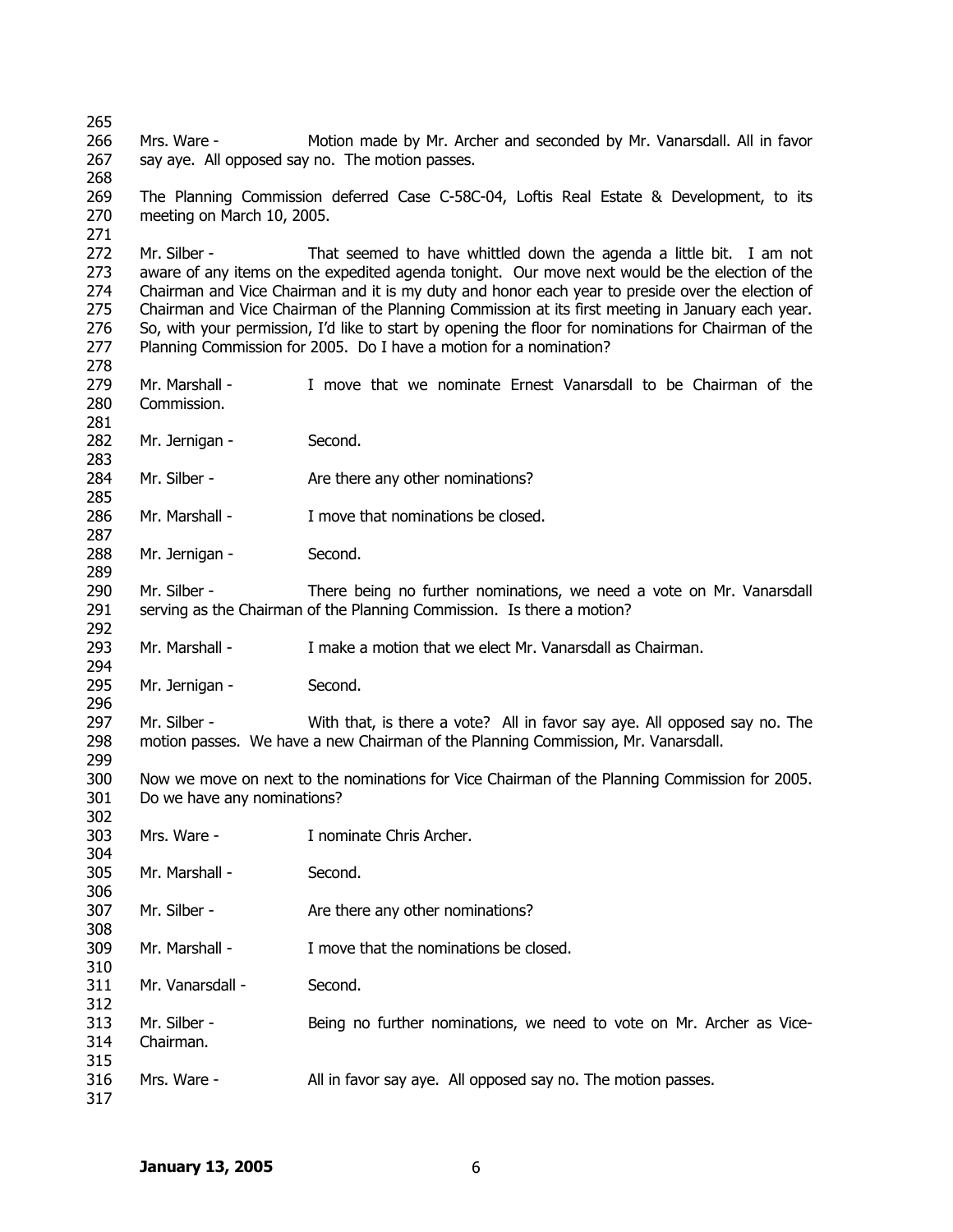Mrs. Ware - Motion made by Mr. Archer and seconded by Mr. Vanarsdall. All in favor say aye. All opposed say no. The motion passes.

The Planning Commission deferred Case C-58C-04, Loftis Real Estate & Development, to its meeting on March 10, 2005.

Mr. Silber - That seemed to have whittled down the agenda a little bit. I am not aware of any items on the expedited agenda tonight. Our move next would be the election of the Chairman and Vice Chairman and it is my duty and honor each year to preside over the election of Chairman and Vice Chairman of the Planning Commission at its first meeting in January each year. So, with your permission, I'd like to start by opening the floor for nominations for Chairman of the Planning Commission for 2005. Do I have a motion for a nomination?

Mr. Marshall - I move that we nominate Ernest Vanarsdall to be Chairman of the Commission.

Mr. Jernigan - Second.

Mr. Silber - Are there any other nominations?

Mr. Marshall - I move that nominations be closed.

Mr. Jernigan - Second.

Mr. Silber - There being no further nominations, we need a vote on Mr. Vanarsdall serving as the Chairman of the Planning Commission. Is there a motion?

Mr. Marshall - I make a motion that we elect Mr. Vanarsdall as Chairman.

Mr. Jernigan - Second.

Mr. Silber - With that, is there a vote? All in favor say aye. All opposed say no. The motion passes. We have a new Chairman of the Planning Commission, Mr. Vanarsdall.

Now we move on next to the nominations for Vice Chairman of the Planning Commission for 2005. Do we have any nominations?

Mrs. Ware - I nominate Chris Archer.

Mr. Marshall - Second.

Mr. Silber - Are there any other nominations?

Mr. Marshall - I move that the nominations be closed.

Mr. Vanarsdall - Second.

Mr. Silber - Being no further nominations, we need to vote on Mr. Archer as Vice-Chairman.

Mrs. Ware - All in favor say aye. All opposed say no. The motion passes.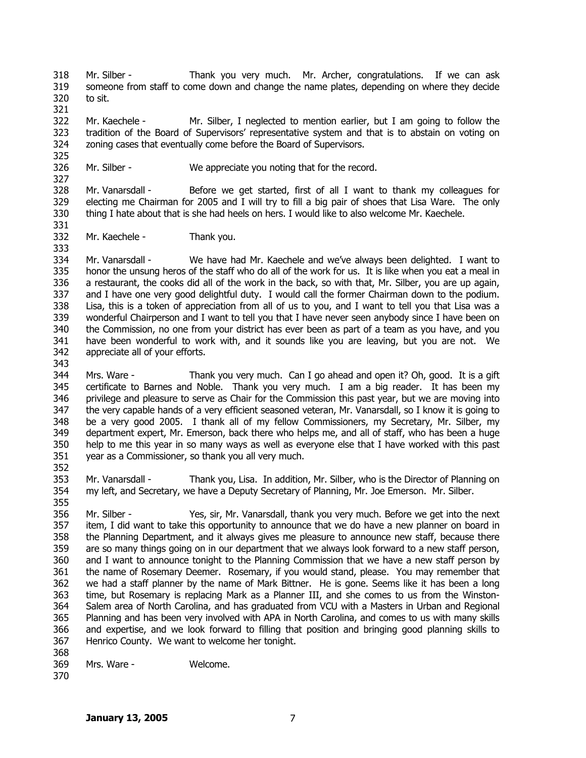Mr. Silber - Thank you very much. Mr. Archer, congratulations. If we can ask someone from staff to come down and change the name plates, depending on where they decide to sit.

Mr. Kaechele - Mr. Silber, I neglected to mention earlier, but I am going to follow the tradition of the Board of Supervisors' representative system and that is to abstain on voting on zoning cases that eventually come before the Board of Supervisors.

Mr. Silber - We appreciate you noting that for the record.

Mr. Vanarsdall - Before we get started, first of all I want to thank my colleagues for electing me Chairman for 2005 and I will try to fill a big pair of shoes that Lisa Ware. The only thing I hate about that is she had heels on hers. I would like to also welcome Mr. Kaechele.

Mr. Kaechele - Thank you.

Mr. Vanarsdall - We have had Mr. Kaechele and we've always been delighted. I want to honor the unsung heros of the staff who do all of the work for us. It is like when you eat a meal in a restaurant, the cooks did all of the work in the back, so with that, Mr. Silber, you are up again, and I have one very good delightful duty. I would call the former Chairman down to the podium. Lisa, this is a token of appreciation from all of us to you, and I want to tell you that Lisa was a wonderful Chairperson and I want to tell you that I have never seen anybody since I have been on the Commission, no one from your district has ever been as part of a team as you have, and you have been wonderful to work with, and it sounds like you are leaving, but you are not. We appreciate all of your efforts.

Mrs. Ware - Thank you very much. Can I go ahead and open it? Oh, good. It is a gift certificate to Barnes and Noble. Thank you very much. I am a big reader. It has been my privilege and pleasure to serve as Chair for the Commission this past year, but we are moving into the very capable hands of a very efficient seasoned veteran, Mr. Vanarsdall, so I know it is going to be a very good 2005. I thank all of my fellow Commissioners, my Secretary, Mr. Silber, my department expert, Mr. Emerson, back there who helps me, and all of staff, who has been a huge help to me this year in so many ways as well as everyone else that I have worked with this past year as a Commissioner, so thank you all very much.

Mr. Vanarsdall - Thank you, Lisa. In addition, Mr. Silber, who is the Director of Planning on my left, and Secretary, we have a Deputy Secretary of Planning, Mr. Joe Emerson. Mr. Silber.

Mr. Silber - Yes, sir, Mr. Vanarsdall, thank you very much. Before we get into the next item, I did want to take this opportunity to announce that we do have a new planner on board in the Planning Department, and it always gives me pleasure to announce new staff, because there are so many things going on in our department that we always look forward to a new staff person, and I want to announce tonight to the Planning Commission that we have a new staff person by the name of Rosemary Deemer. Rosemary, if you would stand, please. You may remember that we had a staff planner by the name of Mark Bittner. He is gone. Seems like it has been a long time, but Rosemary is replacing Mark as a Planner III, and she comes to us from the Winston-Salem area of North Carolina, and has graduated from VCU with a Masters in Urban and Regional Planning and has been very involved with APA in North Carolina, and comes to us with many skills and expertise, and we look forward to filling that position and bringing good planning skills to Henrico County. We want to welcome her tonight.

Mrs. Ware - Welcome.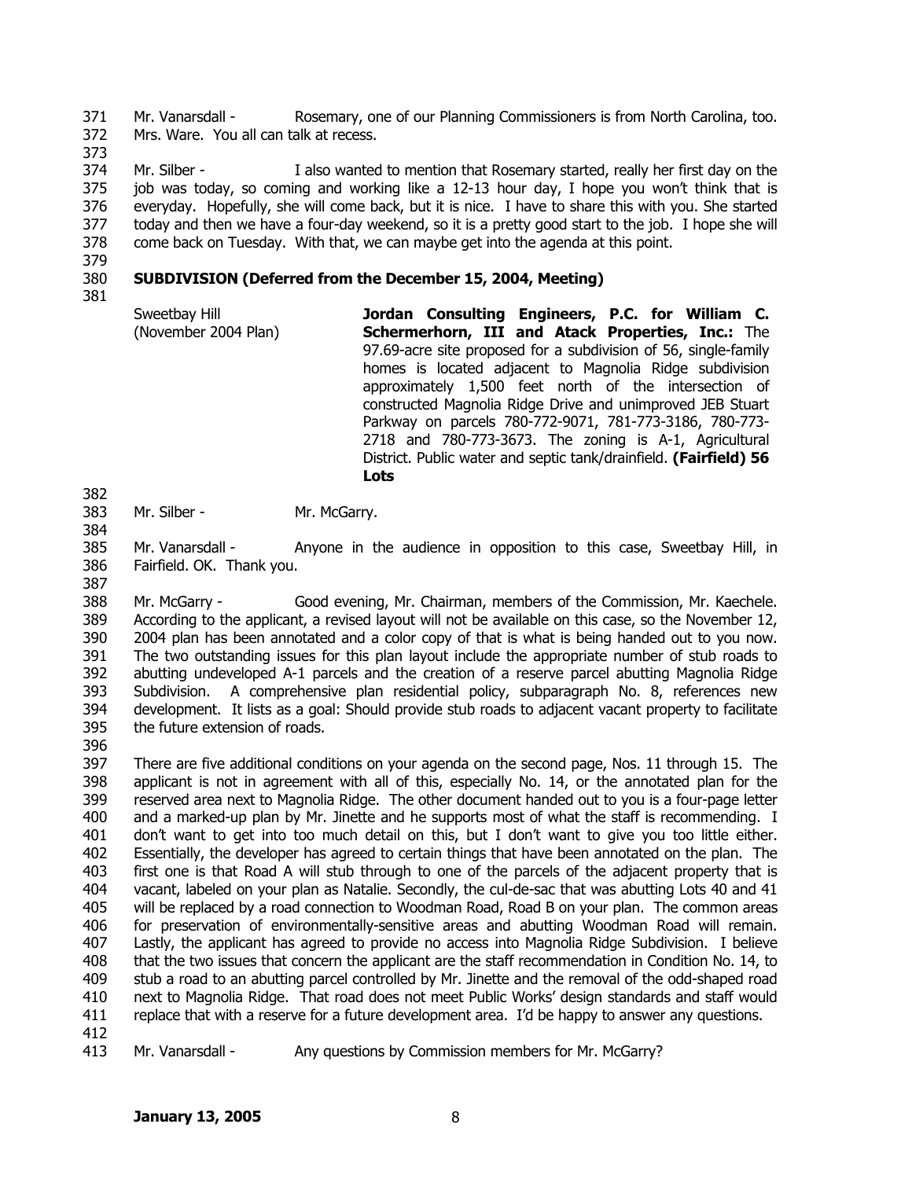Mr. Vanarsdall - Rosemary, one of our Planning Commissioners is from North Carolina, too. Mrs. Ware. You all can talk at recess.

Mr. Silber - I also wanted to mention that Rosemary started, really her first day on the job was today, so coming and working like a 12-13 hour day, I hope you won't think that is everyday. Hopefully, she will come back, but it is nice. I have to share this with you. She started today and then we have a four-day weekend, so it is a pretty good start to the job. I hope she will come back on Tuesday. With that, we can maybe get into the agenda at this point.

**SUBDIVISION (Deferred from the December 15, 2004, Meeting)**

Sweetbay Hill (November 2004 Plan)

**Jordan Consulting Engineers, P.C. for William C. Schermerhorn, III and Atack Properties, Inc.:** The 97.69-acre site proposed for a subdivision of 56, single-family homes is located adjacent to Magnolia Ridge subdivision approximately 1,500 feet north of the intersection of constructed Magnolia Ridge Drive and unimproved JEB Stuart Parkway on parcels 780-772-9071, 781-773-3186, 780-773-2718 and 780-773-3673. The zoning is A-1, Agricultural District. Public water and septic tank/drainfield. **(Fairfield) 56 Lots**

Mr. Silber - Mr. McGarry.

Mr. Vanarsdall - Anyone in the audience in opposition to this case, Sweetbay Hill, in Fairfield. OK. Thank you.

Mr. McGarry - Good evening, Mr. Chairman, members of the Commission, Mr. Kaechele. According to the applicant, a revised layout will not be available on this case, so the November 12, 2004 plan has been annotated and a color copy of that is what is being handed out to you now. The two outstanding issues for this plan layout include the appropriate number of stub roads to abutting undeveloped A-1 parcels and the creation of a reserve parcel abutting Magnolia Ridge Subdivision. A comprehensive plan residential policy, subparagraph No. 8, references new development. It lists as a goal: Should provide stub roads to adjacent vacant property to facilitate the future extension of roads.

There are five additional conditions on your agenda on the second page, Nos. 11 through 15. The applicant is not in agreement with all of this, especially No. 14, or the annotated plan for the reserved area next to Magnolia Ridge. The other document handed out to you is a four-page letter and a marked-up plan by Mr. Jinette and he supports most of what the staff is recommending. I don't want to get into too much detail on this, but I don't want to give you too little either. Essentially, the developer has agreed to certain things that have been annotated on the plan. The first one is that Road A will stub through to one of the parcels of the adjacent property that is vacant, labeled on your plan as Natalie. Secondly, the cul-de-sac that was abutting Lots 40 and 41 will be replaced by a road connection to Woodman Road, Road B on your plan. The common areas for preservation of environmentally-sensitive areas and abutting Woodman Road will remain. Lastly, the applicant has agreed to provide no access into Magnolia Ridge Subdivision. I believe that the two issues that concern the applicant are the staff recommendation in Condition No. 14, to stub a road to an abutting parcel controlled by Mr. Jinette and the removal of the odd-shaped road next to Magnolia Ridge. That road does not meet Public Works' design standards and staff would replace that with a reserve for a future development area. I'd be happy to answer any questions.

Mr. Vanarsdall - Any questions by Commission members for Mr. McGarry?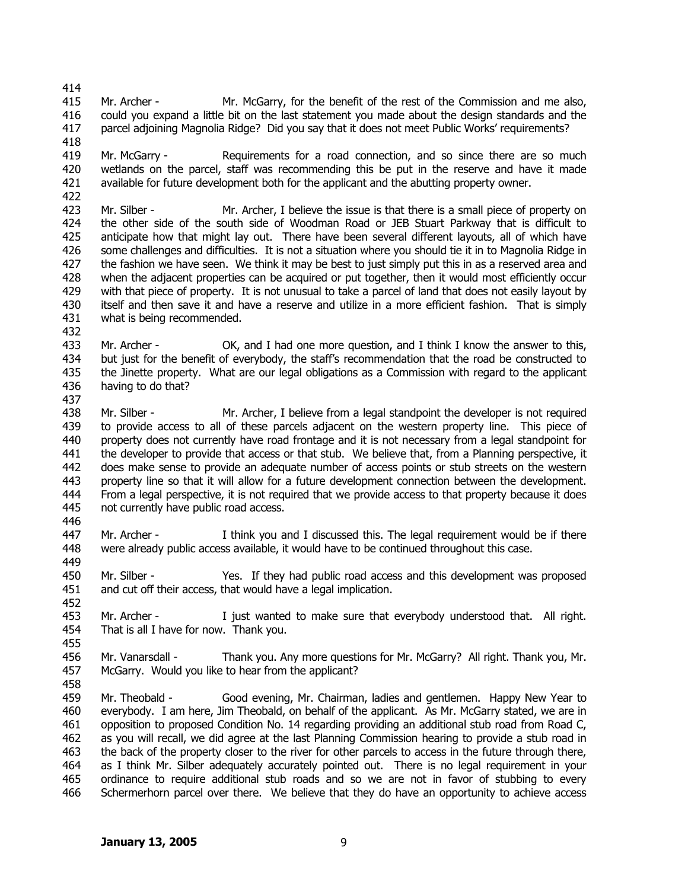Mr. Archer - Mr. McGarry, for the benefit of the rest of the Commission and me also, could you expand a little bit on the last statement you made about the design standards and the parcel adjoining Magnolia Ridge? Did you say that it does not meet Public Works' requirements?

Mr. McGarry - Requirements for a road connection, and so since there are so much wetlands on the parcel, staff was recommending this be put in the reserve and have it made available for future development both for the applicant and the abutting property owner.

Mr. Silber - Mr. Archer, I believe the issue is that there is a small piece of property on the other side of the south side of Woodman Road or JEB Stuart Parkway that is difficult to anticipate how that might lay out. There have been several different layouts, all of which have some challenges and difficulties. It is not a situation where you should tie it in to Magnolia Ridge in the fashion we have seen. We think it may be best to just simply put this in as a reserved area and when the adjacent properties can be acquired or put together, then it would most efficiently occur with that piece of property. It is not unusual to take a parcel of land that does not easily layout by itself and then save it and have a reserve and utilize in a more efficient fashion. That is simply what is being recommended.

Mr. Archer - OK, and I had one more question, and I think I know the answer to this, but just for the benefit of everybody, the staff's recommendation that the road be constructed to the Jinette property. What are our legal obligations as a Commission with regard to the applicant having to do that?

Mr. Silber - Mr. Archer, I believe from a legal standpoint the developer is not required to provide access to all of these parcels adjacent on the western property line. This piece of property does not currently have road frontage and it is not necessary from a legal standpoint for the developer to provide that access or that stub. We believe that, from a Planning perspective, it does make sense to provide an adequate number of access points or stub streets on the western property line so that it will allow for a future development connection between the development. From a legal perspective, it is not required that we provide access to that property because it does not currently have public road access.

Mr. Archer - I think you and I discussed this. The legal requirement would be if there were already public access available, it would have to be continued throughout this case.

Mr. Silber - Yes. If they had public road access and this development was proposed and cut off their access, that would have a legal implication.

Mr. Archer - I just wanted to make sure that everybody understood that. All right. That is all I have for now. Thank you.

Mr. Vanarsdall - Thank you. Any more questions for Mr. McGarry? All right. Thank you, Mr. McGarry. Would you like to hear from the applicant?

Mr. Theobald - Good evening, Mr. Chairman, ladies and gentlemen. Happy New Year to everybody. I am here, Jim Theobald, on behalf of the applicant. As Mr. McGarry stated, we are in opposition to proposed Condition No. 14 regarding providing an additional stub road from Road C, as you will recall, we did agree at the last Planning Commission hearing to provide a stub road in the back of the property closer to the river for other parcels to access in the future through there, as I think Mr. Silber adequately accurately pointed out. There is no legal requirement in your ordinance to require additional stub roads and so we are not in favor of stubbing to every Schermerhorn parcel over there. We believe that they do have an opportunity to achieve access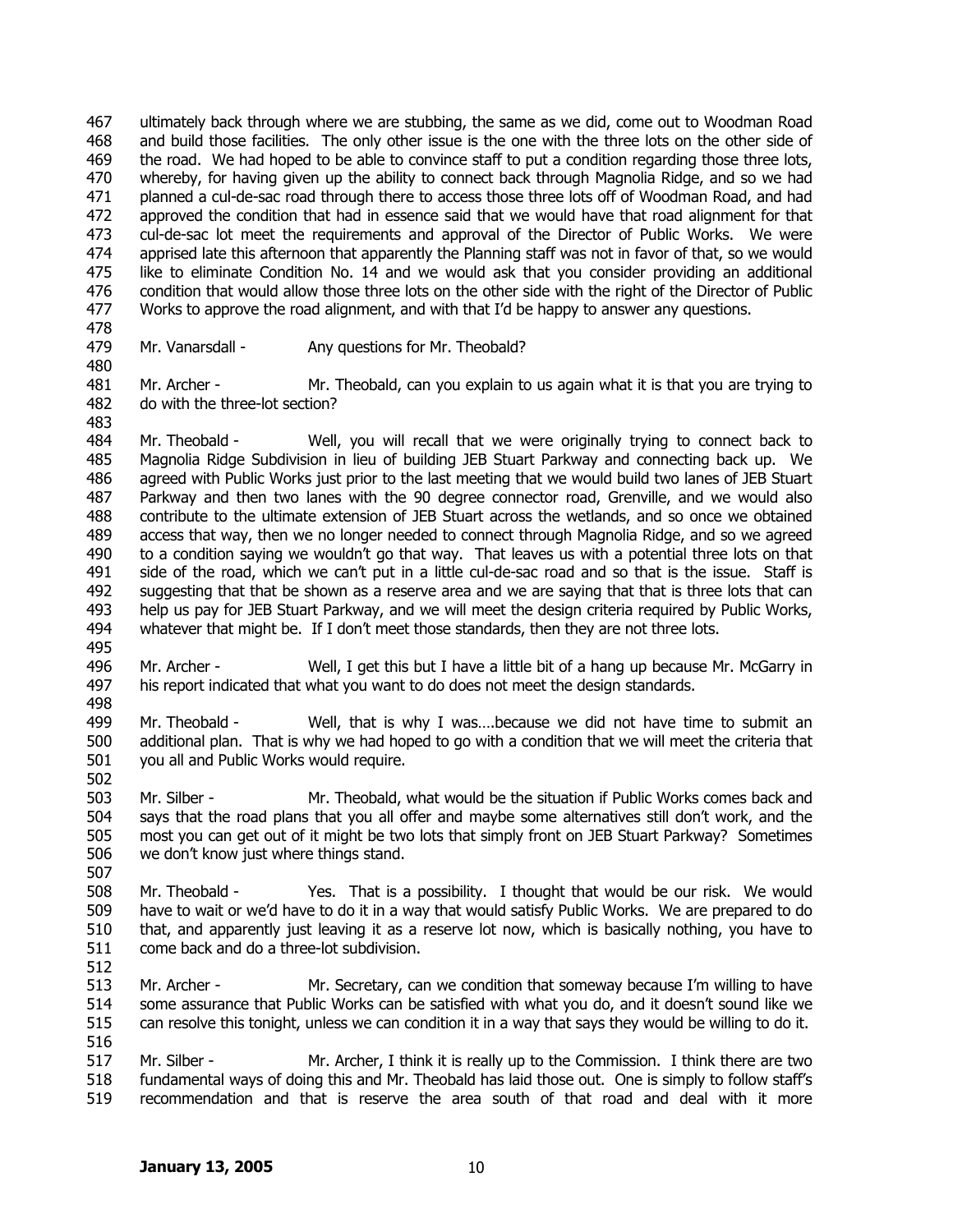ultimately back through where we are stubbing, the same as we did, come out to Woodman Road and build those facilities. The only other issue is the one with the three lots on the other side of the road. We had hoped to be able to convince staff to put a condition regarding those three lots, whereby, for having given up the ability to connect back through Magnolia Ridge, and so we had planned a cul-de-sac road through there to access those three lots off of Woodman Road, and had approved the condition that had in essence said that we would have that road alignment for that cul-de-sac lot meet the requirements and approval of the Director of Public Works. We were apprised late this afternoon that apparently the Planning staff was not in favor of that, so we would like to eliminate Condition No. 14 and we would ask that you consider providing an additional condition that would allow those three lots on the other side with the right of the Director of Public Works to approve the road alignment, and with that I'd be happy to answer any questions.

Mr. Vanarsdall - Any questions for Mr. Theobald?

Mr. Archer - Mr. Theobald, can you explain to us again what it is that you are trying to do with the three-lot section?

Mr. Theobald - Well, you will recall that we were originally trying to connect back to Magnolia Ridge Subdivision in lieu of building JEB Stuart Parkway and connecting back up. We agreed with Public Works just prior to the last meeting that we would build two lanes of JEB Stuart Parkway and then two lanes with the 90 degree connector road, Grenville, and we would also contribute to the ultimate extension of JEB Stuart across the wetlands, and so once we obtained access that way, then we no longer needed to connect through Magnolia Ridge, and so we agreed to a condition saying we wouldn't go that way. That leaves us with a potential three lots on that side of the road, which we can't put in a little cul-de-sac road and so that is the issue. Staff is suggesting that that be shown as a reserve area and we are saying that that is three lots that can help us pay for JEB Stuart Parkway, and we will meet the design criteria required by Public Works, whatever that might be. If I don't meet those standards, then they are not three lots.

Mr. Archer - Well, I get this but I have a little bit of a hang up because Mr. McGarry in his report indicated that what you want to do does not meet the design standards.

Mr. Theobald - Well, that is why I was….because we did not have time to submit an additional plan. That is why we had hoped to go with a condition that we will meet the criteria that you all and Public Works would require.

Mr. Silber - Mr. Theobald, what would be the situation if Public Works comes back and says that the road plans that you all offer and maybe some alternatives still don't work, and the most you can get out of it might be two lots that simply front on JEB Stuart Parkway? Sometimes we don't know just where things stand.

Mr. Theobald - Yes. That is a possibility. I thought that would be our risk. We would have to wait or we'd have to do it in a way that would satisfy Public Works. We are prepared to do that, and apparently just leaving it as a reserve lot now, which is basically nothing, you have to come back and do a three-lot subdivision.

Mr. Archer - Mr. Secretary, can we condition that someway because I'm willing to have some assurance that Public Works can be satisfied with what you do, and it doesn't sound like we can resolve this tonight, unless we can condition it in a way that says they would be willing to do it.

Mr. Silber - Mr. Archer, I think it is really up to the Commission. I think there are two fundamental ways of doing this and Mr. Theobald has laid those out. One is simply to follow staff's recommendation and that is reserve the area south of that road and deal with it more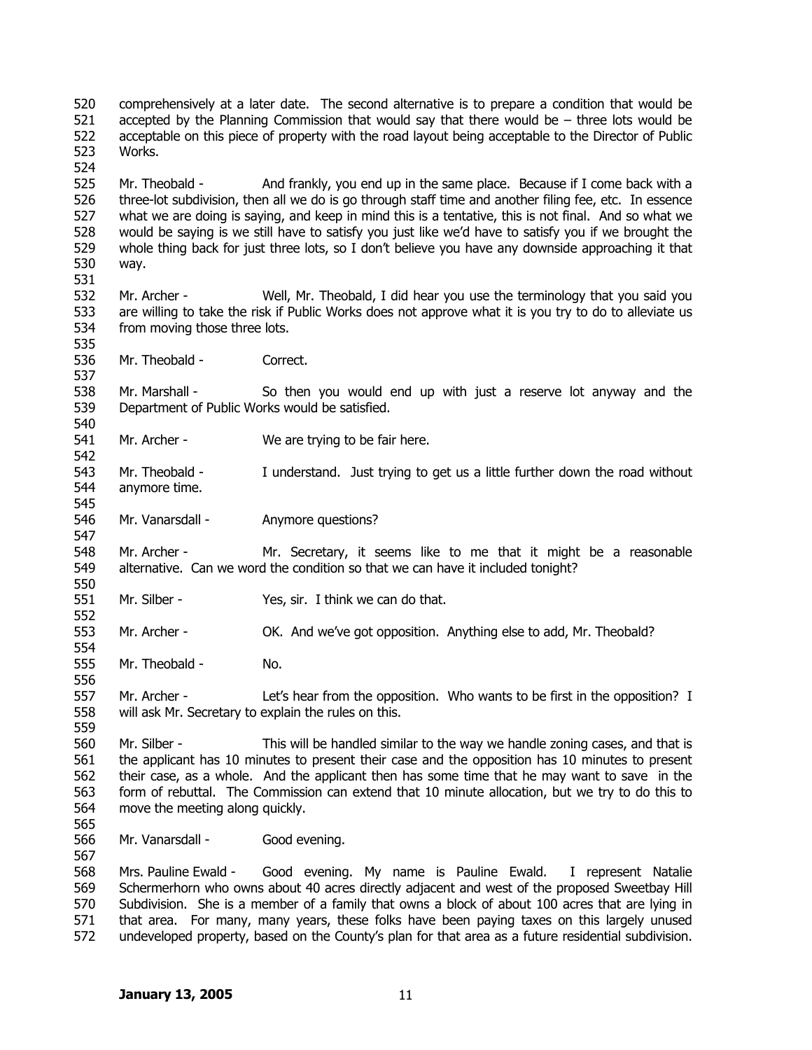comprehensively at a later date. The second alternative is to prepare a condition that would be accepted by the Planning Commission that would say that there would be – three lots would be acceptable on this piece of property with the road layout being acceptable to the Director of Public Works.

Mr. Theobald - And frankly, you end up in the same place. Because if I come back with a three-lot subdivision, then all we do is go through staff time and another filing fee, etc. In essence what we are doing is saying, and keep in mind this is a tentative, this is not final. And so what we would be saying is we still have to satisfy you just like we'd have to satisfy you if we brought the whole thing back for just three lots, so I don't believe you have any downside approaching it that way.

Mr. Archer - Well, Mr. Theobald, I did hear you use the terminology that you said you are willing to take the risk if Public Works does not approve what it is you try to do to alleviate us from moving those three lots.

Mr. Theobald - Correct.

Mr. Marshall - So then you would end up with just a reserve lot anyway and the Department of Public Works would be satisfied.

Mr. Archer - We are trying to be fair here.

Mr. Theobald - I understand. Just trying to get us a little further down the road without anymore time.

Mr. Vanarsdall - Anymore questions?

Mr. Archer - Mr. Secretary, it seems like to me that it might be a reasonable alternative. Can we word the condition so that we can have it included tonight?

Mr. Silber - Yes, sir. I think we can do that.

Mr. Archer - OK. And we've got opposition. Anything else to add, Mr. Theobald?

Mr. Theobald - No.

Mr. Archer - Let's hear from the opposition. Who wants to be first in the opposition? I will ask Mr. Secretary to explain the rules on this.

Mr. Silber - This will be handled similar to the way we handle zoning cases, and that is the applicant has 10 minutes to present their case and the opposition has 10 minutes to present their case, as a whole. And the applicant then has some time that he may want to save in the form of rebuttal. The Commission can extend that 10 minute allocation, but we try to do this to move the meeting along quickly.

Mr. Vanarsdall - Good evening.

Mrs. Pauline Ewald - Good evening. My name is Pauline Ewald. I represent Natalie Schermerhorn who owns about 40 acres directly adjacent and west of the proposed Sweetbay Hill Subdivision. She is a member of a family that owns a block of about 100 acres that are lying in that area. For many, many years, these folks have been paying taxes on this largely unused undeveloped property, based on the County's plan for that area as a future residential subdivision.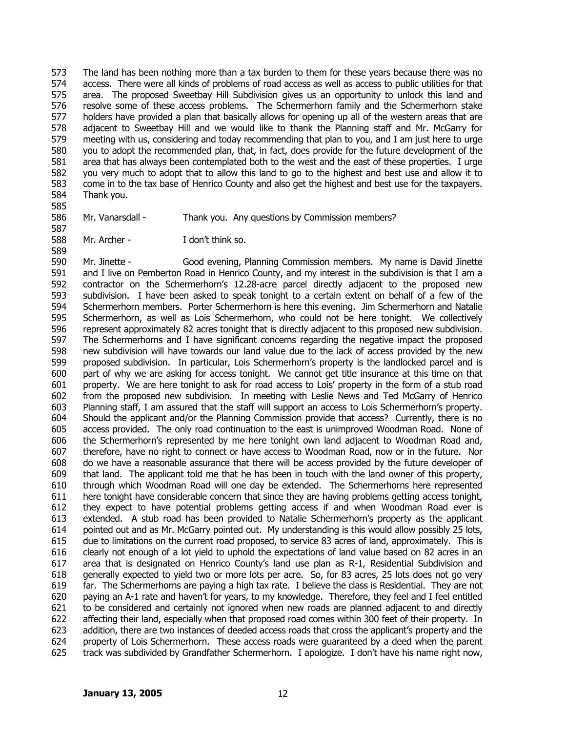The land has been nothing more than a tax burden to them for these years because there was no access. There were all kinds of problems of road access as well as access to public utilities for that area. The proposed Sweetbay Hill Subdivision gives us an opportunity to unlock this land and resolve some of these access problems. The Schermerhorn family and the Schermerhorn stake holders have provided a plan that basically allows for opening up all of the western areas that are adjacent to Sweetbay Hill and we would like to thank the Planning staff and Mr. McGarry for meeting with us, considering and today recommending that plan to you, and I am just here to urge you to adopt the recommended plan, that, in fact, does provide for the future development of the area that has always been contemplated both to the west and the east of these properties. I urge you very much to adopt that to allow this land to go to the highest and best use and allow it to come in to the tax base of Henrico County and also get the highest and best use for the taxpayers. Thank you.

Mr. Vanarsdall - Thank you. Any questions by Commission members?

Mr. Archer - I don't think so.

Mr. Jinette - Good evening, Planning Commission members. My name is David Jinette and I live on Pemberton Road in Henrico County, and my interest in the subdivision is that I am a contractor on the Schermerhorn's 12.28-acre parcel directly adjacent to the proposed new subdivision. I have been asked to speak tonight to a certain extent on behalf of a few of the Schermerhorn members. Porter Schermerhorn is here this evening. Jim Schermerhorn and Natalie Schermerhorn, as well as Lois Schermerhorn, who could not be here tonight. We collectively represent approximately 82 acres tonight that is directly adjacent to this proposed new subdivision. The Schermerhorns and I have significant concerns regarding the negative impact the proposed new subdivision will have towards our land value due to the lack of access provided by the new proposed subdivision. In particular, Lois Schermerhorn's property is the landlocked parcel and is part of why we are asking for access tonight. We cannot get title insurance at this time on that property. We are here tonight to ask for road access to Lois' property in the form of a stub road from the proposed new subdivision. In meeting with Leslie News and Ted McGarry of Henrico Planning staff, I am assured that the staff will support an access to Lois Schermerhorn's property. Should the applicant and/or the Planning Commission provide that access? Currently, there is no access provided. The only road continuation to the east is unimproved Woodman Road. None of the Schermerhorn's represented by me here tonight own land adjacent to Woodman Road and, therefore, have no right to connect or have access to Woodman Road, now or in the future. Nor do we have a reasonable assurance that there will be access provided by the future developer of that land. The applicant told me that he has been in touch with the land owner of this property, through which Woodman Road will one day be extended. The Schermerhorns here represented here tonight have considerable concern that since they are having problems getting access tonight, they expect to have potential problems getting access if and when Woodman Road ever is extended. A stub road has been provided to Natalie Schermerhorn's property as the applicant pointed out and as Mr. McGarry pointed out. My understanding is this would allow possibly 25 lots, due to limitations on the current road proposed, to service 83 acres of land, approximately. This is clearly not enough of a lot yield to uphold the expectations of land value based on 82 acres in an area that is designated on Henrico County's land use plan as R-1, Residential Subdivision and generally expected to yield two or more lots per acre. So, for 83 acres, 25 lots does not go very far. The Schermerhorns are paying a high tax rate. I believe the class is Residential. They are not paying an A-1 rate and haven't for years, to my knowledge. Therefore, they feel and I feel entitled to be considered and certainly not ignored when new roads are planned adjacent to and directly affecting their land, especially when that proposed road comes within 300 feet of their property. In addition, there are two instances of deeded access roads that cross the applicant's property and the property of Lois Schermerhorn. These access roads were guaranteed by a deed when the parent track was subdivided by Grandfather Schermerhorn. I apologize. I don't have his name right now,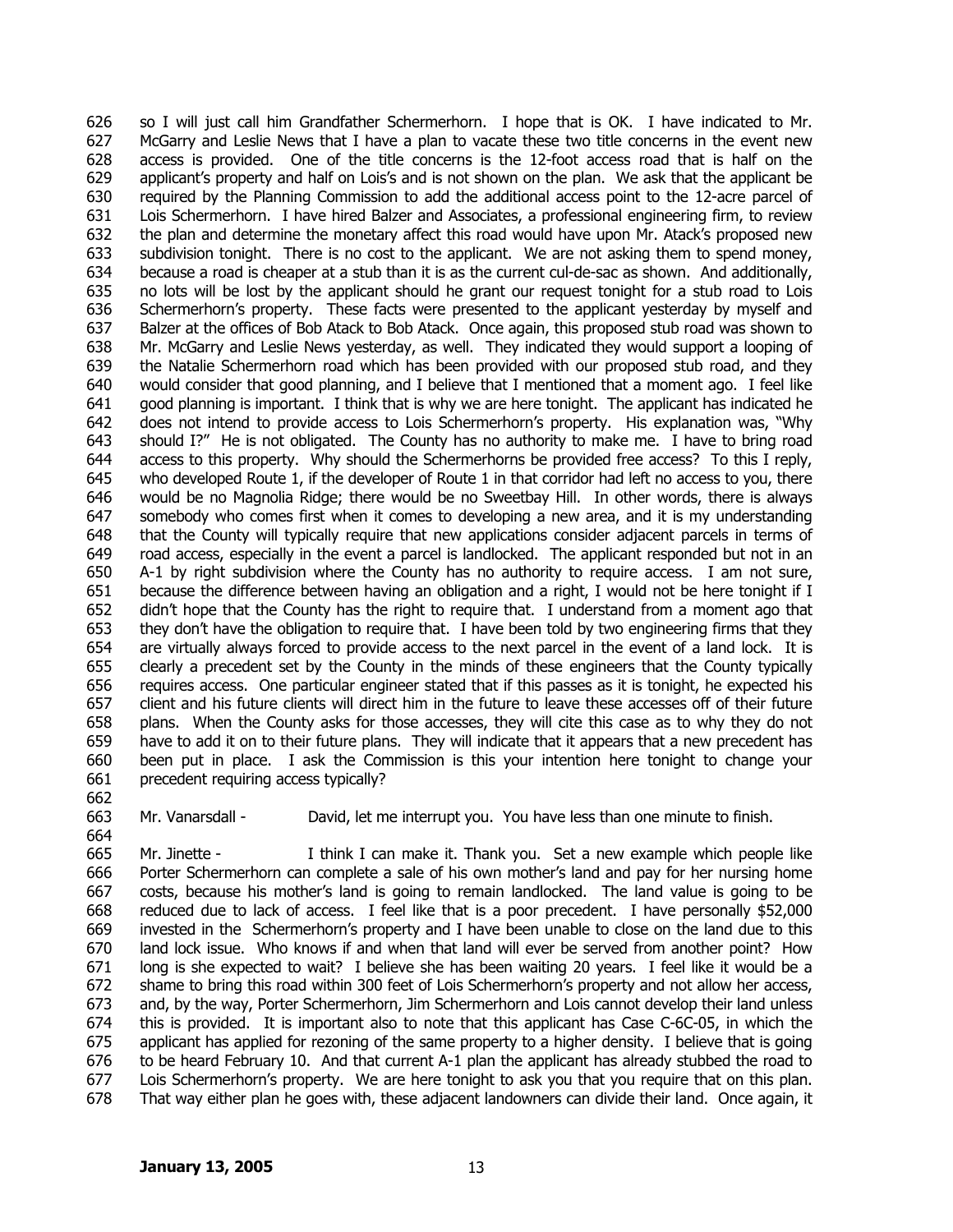so I will just call him Grandfather Schermerhorn. I hope that is OK. I have indicated to Mr. McGarry and Leslie News that I have a plan to vacate these two title concerns in the event new access is provided. One of the title concerns is the 12-foot access road that is half on the applicant's property and half on Lois's and is not shown on the plan. We ask that the applicant be required by the Planning Commission to add the additional access point to the 12-acre parcel of Lois Schermerhorn. I have hired Balzer and Associates, a professional engineering firm, to review the plan and determine the monetary affect this road would have upon Mr. Atack's proposed new subdivision tonight. There is no cost to the applicant. We are not asking them to spend money, because a road is cheaper at a stub than it is as the current cul-de-sac as shown. And additionally, no lots will be lost by the applicant should he grant our request tonight for a stub road to Lois Schermerhorn's property. These facts were presented to the applicant yesterday by myself and Balzer at the offices of Bob Atack to Bob Atack. Once again, this proposed stub road was shown to Mr. McGarry and Leslie News yesterday, as well. They indicated they would support a looping of the Natalie Schermerhorn road which has been provided with our proposed stub road, and they would consider that good planning, and I believe that I mentioned that a moment ago. I feel like good planning is important. I think that is why we are here tonight. The applicant has indicated he does not intend to provide access to Lois Schermerhorn's property. His explanation was, "Why should I?" He is not obligated. The County has no authority to make me. I have to bring road access to this property. Why should the Schermerhorns be provided free access? To this I reply, who developed Route 1, if the developer of Route 1 in that corridor had left no access to you, there would be no Magnolia Ridge; there would be no Sweetbay Hill. In other words, there is always somebody who comes first when it comes to developing a new area, and it is my understanding that the County will typically require that new applications consider adjacent parcels in terms of road access, especially in the event a parcel is landlocked. The applicant responded but not in an A-1 by right subdivision where the County has no authority to require access. I am not sure, because the difference between having an obligation and a right, I would not be here tonight if I didn't hope that the County has the right to require that. I understand from a moment ago that they don't have the obligation to require that. I have been told by two engineering firms that they are virtually always forced to provide access to the next parcel in the event of a land lock. It is clearly a precedent set by the County in the minds of these engineers that the County typically requires access. One particular engineer stated that if this passes as it is tonight, he expected his client and his future clients will direct him in the future to leave these accesses off of their future plans. When the County asks for those accesses, they will cite this case as to why they do not have to add it on to their future plans. They will indicate that it appears that a new precedent has been put in place. I ask the Commission is this your intention here tonight to change your precedent requiring access typically?

Mr. Vanarsdall - David, let me interrupt you. You have less than one minute to finish.

Mr. Jinette - I think I can make it. Thank you. Set a new example which people like Porter Schermerhorn can complete a sale of his own mother's land and pay for her nursing home costs, because his mother's land is going to remain landlocked. The land value is going to be reduced due to lack of access. I feel like that is a poor precedent. I have personally $52,000 invested in the Schermerhorn's property and I have been unable to close on the land due to this land lock issue. Who knows if and when that land will ever be served from another point? How long is she expected to wait? I believe she has been waiting 20 years. I feel like it would be a shame to bring this road within 300 feet of Lois Schermerhorn's property and not allow her access, and, by the way, Porter Schermerhorn, Jim Schermerhorn and Lois cannot develop their land unless this is provided. It is important also to note that this applicant has Case C-6C-05, in which the applicant has applied for rezoning of the same property to a higher density. I believe that is going to be heard February 10. And that current A-1 plan the applicant has already stubbed the road to Lois Schermerhorn's property. We are here tonight to ask you that you require that on this plan. That way either plan he goes with, these adjacent landowners can divide their land. Once again, it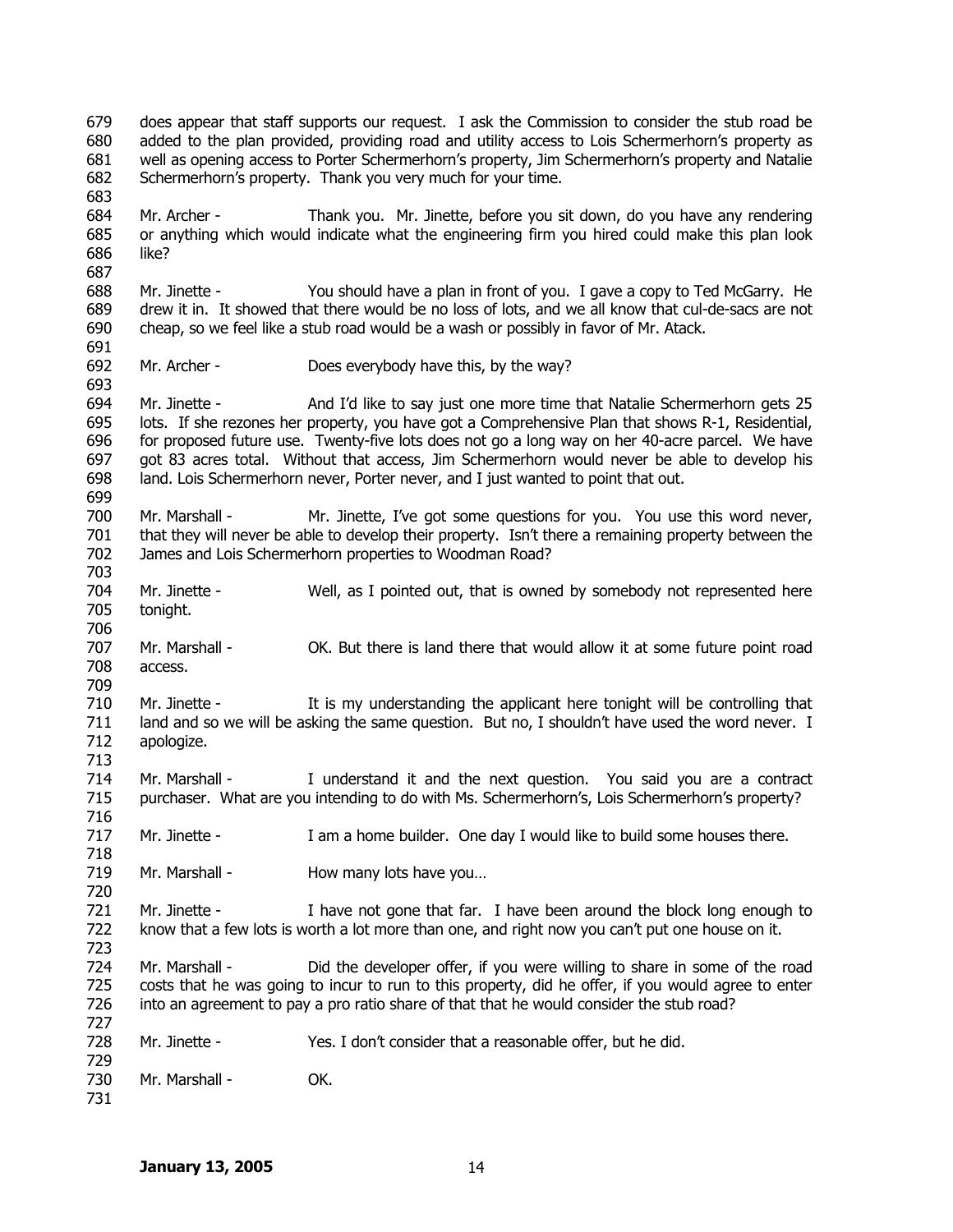does appear that staff supports our request. I ask the Commission to consider the stub road be added to the plan provided, providing road and utility access to Lois Schermerhorn's property as well as opening access to Porter Schermerhorn's property, Jim Schermerhorn's property and Natalie Schermerhorn's property. Thank you very much for your time.

Mr. Archer - Thank you. Mr. Jinette, before you sit down, do you have any rendering or anything which would indicate what the engineering firm you hired could make this plan look like?

Mr. Jinette - You should have a plan in front of you. I gave a copy to Ted McGarry. He drew it in. It showed that there would be no loss of lots, and we all know that cul-de-sacs are not cheap, so we feel like a stub road would be a wash or possibly in favor of Mr. Atack.

Mr. Archer - Does everybody have this, by the way?

Mr. Jinette - And I'd like to say just one more time that Natalie Schermerhorn gets 25 lots. If she rezones her property, you have got a Comprehensive Plan that shows R-1, Residential, for proposed future use. Twenty-five lots does not go a long way on her 40-acre parcel. We have got 83 acres total. Without that access, Jim Schermerhorn would never be able to develop his land. Lois Schermerhorn never, Porter never, and I just wanted to point that out.

Mr. Marshall - Mr. Jinette, I've got some questions for you. You use this word never, that they will never be able to develop their property. Isn't there a remaining property between the James and Lois Schermerhorn properties to Woodman Road?

Mr. Jinette - Well, as I pointed out, that is owned by somebody not represented here tonight.

Mr. Marshall - OK. But there is land there that would allow it at some future point road access.

Mr. Jinette - It is my understanding the applicant here tonight will be controlling that land and so we will be asking the same question. But no, I shouldn't have used the word never. I apologize.

Mr. Marshall - I understand it and the next question. You said you are a contract purchaser. What are you intending to do with Ms. Schermerhorn's, Lois Schermerhorn's property?

Mr. Jinette - I am a home builder. One day I would like to build some houses there.

Mr. Marshall - How many lots have you…

Mr. Jinette - I have not gone that far. I have been around the block long enough to know that a few lots is worth a lot more than one, and right now you can't put one house on it.

Mr. Marshall - Did the developer offer, if you were willing to share in some of the road costs that he was going to incur to run to this property, did he offer, if you would agree to enter into an agreement to pay a pro ratio share of that that he would consider the stub road?

Mr. Jinette - Yes. I don't consider that a reasonable offer, but he did.

Mr. Marshall - OK.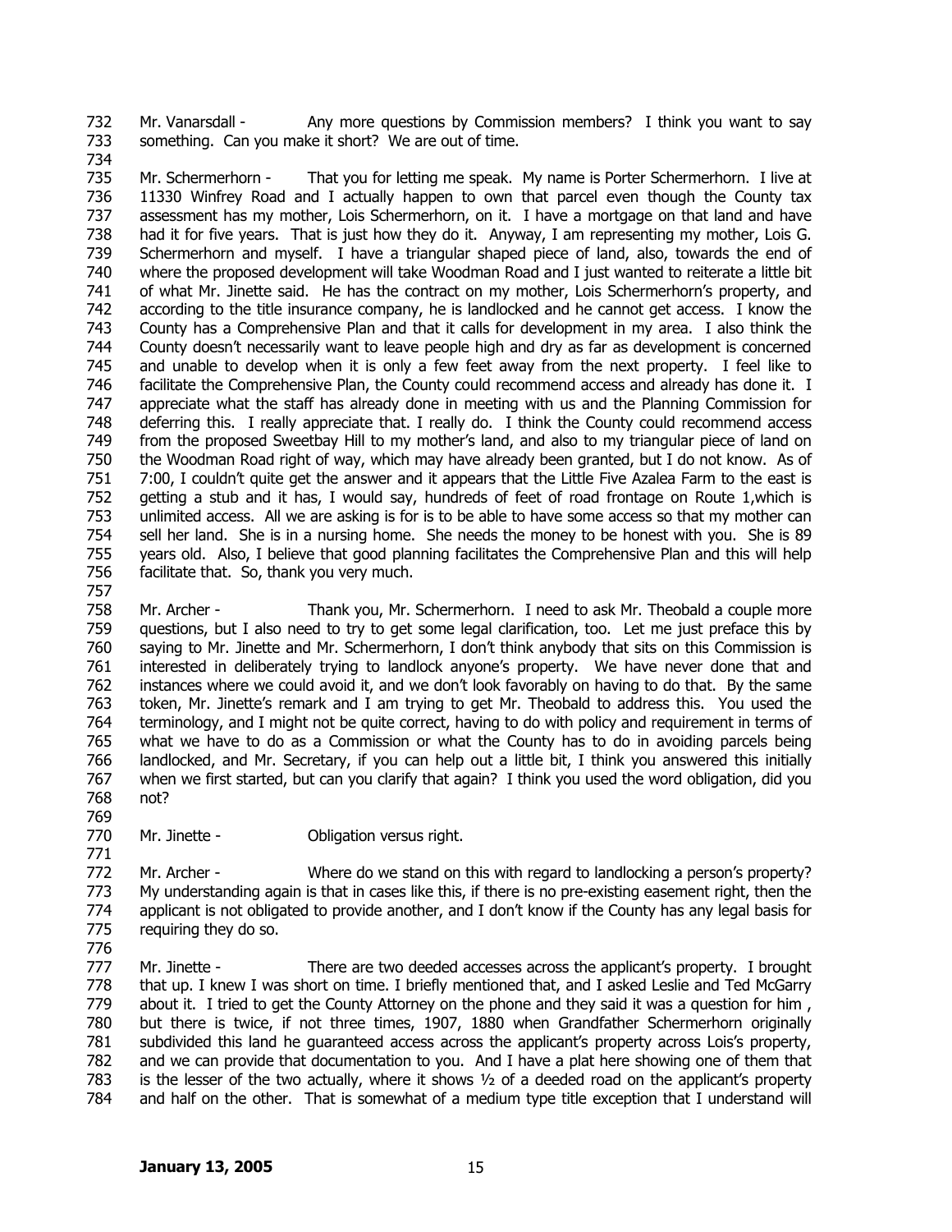732 Mr. Vanarsdall - Any more questions by Commission members? I think you want to say
733 something. Can you make it short? We are out of time.
734
735 Mr. Schermerhorn - That you for letting me speak. My name is Porter Schermerhorn. I live at
736 11330 Winfrey Road and I actually happen to own that parcel even though the County tax
737 assessment has my mother, Lois Schermerhorn, on it. I have a mortgage on that land and have
738 had it for five years. That is just how they do it. Anyway, I am representing my mother, Lois G.
739 Schermerhorn and myself. I have a triangular shaped piece of land, also, towards the end of
740 where the proposed development will take Woodman Road and I just wanted to reiterate a little bit
741 of what Mr. Jinette said. He has the contract on my mother, Lois Schermerhorn's property, and
742 according to the title insurance company, he is landlocked and he cannot get access. I know the
743 County has a Comprehensive Plan and that it calls for development in my area. I also think the
744 County doesn't necessarily want to leave people high and dry as far as development is concerned
745 and unable to develop when it is only a few feet away from the next property. I feel like to
746 facilitate the Comprehensive Plan, the County could recommend access and already has done it. I
747 appreciate what the staff has already done in meeting with us and the Planning Commission for
748 deferring this. I really appreciate that. I really do. I think the County could recommend access
749 from the proposed Sweetbay Hill to my mother's land, and also to my triangular piece of land on
750 the Woodman Road right of way, which may have already been granted, but I do not know. As of
751 7:00, I couldn't quite get the answer and it appears that the Little Five Azalea Farm to the east is
752 getting a stub and it has, I would say, hundreds of feet of road frontage on Route 1,which is
753 unlimited access. All we are asking is for is to be able to have some access so that my mother can
754 sell her land. She is in a nursing home. She needs the money to be honest with you. She is 89
755 years old. Also, I believe that good planning facilitates the Comprehensive Plan and this will help
756 facilitate that. So, thank you very much.
757
758 Mr. Archer - Thank you, Mr. Schermerhorn. I need to ask Mr. Theobald a couple more
759 questions, but I also need to try to get some legal clarification, too. Let me just preface this by
760 saying to Mr. Jinette and Mr. Schermerhorn, I don't think anybody that sits on this Commission is
761 interested in deliberately trying to landlock anyone's property. We have never done that and
762 instances where we could avoid it, and we don't look favorably on having to do that. By the same
763 token, Mr. Jinette's remark and I am trying to get Mr. Theobald to address this. You used the
764 terminology, and I might not be quite correct, having to do with policy and requirement in terms of
765 what we have to do as a Commission or what the County has to do in avoiding parcels being
766 landlocked, and Mr. Secretary, if you can help out a little bit, I think you answered this initially
767 when we first started, but can you clarify that again? I think you used the word obligation, did you
768 not?
769
770 Mr. Jinette - Obligation versus right.
771
772 Mr. Archer - Where do we stand on this with regard to landlocking a person's property?
773 My understanding again is that in cases like this, if there is no pre-existing easement right, then the
774 applicant is not obligated to provide another, and I don't know if the County has any legal basis for
775 requiring they do so.
776
777 Mr. Jinette - There are two deeded accesses across the applicant's property. I brought
778 that up. I knew I was short on time. I briefly mentioned that, and I asked Leslie and Ted McGarry
779 about it. I tried to get the County Attorney on the phone and they said it was a question for him ,
780 but there is twice, if not three times, 1907, 1880 when Grandfather Schermerhorn originally
781 subdivided this land he guaranteed access across the applicant's property across Lois's property,
782 and we can provide that documentation to you. And I have a plat here showing one of them that
783 is the lesser of the two actually, where it shows ½ of a deeded road on the applicant's property
784 and half on the other. That is somewhat of a medium type title exception that I understand will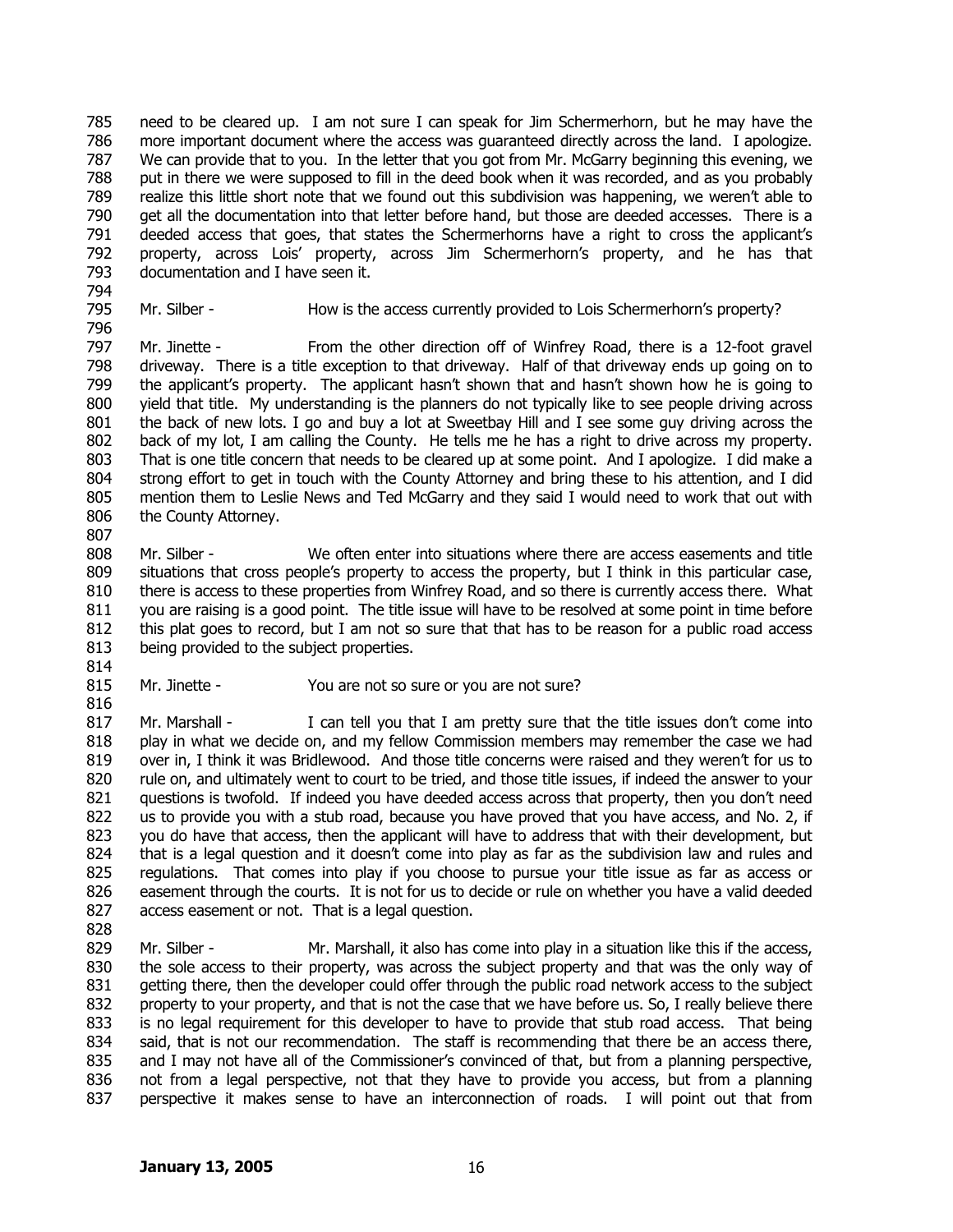need to be cleared up. I am not sure I can speak for Jim Schermerhorn, but he may have the more important document where the access was guaranteed directly across the land. I apologize. We can provide that to you. In the letter that you got from Mr. McGarry beginning this evening, we put in there we were supposed to fill in the deed book when it was recorded, and as you probably realize this little short note that we found out this subdivision was happening, we weren't able to get all the documentation into that letter before hand, but those are deeded accesses. There is a deeded access that goes, that states the Schermerhorns have a right to cross the applicant's property, across Lois' property, across Jim Schermerhorn's property, and he has that documentation and I have seen it.

Mr. Silber - How is the access currently provided to Lois Schermerhorn's property?

Mr. Jinette - From the other direction off of Winfrey Road, there is a 12-foot gravel driveway. There is a title exception to that driveway. Half of that driveway ends up going on to the applicant's property. The applicant hasn't shown that and hasn't shown how he is going to yield that title. My understanding is the planners do not typically like to see people driving across the back of new lots. I go and buy a lot at Sweetbay Hill and I see some guy driving across the back of my lot, I am calling the County. He tells me he has a right to drive across my property. That is one title concern that needs to be cleared up at some point. And I apologize. I did make a strong effort to get in touch with the County Attorney and bring these to his attention, and I did mention them to Leslie News and Ted McGarry and they said I would need to work that out with the County Attorney.

Mr. Silber - We often enter into situations where there are access easements and title situations that cross people's property to access the property, but I think in this particular case, there is access to these properties from Winfrey Road, and so there is currently access there. What you are raising is a good point. The title issue will have to be resolved at some point in time before this plat goes to record, but I am not so sure that that has to be reason for a public road access being provided to the subject properties.

Mr. Jinette - You are not so sure or you are not sure?

Mr. Marshall - I can tell you that I am pretty sure that the title issues don't come into play in what we decide on, and my fellow Commission members may remember the case we had over in, I think it was Bridlewood. And those title concerns were raised and they weren't for us to rule on, and ultimately went to court to be tried, and those title issues, if indeed the answer to your questions is twofold. If indeed you have deeded access across that property, then you don't need us to provide you with a stub road, because you have proved that you have access, and No. 2, if you do have that access, then the applicant will have to address that with their development, but that is a legal question and it doesn't come into play as far as the subdivision law and rules and regulations. That comes into play if you choose to pursue your title issue as far as access or easement through the courts. It is not for us to decide or rule on whether you have a valid deeded access easement or not. That is a legal question.

Mr. Silber - Mr. Marshall, it also has come into play in a situation like this if the access, the sole access to their property, was across the subject property and that was the only way of getting there, then the developer could offer through the public road network access to the subject property to your property, and that is not the case that we have before us. So, I really believe there is no legal requirement for this developer to have to provide that stub road access. That being said, that is not our recommendation. The staff is recommending that there be an access there, and I may not have all of the Commissioner's convinced of that, but from a planning perspective, not from a legal perspective, not that they have to provide you access, but from a planning perspective it makes sense to have an interconnection of roads. I will point out that from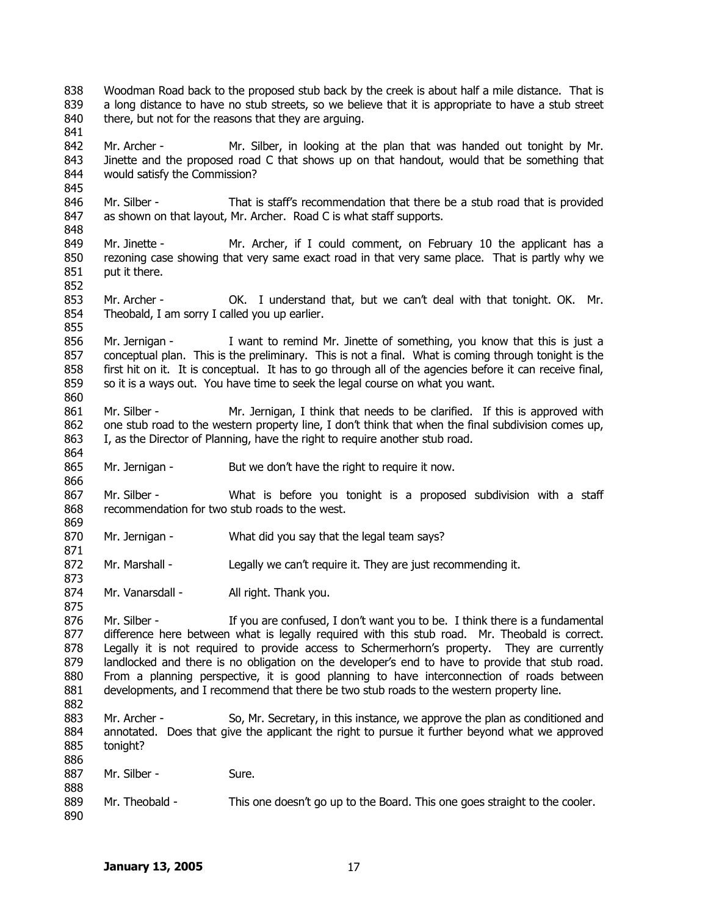Woodman Road back to the proposed stub back by the creek is about half a mile distance. That is a long distance to have no stub streets, so we believe that it is appropriate to have a stub street there, but not for the reasons that they are arguing.

Mr. Archer - Mr. Silber, in looking at the plan that was handed out tonight by Mr. Jinette and the proposed road C that shows up on that handout, would that be something that would satisfy the Commission?

Mr. Silber - That is staff's recommendation that there be a stub road that is provided as shown on that layout, Mr. Archer. Road C is what staff supports.

Mr. Jinette - Mr. Archer, if I could comment, on February 10 the applicant has a rezoning case showing that very same exact road in that very same place. That is partly why we put it there.

Mr. Archer - OK. I understand that, but we can't deal with that tonight. OK. Mr. Theobald, I am sorry I called you up earlier.

Mr. Jernigan - I want to remind Mr. Jinette of something, you know that this is just a conceptual plan. This is the preliminary. This is not a final. What is coming through tonight is the first hit on it. It is conceptual. It has to go through all of the agencies before it can receive final, so it is a ways out. You have time to seek the legal course on what you want.

Mr. Silber - Mr. Jernigan, I think that needs to be clarified. If this is approved with one stub road to the western property line, I don't think that when the final subdivision comes up, I, as the Director of Planning, have the right to require another stub road.

Mr. Jernigan - But we don't have the right to require it now.

Mr. Silber - What is before you tonight is a proposed subdivision with a staff recommendation for two stub roads to the west.

Mr. Jernigan - What did you say that the legal team says?

Mr. Marshall - Legally we can't require it. They are just recommending it.

Mr. Vanarsdall - All right. Thank you.

Mr. Silber - If you are confused, I don't want you to be. I think there is a fundamental difference here between what is legally required with this stub road. Mr. Theobald is correct. Legally it is not required to provide access to Schermerhorn's property. They are currently landlocked and there is no obligation on the developer's end to have to provide that stub road. From a planning perspective, it is good planning to have interconnection of roads between developments, and I recommend that there be two stub roads to the western property line.

Mr. Archer - So, Mr. Secretary, in this instance, we approve the plan as conditioned and annotated. Does that give the applicant the right to pursue it further beyond what we approved tonight?

Mr. Silber - Sure.

Mr. Theobald - This one doesn't go up to the Board. This one goes straight to the cooler.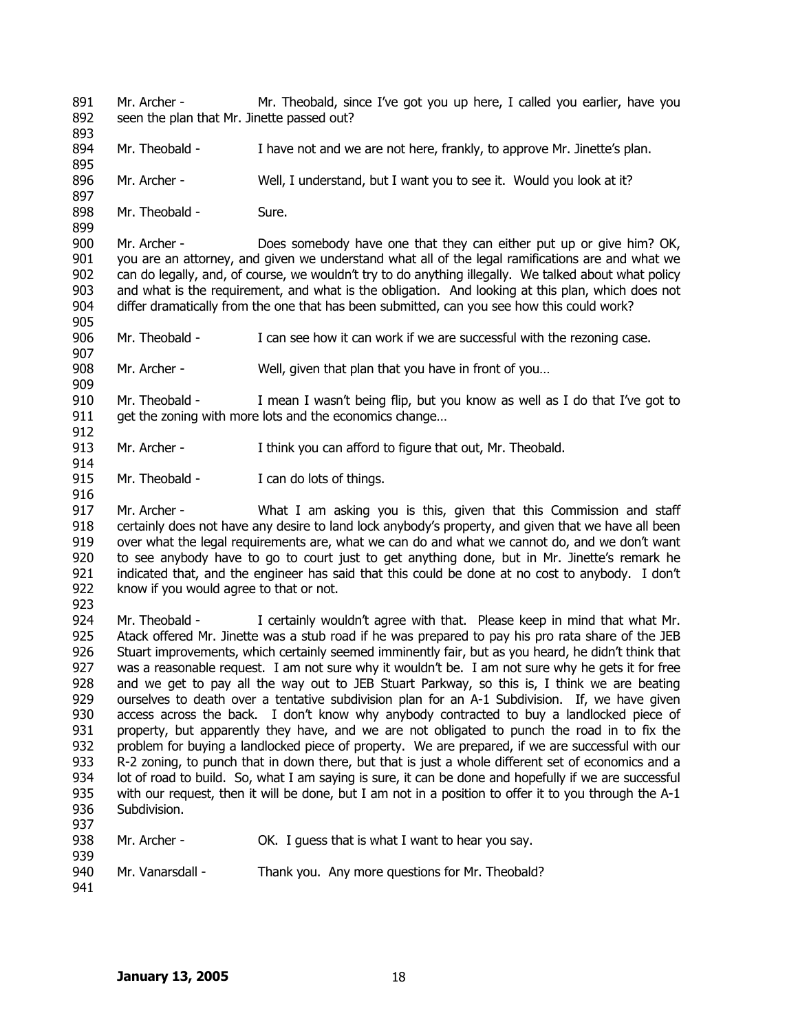Mr. Archer - Mr. Theobald, since I've got you up here, I called you earlier, have you seen the plan that Mr. Jinette passed out?

Mr. Theobald - I have not and we are not here, frankly, to approve Mr. Jinette's plan.

Mr. Archer - Well, I understand, but I want you to see it. Would you look at it?

Mr. Theobald - Sure.

Mr. Archer - Does somebody have one that they can either put up or give him? OK, you are an attorney, and given we understand what all of the legal ramifications are and what we can do legally, and, of course, we wouldn't try to do anything illegally. We talked about what policy and what is the requirement, and what is the obligation. And looking at this plan, which does not differ dramatically from the one that has been submitted, can you see how this could work?

Mr. Theobald - I can see how it can work if we are successful with the rezoning case.

Mr. Archer - Well, given that plan that you have in front of you…

Mr. Theobald - I mean I wasn't being flip, but you know as well as I do that I've got to get the zoning with more lots and the economics change…

Mr. Archer - I think you can afford to figure that out, Mr. Theobald.

Mr. Theobald - I can do lots of things.

Mr. Archer - What I am asking you is this, given that this Commission and staff certainly does not have any desire to land lock anybody's property, and given that we have all been over what the legal requirements are, what we can do and what we cannot do, and we don't want to see anybody have to go to court just to get anything done, but in Mr. Jinette's remark he indicated that, and the engineer has said that this could be done at no cost to anybody. I don't know if you would agree to that or not.

Mr. Theobald - I certainly wouldn't agree with that. Please keep in mind that what Mr. Atack offered Mr. Jinette was a stub road if he was prepared to pay his pro rata share of the JEB Stuart improvements, which certainly seemed imminently fair, but as you heard, he didn't think that was a reasonable request. I am not sure why it wouldn't be. I am not sure why he gets it for free and we get to pay all the way out to JEB Stuart Parkway, so this is, I think we are beating ourselves to death over a tentative subdivision plan for an A-1 Subdivision. If, we have given access across the back. I don't know why anybody contracted to buy a landlocked piece of property, but apparently they have, and we are not obligated to punch the road in to fix the problem for buying a landlocked piece of property. We are prepared, if we are successful with our R-2 zoning, to punch that in down there, but that is just a whole different set of economics and a lot of road to build. So, what I am saying is sure, it can be done and hopefully if we are successful with our request, then it will be done, but I am not in a position to offer it to you through the A-1 Subdivision.

Mr. Archer - OK. I guess that is what I want to hear you say.

Mr. Vanarsdall - Thank you. Any more questions for Mr. Theobald?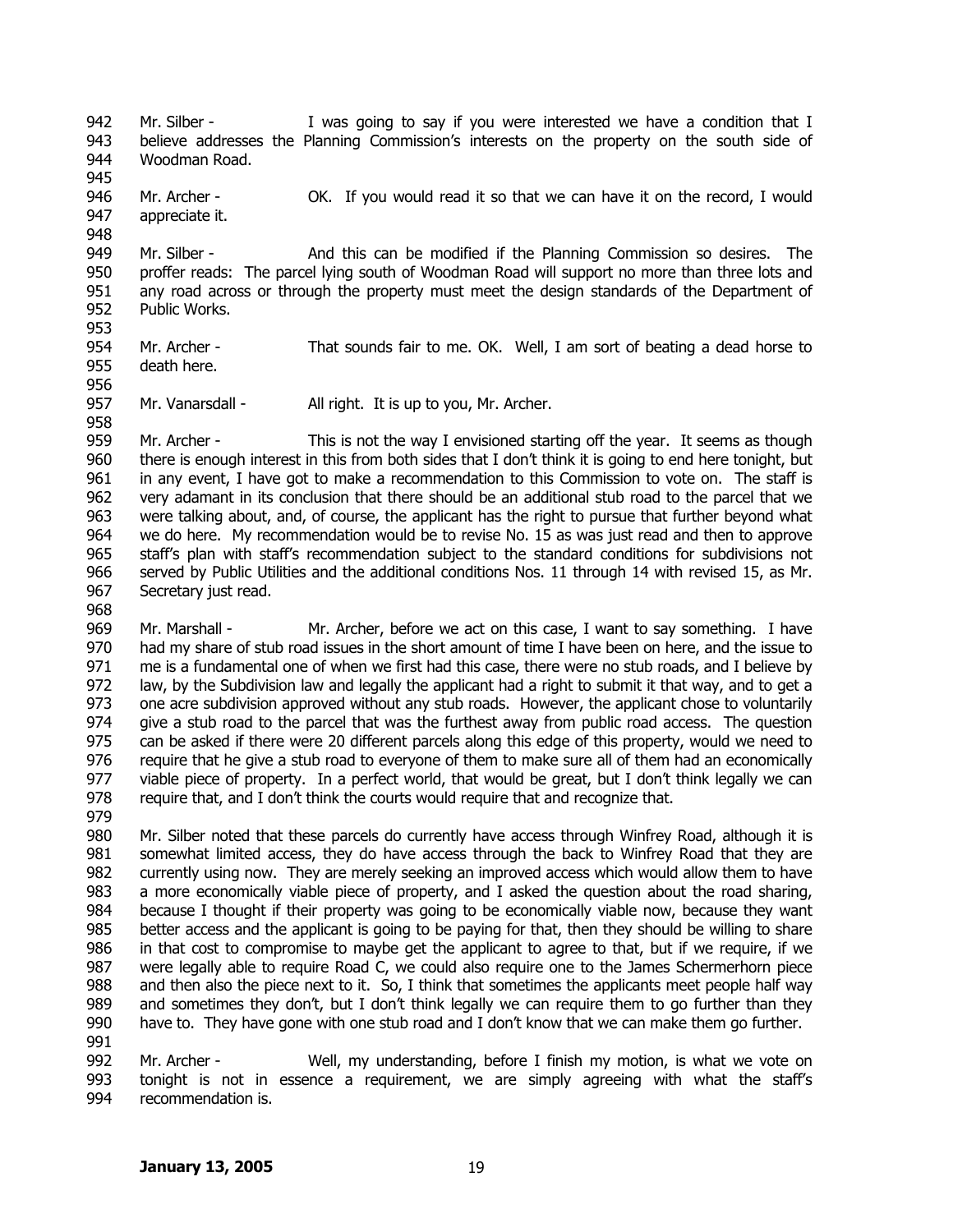Mr. Silber - I was going to say if you were interested we have a condition that I believe addresses the Planning Commission's interests on the property on the south side of Woodman Road.

Mr. Archer - OK. If you would read it so that we can have it on the record, I would appreciate it.

Mr. Silber - And this can be modified if the Planning Commission so desires. The proffer reads: The parcel lying south of Woodman Road will support no more than three lots and any road across or through the property must meet the design standards of the Department of Public Works.

Mr. Archer - That sounds fair to me. OK. Well, I am sort of beating a dead horse to death here.

Mr. Vanarsdall - All right. It is up to you, Mr. Archer.

Mr. Archer - This is not the way I envisioned starting off the year. It seems as though there is enough interest in this from both sides that I don't think it is going to end here tonight, but in any event, I have got to make a recommendation to this Commission to vote on. The staff is very adamant in its conclusion that there should be an additional stub road to the parcel that we were talking about, and, of course, the applicant has the right to pursue that further beyond what we do here. My recommendation would be to revise No. 15 as was just read and then to approve staff's plan with staff's recommendation subject to the standard conditions for subdivisions not served by Public Utilities and the additional conditions Nos. 11 through 14 with revised 15, as Mr. Secretary just read.

Mr. Marshall - Mr. Archer, before we act on this case, I want to say something. I have had my share of stub road issues in the short amount of time I have been on here, and the issue to me is a fundamental one of when we first had this case, there were no stub roads, and I believe by law, by the Subdivision law and legally the applicant had a right to submit it that way, and to get a one acre subdivision approved without any stub roads. However, the applicant chose to voluntarily give a stub road to the parcel that was the furthest away from public road access. The question can be asked if there were 20 different parcels along this edge of this property, would we need to require that he give a stub road to everyone of them to make sure all of them had an economically viable piece of property. In a perfect world, that would be great, but I don't think legally we can require that, and I don't think the courts would require that and recognize that.

Mr. Silber noted that these parcels do currently have access through Winfrey Road, although it is somewhat limited access, they do have access through the back to Winfrey Road that they are currently using now. They are merely seeking an improved access which would allow them to have a more economically viable piece of property, and I asked the question about the road sharing, because I thought if their property was going to be economically viable now, because they want better access and the applicant is going to be paying for that, then they should be willing to share in that cost to compromise to maybe get the applicant to agree to that, but if we require, if we were legally able to require Road C, we could also require one to the James Schermerhorn piece and then also the piece next to it. So, I think that sometimes the applicants meet people half way and sometimes they don't, but I don't think legally we can require them to go further than they have to. They have gone with one stub road and I don't know that we can make them go further.

Mr. Archer - Well, my understanding, before I finish my motion, is what we vote on tonight is not in essence a requirement, we are simply agreeing with what the staff's recommendation is.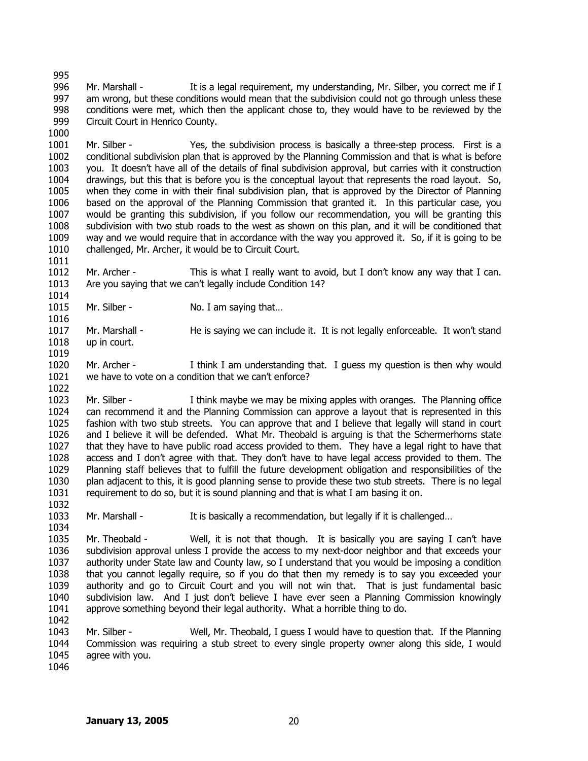Mr. Marshall - It is a legal requirement, my understanding, Mr. Silber, you correct me if I am wrong, but these conditions would mean that the subdivision could not go through unless these conditions were met, which then the applicant chose to, they would have to be reviewed by the Circuit Court in Henrico County.

Mr. Silber - Yes, the subdivision process is basically a three-step process. First is a conditional subdivision plan that is approved by the Planning Commission and that is what is before you. It doesn't have all of the details of final subdivision approval, but carries with it construction drawings, but this that is before you is the conceptual layout that represents the road layout. So, when they come in with their final subdivision plan, that is approved by the Director of Planning based on the approval of the Planning Commission that granted it. In this particular case, you would be granting this subdivision, if you follow our recommendation, you will be granting this subdivision with two stub roads to the west as shown on this plan, and it will be conditioned that way and we would require that in accordance with the way you approved it. So, if it is going to be challenged, Mr. Archer, it would be to Circuit Court.

Mr. Archer - This is what I really want to avoid, but I don't know any way that I can. Are you saying that we can't legally include Condition 14?

Mr. Silber - No. I am saying that…

Mr. Marshall - He is saying we can include it. It is not legally enforceable. It won't stand up in court.

Mr. Archer - I think I am understanding that. I guess my question is then why would we have to vote on a condition that we can't enforce?

Mr. Silber - I think maybe we may be mixing apples with oranges. The Planning office can recommend it and the Planning Commission can approve a layout that is represented in this fashion with two stub streets. You can approve that and I believe that legally will stand in court and I believe it will be defended. What Mr. Theobald is arguing is that the Schermerhorns state that they have to have public road access provided to them. They have a legal right to have that access and I don't agree with that. They don't have to have legal access provided to them. The Planning staff believes that to fulfill the future development obligation and responsibilities of the plan adjacent to this, it is good planning sense to provide these two stub streets. There is no legal requirement to do so, but it is sound planning and that is what I am basing it on.

Mr. Marshall - It is basically a recommendation, but legally if it is challenged…

Mr. Theobald - Well, it is not that though. It is basically you are saying I can't have subdivision approval unless I provide the access to my next-door neighbor and that exceeds your authority under State law and County law, so I understand that you would be imposing a condition that you cannot legally require, so if you do that then my remedy is to say you exceeded your authority and go to Circuit Court and you will not win that. That is just fundamental basic subdivision law. And I just don't believe I have ever seen a Planning Commission knowingly approve something beyond their legal authority. What a horrible thing to do.

Mr. Silber - Well, Mr. Theobald, I guess I would have to question that. If the Planning Commission was requiring a stub street to every single property owner along this side, I would agree with you.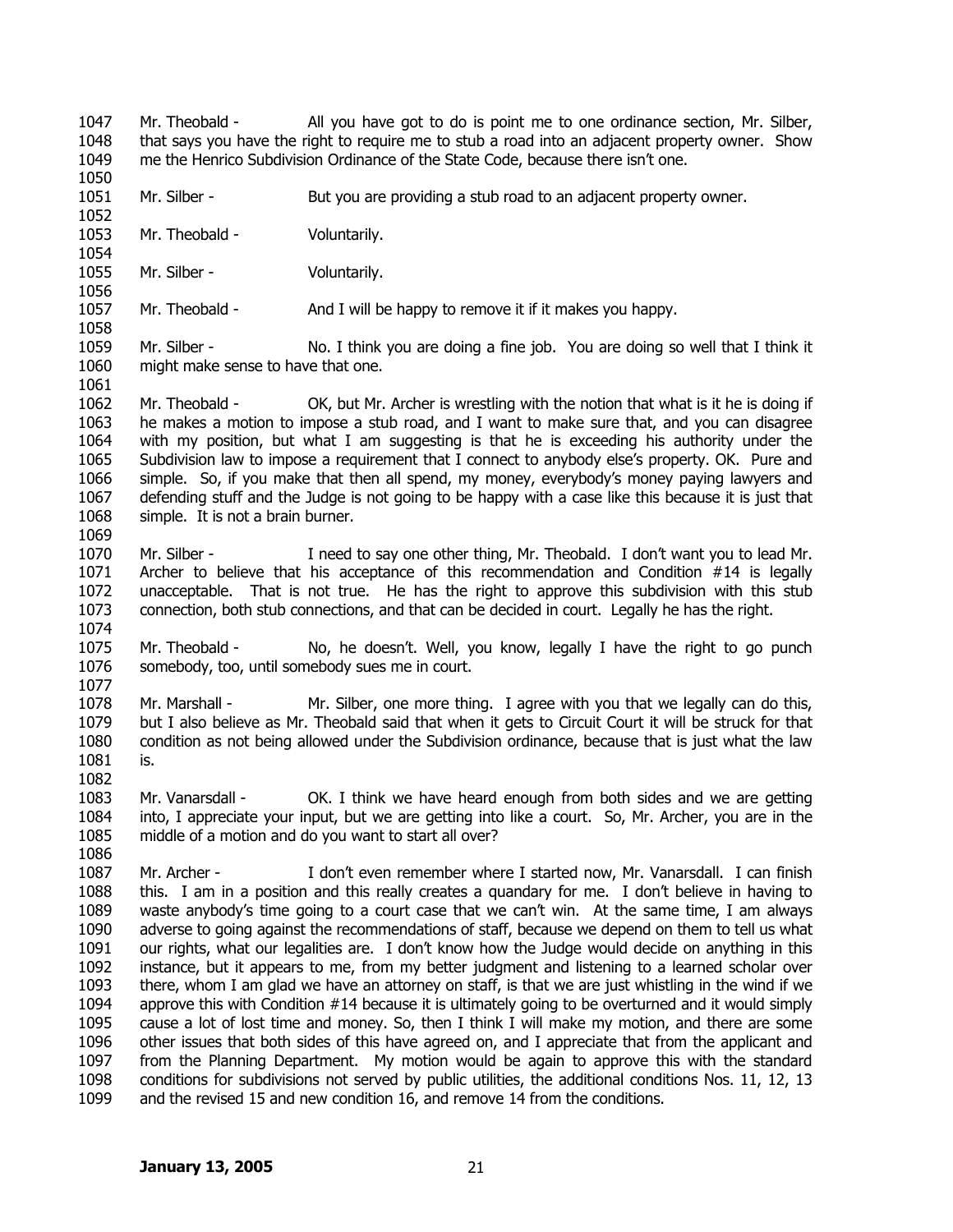1047 Mr. Theobald - All you have got to do is point me to one ordinance section, Mr. Silber,
1048 that says you have the right to require me to stub a road into an adjacent property owner. Show
1049 me the Henrico Subdivision Ordinance of the State Code, because there isn't one.
1050
1051 Mr. Silber - But you are providing a stub road to an adjacent property owner.
1052
1053 Mr. Theobald - Voluntarily.
1054
1055 Mr. Silber - Voluntarily.
1056
1057 Mr. Theobald - And I will be happy to remove it if it makes you happy.
1058
1059 Mr. Silber - No. I think you are doing a fine job. You are doing so well that I think it
1060 might make sense to have that one.
1061
1062 Mr. Theobald - OK, but Mr. Archer is wrestling with the notion that what is it he is doing if
1063 he makes a motion to impose a stub road, and I want to make sure that, and you can disagree
1064 with my position, but what I am suggesting is that he is exceeding his authority under the
1065 Subdivision law to impose a requirement that I connect to anybody else's property. OK. Pure and
1066 simple. So, if you make that then all spend, my money, everybody's money paying lawyers and
1067 defending stuff and the Judge is not going to be happy with a case like this because it is just that
1068 simple. It is not a brain burner.
1069
1070 Mr. Silber - I need to say one other thing, Mr. Theobald. I don't want you to lead Mr.
1071 Archer to believe that his acceptance of this recommendation and Condition #14 is legally
1072 unacceptable. That is not true. He has the right to approve this subdivision with this stub
1073 connection, both stub connections, and that can be decided in court. Legally he has the right.
1074
1075 Mr. Theobald - No, he doesn't. Well, you know, legally I have the right to go punch
1076 somebody, too, until somebody sues me in court.
1077
1078 Mr. Marshall - Mr. Silber, one more thing. I agree with you that we legally can do this,
1079 but I also believe as Mr. Theobald said that when it gets to Circuit Court it will be struck for that
1080 condition as not being allowed under the Subdivision ordinance, because that is just what the law
1081 is.
1082
1083 Mr. Vanarsdall - OK. I think we have heard enough from both sides and we are getting
1084 into, I appreciate your input, but we are getting into like a court. So, Mr. Archer, you are in the
1085 middle of a motion and do you want to start all over?
1086
1087 Mr. Archer - I don't even remember where I started now, Mr. Vanarsdall. I can finish
1088 this. I am in a position and this really creates a quandary for me. I don't believe in having to
1089 waste anybody's time going to a court case that we can't win. At the same time, I am always
1090 adverse to going against the recommendations of staff, because we depend on them to tell us what
1091 our rights, what our legalities are. I don't know how the Judge would decide on anything in this
1092 instance, but it appears to me, from my better judgment and listening to a learned scholar over
1093 there, whom I am glad we have an attorney on staff, is that we are just whistling in the wind if we
1094 approve this with Condition #14 because it is ultimately going to be overturned and it would simply
1095 cause a lot of lost time and money. So, then I think I will make my motion, and there are some
1096 other issues that both sides of this have agreed on, and I appreciate that from the applicant and
1097 from the Planning Department. My motion would be again to approve this with the standard
1098 conditions for subdivisions not served by public utilities, the additional conditions Nos. 11, 12, 13
1099 and the revised 15 and new condition 16, and remove 14 from the conditions.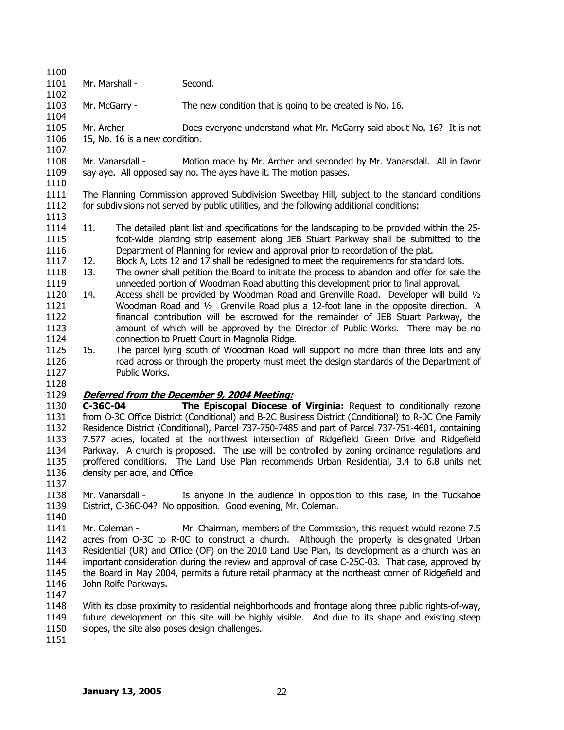Mr. Marshall - Second.

Mr. McGarry - The new condition that is going to be created is No. 16.

Mr. Archer - Does everyone understand what Mr. McGarry said about No. 16? It is not 15, No. 16 is a new condition.

Mr. Vanarsdall - Motion made by Mr. Archer and seconded by Mr. Vanarsdall. All in favor say aye. All opposed say no. The ayes have it. The motion passes.

The Planning Commission approved Subdivision Sweetbay Hill, subject to the standard conditions for subdivisions not served by public utilities, and the following additional conditions:

11. The detailed plant list and specifications for the landscaping to be provided within the 25-foot-wide planting strip easement along JEB Stuart Parkway shall be submitted to the Department of Planning for review and approval prior to recordation of the plat.
12. Block A, Lots 12 and 17 shall be redesigned to meet the requirements for standard lots.
13. The owner shall petition the Board to initiate the process to abandon and offer for sale the unneeded portion of Woodman Road abutting this development prior to final approval.
14. Access shall be provided by Woodman Road and Grenville Road. Developer will build ½ Woodman Road and ½ Grenville Road plus a 12-foot lane in the opposite direction. A financial contribution will be escrowed for the remainder of JEB Stuart Parkway, the amount of which will be approved by the Director of Public Works. There may be no connection to Pruett Court in Magnolia Ridge.
15. The parcel lying south of Woodman Road will support no more than three lots and any road across or through the property must meet the design standards of the Department of Public Works.

***Deferred from the December 9, 2004 Meeting:***

**C-36C-04** **The Episcopal Diocese of Virginia:** Request to conditionally rezone from O-3C Office District (Conditional) and B-2C Business District (Conditional) to R-0C One Family Residence District (Conditional), Parcel 737-750-7485 and part of Parcel 737-751-4601, containing 7.577 acres, located at the northwest intersection of Ridgefield Green Drive and Ridgefield Parkway. A church is proposed. The use will be controlled by zoning ordinance regulations and proffered conditions. The Land Use Plan recommends Urban Residential, 3.4 to 6.8 units net density per acre, and Office.

Mr. Vanarsdall - Is anyone in the audience in opposition to this case, in the Tuckahoe District, C-36C-04? No opposition. Good evening, Mr. Coleman.

Mr. Coleman - Mr. Chairman, members of the Commission, this request would rezone 7.5 acres from O-3C to R-0C to construct a church. Although the property is designated Urban Residential (UR) and Office (OF) on the 2010 Land Use Plan, its development as a church was an important consideration during the review and approval of case C-25C-03. That case, approved by the Board in May 2004, permits a future retail pharmacy at the northeast corner of Ridgefield and John Rolfe Parkways.

With its close proximity to residential neighborhoods and frontage along three public rights-of-way, future development on this site will be highly visible. And due to its shape and existing steep slopes, the site also poses design challenges.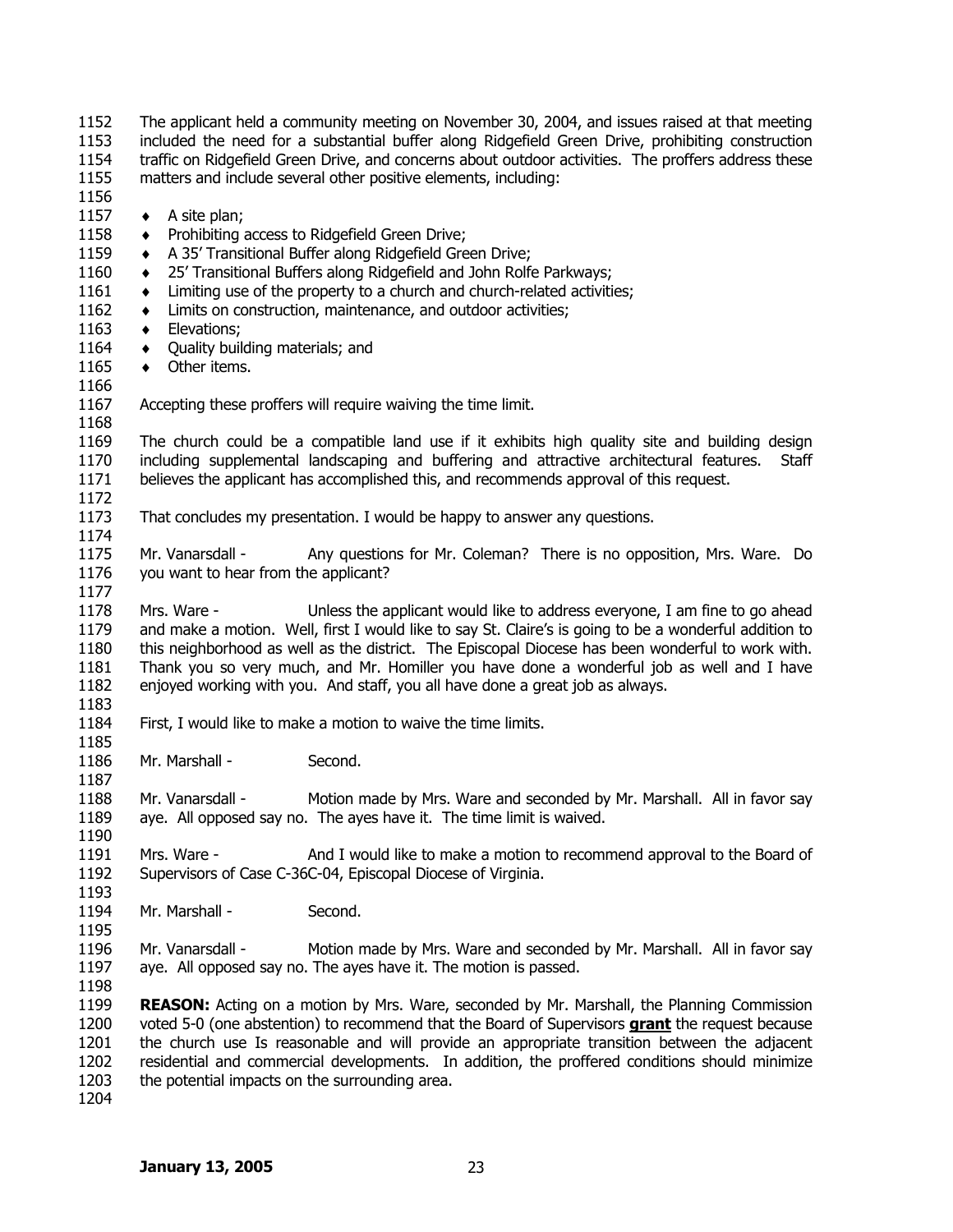The applicant held a community meeting on November 30, 2004, and issues raised at that meeting included the need for a substantial buffer along Ridgefield Green Drive, prohibiting construction traffic on Ridgefield Green Drive, and concerns about outdoor activities. The proffers address these matters and include several other positive elements, including:

- A site plan;
- Prohibiting access to Ridgefield Green Drive;
- A 35' Transitional Buffer along Ridgefield Green Drive;
- 25' Transitional Buffers along Ridgefield and John Rolfe Parkways;
- Limiting use of the property to a church and church-related activities;
- Limits on construction, maintenance, and outdoor activities;
- Elevations;
- Quality building materials; and
- Other items.

Accepting these proffers will require waiving the time limit.

The church could be a compatible land use if it exhibits high quality site and building design including supplemental landscaping and buffering and attractive architectural features. Staff believes the applicant has accomplished this, and recommends approval of this request.

That concludes my presentation. I would be happy to answer any questions.

Mr. Vanarsdall - Any questions for Mr. Coleman? There is no opposition, Mrs. Ware. Do you want to hear from the applicant?

Mrs. Ware - Unless the applicant would like to address everyone, I am fine to go ahead and make a motion. Well, first I would like to say St. Claire's is going to be a wonderful addition to this neighborhood as well as the district. The Episcopal Diocese has been wonderful to work with. Thank you so very much, and Mr. Homiller you have done a wonderful job as well and I have enjoyed working with you. And staff, you all have done a great job as always.

First, I would like to make a motion to waive the time limits.

Mr. Marshall - Second.

Mr. Vanarsdall - Motion made by Mrs. Ware and seconded by Mr. Marshall. All in favor say aye. All opposed say no. The ayes have it. The time limit is waived.

Mrs. Ware - And I would like to make a motion to recommend approval to the Board of Supervisors of Case C-36C-04, Episcopal Diocese of Virginia.

Mr. Marshall - Second.

Mr. Vanarsdall - Motion made by Mrs. Ware and seconded by Mr. Marshall. All in favor say aye. All opposed say no. The ayes have it. The motion is passed.

**REASON:** Acting on a motion by Mrs. Ware, seconded by Mr. Marshall, the Planning Commission voted 5-0 (one abstention) to recommend that the Board of Supervisors **grant** the request because the church use Is reasonable and will provide an appropriate transition between the adjacent residential and commercial developments. In addition, the proffered conditions should minimize the potential impacts on the surrounding area.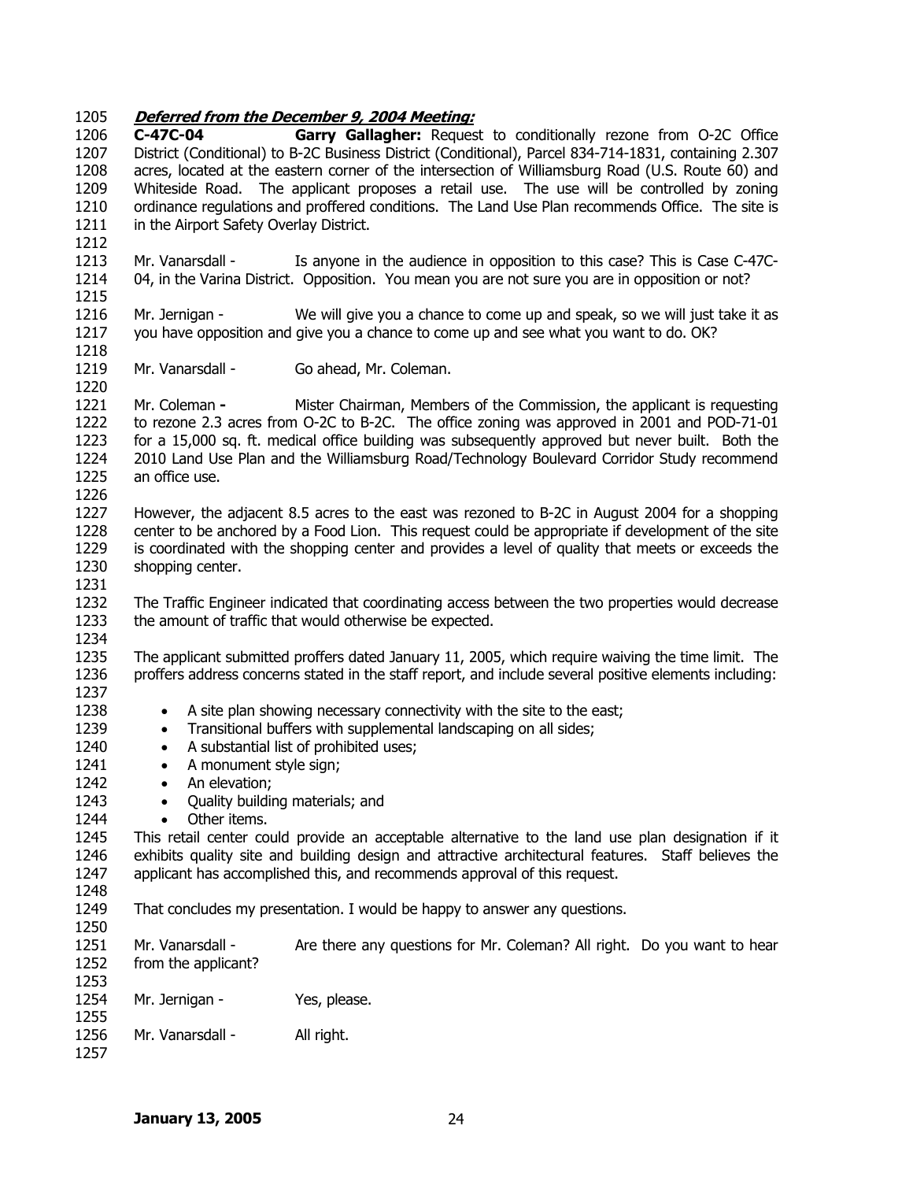***Deferred from the December 9, 2004 Meeting:***

**C-47C-04** **Garry Gallagher:** Request to conditionally rezone from O-2C Office District (Conditional) to B-2C Business District (Conditional), Parcel 834-714-1831, containing 2.307 acres, located at the eastern corner of the intersection of Williamsburg Road (U.S. Route 60) and Whiteside Road. The applicant proposes a retail use. The use will be controlled by zoning ordinance regulations and proffered conditions. The Land Use Plan recommends Office. The site is in the Airport Safety Overlay District.

Mr. Vanarsdall - Is anyone in the audience in opposition to this case? This is Case C-47C-04, in the Varina District. Opposition. You mean you are not sure you are in opposition or not?

Mr. Jernigan - We will give you a chance to come up and speak, so we will just take it as you have opposition and give you a chance to come up and see what you want to do. OK?

Mr. Vanarsdall - Go ahead, Mr. Coleman.

Mr. Coleman **-** Mister Chairman, Members of the Commission, the applicant is requesting to rezone 2.3 acres from O-2C to B-2C. The office zoning was approved in 2001 and POD-71-01 for a 15,000 sq. ft. medical office building was subsequently approved but never built. Both the 2010 Land Use Plan and the Williamsburg Road/Technology Boulevard Corridor Study recommend an office use.

However, the adjacent 8.5 acres to the east was rezoned to B-2C in August 2004 for a shopping center to be anchored by a Food Lion. This request could be appropriate if development of the site is coordinated with the shopping center and provides a level of quality that meets or exceeds the shopping center.

The Traffic Engineer indicated that coordinating access between the two properties would decrease the amount of traffic that would otherwise be expected.

The applicant submitted proffers dated January 11, 2005, which require waiving the time limit. The proffers address concerns stated in the staff report, and include several positive elements including:

- A site plan showing necessary connectivity with the site to the east;
- Transitional buffers with supplemental landscaping on all sides;
- A substantial list of prohibited uses;
- A monument style sign;
- An elevation;
- Quality building materials; and
- Other items.

This retail center could provide an acceptable alternative to the land use plan designation if it exhibits quality site and building design and attractive architectural features. Staff believes the applicant has accomplished this, and recommends approval of this request.

That concludes my presentation. I would be happy to answer any questions.

Mr. Vanarsdall - Are there any questions for Mr. Coleman? All right. Do you want to hear from the applicant?

Mr. Jernigan - Yes, please.

Mr. Vanarsdall - All right.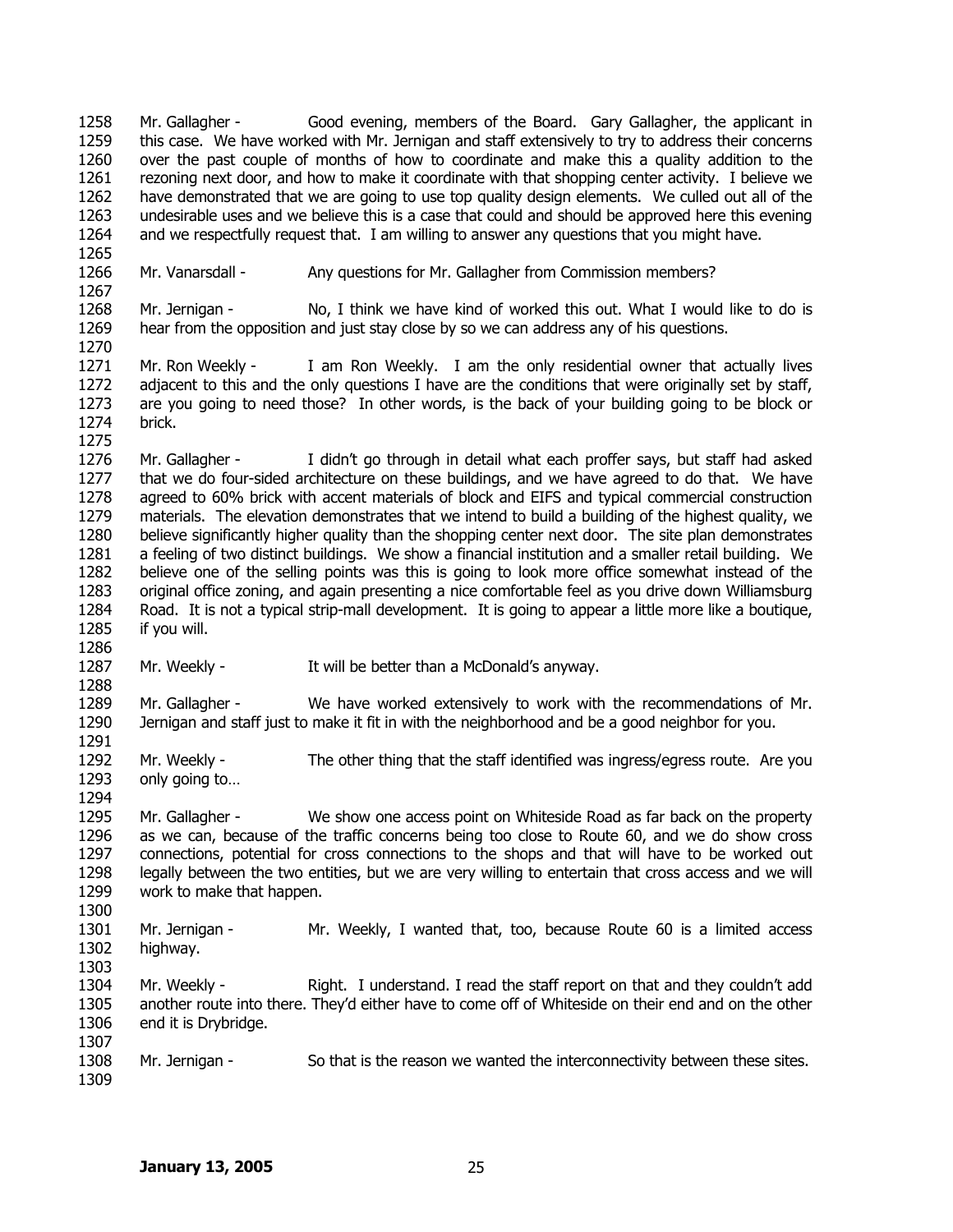Mr. Gallagher - Good evening, members of the Board. Gary Gallagher, the applicant in this case. We have worked with Mr. Jernigan and staff extensively to try to address their concerns over the past couple of months of how to coordinate and make this a quality addition to the rezoning next door, and how to make it coordinate with that shopping center activity. I believe we have demonstrated that we are going to use top quality design elements. We culled out all of the undesirable uses and we believe this is a case that could and should be approved here this evening and we respectfully request that. I am willing to answer any questions that you might have.

Mr. Vanarsdall - Any questions for Mr. Gallagher from Commission members?

Mr. Jernigan - No, I think we have kind of worked this out. What I would like to do is hear from the opposition and just stay close by so we can address any of his questions.

Mr. Ron Weekly - I am Ron Weekly. I am the only residential owner that actually lives adjacent to this and the only questions I have are the conditions that were originally set by staff, are you going to need those? In other words, is the back of your building going to be block or brick.

Mr. Gallagher - I didn't go through in detail what each proffer says, but staff had asked that we do four-sided architecture on these buildings, and we have agreed to do that. We have agreed to 60% brick with accent materials of block and EIFS and typical commercial construction materials. The elevation demonstrates that we intend to build a building of the highest quality, we believe significantly higher quality than the shopping center next door. The site plan demonstrates a feeling of two distinct buildings. We show a financial institution and a smaller retail building. We believe one of the selling points was this is going to look more office somewhat instead of the original office zoning, and again presenting a nice comfortable feel as you drive down Williamsburg Road. It is not a typical strip-mall development. It is going to appear a little more like a boutique, if you will.

Mr. Weekly - It will be better than a McDonald's anyway.

Mr. Gallagher - We have worked extensively to work with the recommendations of Mr. Jernigan and staff just to make it fit in with the neighborhood and be a good neighbor for you.

Mr. Weekly - The other thing that the staff identified was ingress/egress route. Are you only going to…

Mr. Gallagher - We show one access point on Whiteside Road as far back on the property as we can, because of the traffic concerns being too close to Route 60, and we do show cross connections, potential for cross connections to the shops and that will have to be worked out legally between the two entities, but we are very willing to entertain that cross access and we will work to make that happen.

Mr. Jernigan - Mr. Weekly, I wanted that, too, because Route 60 is a limited access highway.

Mr. Weekly - Right. I understand. I read the staff report on that and they couldn't add another route into there. They'd either have to come off of Whiteside on their end and on the other end it is Drybridge.

Mr. Jernigan - So that is the reason we wanted the interconnectivity between these sites.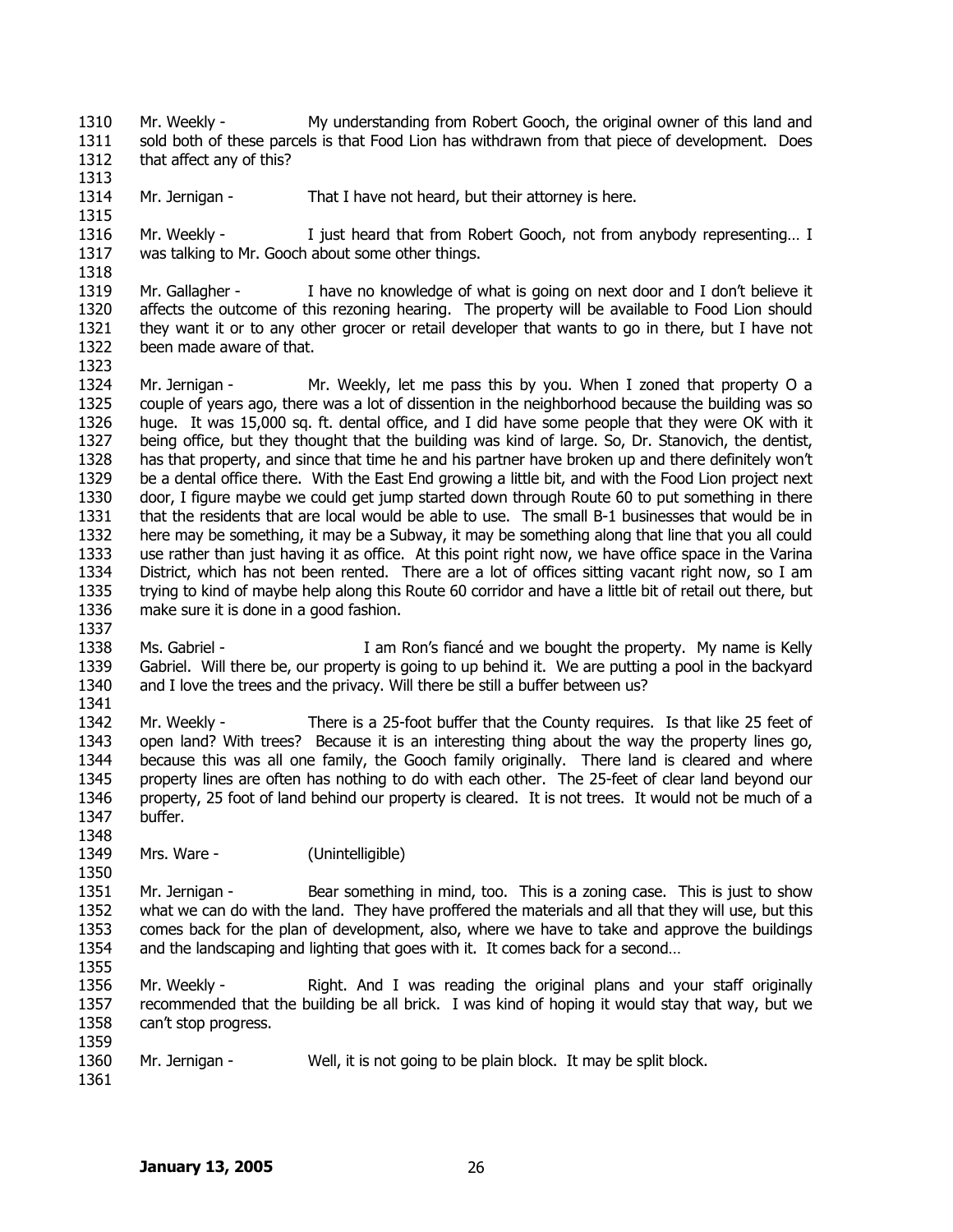1310 Mr. Weekly - My understanding from Robert Gooch, the original owner of this land and
1311 sold both of these parcels is that Food Lion has withdrawn from that piece of development. Does
1312 that affect any of this?
1313
1314 Mr. Jernigan - That I have not heard, but their attorney is here.
1315
1316 Mr. Weekly - I just heard that from Robert Gooch, not from anybody representing… I
1317 was talking to Mr. Gooch about some other things.
1318
1319 Mr. Gallagher - I have no knowledge of what is going on next door and I don't believe it
1320 affects the outcome of this rezoning hearing. The property will be available to Food Lion should
1321 they want it or to any other grocer or retail developer that wants to go in there, but I have not
1322 been made aware of that.
1323
1324 Mr. Jernigan - Mr. Weekly, let me pass this by you. When I zoned that property O a
1325 couple of years ago, there was a lot of dissention in the neighborhood because the building was so
1326 huge. It was 15,000 sq. ft. dental office, and I did have some people that they were OK with it
1327 being office, but they thought that the building was kind of large. So, Dr. Stanovich, the dentist,
1328 has that property, and since that time he and his partner have broken up and there definitely won't
1329 be a dental office there. With the East End growing a little bit, and with the Food Lion project next
1330 door, I figure maybe we could get jump started down through Route 60 to put something in there
1331 that the residents that are local would be able to use. The small B-1 businesses that would be in
1332 here may be something, it may be a Subway, it may be something along that line that you all could
1333 use rather than just having it as office. At this point right now, we have office space in the Varina
1334 District, which has not been rented. There are a lot of offices sitting vacant right now, so I am
1335 trying to kind of maybe help along this Route 60 corridor and have a little bit of retail out there, but
1336 make sure it is done in a good fashion.
1337
1338 Ms. Gabriel - I am Ron's fiancé and we bought the property. My name is Kelly
1339 Gabriel. Will there be, our property is going to up behind it. We are putting a pool in the backyard
1340 and I love the trees and the privacy. Will there be still a buffer between us?
1341
1342 Mr. Weekly - There is a 25-foot buffer that the County requires. Is that like 25 feet of
1343 open land? With trees? Because it is an interesting thing about the way the property lines go,
1344 because this was all one family, the Gooch family originally. There land is cleared and where
1345 property lines are often has nothing to do with each other. The 25-feet of clear land beyond our
1346 property, 25 foot of land behind our property is cleared. It is not trees. It would not be much of a
1347 buffer.
1348
1349 Mrs. Ware - (Unintelligible)
1350
1351 Mr. Jernigan - Bear something in mind, too. This is a zoning case. This is just to show
1352 what we can do with the land. They have proffered the materials and all that they will use, but this
1353 comes back for the plan of development, also, where we have to take and approve the buildings
1354 and the landscaping and lighting that goes with it. It comes back for a second…
1355
1356 Mr. Weekly - Right. And I was reading the original plans and your staff originally
1357 recommended that the building be all brick. I was kind of hoping it would stay that way, but we
1358 can't stop progress.
1359
1360 Mr. Jernigan - Well, it is not going to be plain block. It may be split block.
1361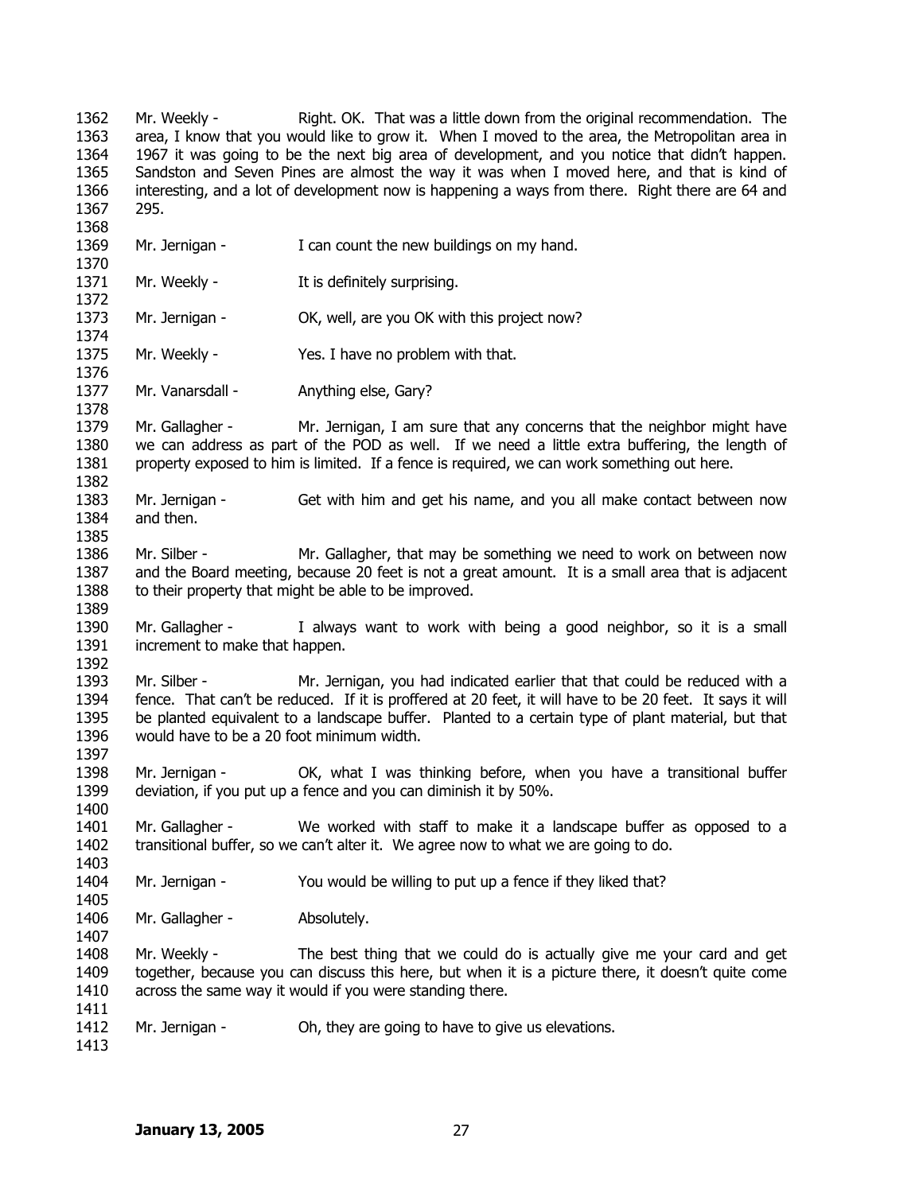Mr. Weekly - Right. OK. That was a little down from the original recommendation. The area, I know that you would like to grow it. When I moved to the area, the Metropolitan area in 1967 it was going to be the next big area of development, and you notice that didn't happen. Sandston and Seven Pines are almost the way it was when I moved here, and that is kind of interesting, and a lot of development now is happening a ways from there. Right there are 64 and 295.

Mr. Jernigan - I can count the new buildings on my hand.

Mr. Weekly - It is definitely surprising.

Mr. Jernigan - OK, well, are you OK with this project now?

Mr. Weekly - Yes. I have no problem with that.

Mr. Vanarsdall - Anything else, Gary?

Mr. Gallagher - Mr. Jernigan, I am sure that any concerns that the neighbor might have we can address as part of the POD as well. If we need a little extra buffering, the length of property exposed to him is limited. If a fence is required, we can work something out here.

Mr. Jernigan - Get with him and get his name, and you all make contact between now and then.

Mr. Silber - Mr. Gallagher, that may be something we need to work on between now and the Board meeting, because 20 feet is not a great amount. It is a small area that is adjacent to their property that might be able to be improved.

Mr. Gallagher - I always want to work with being a good neighbor, so it is a small increment to make that happen.

Mr. Silber - Mr. Jernigan, you had indicated earlier that that could be reduced with a fence. That can't be reduced. If it is proffered at 20 feet, it will have to be 20 feet. It says it will be planted equivalent to a landscape buffer. Planted to a certain type of plant material, but that would have to be a 20 foot minimum width.

Mr. Jernigan - OK, what I was thinking before, when you have a transitional buffer deviation, if you put up a fence and you can diminish it by 50%.

Mr. Gallagher - We worked with staff to make it a landscape buffer as opposed to a transitional buffer, so we can't alter it. We agree now to what we are going to do.

Mr. Jernigan - You would be willing to put up a fence if they liked that?

Mr. Gallagher - Absolutely.

Mr. Weekly - The best thing that we could do is actually give me your card and get together, because you can discuss this here, but when it is a picture there, it doesn't quite come across the same way it would if you were standing there.

Mr. Jernigan - Oh, they are going to have to give us elevations.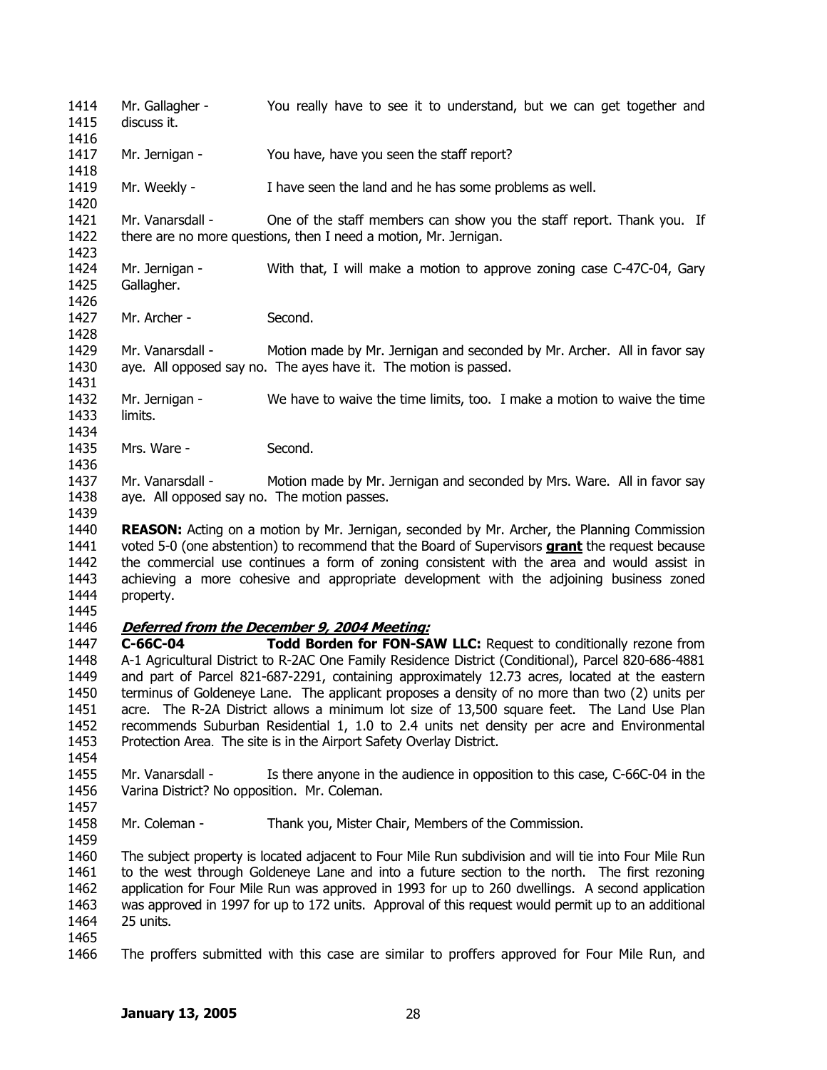Mr. Gallagher - You really have to see it to understand, but we can get together and discuss it.

Mr. Jernigan - You have, have you seen the staff report?

Mr. Weekly - I have seen the land and he has some problems as well.

Mr. Vanarsdall - One of the staff members can show you the staff report. Thank you. If there are no more questions, then I need a motion, Mr. Jernigan.

Mr. Jernigan - With that, I will make a motion to approve zoning case C-47C-04, Gary Gallagher.

Mr. Archer - Second.

Mr. Vanarsdall - Motion made by Mr. Jernigan and seconded by Mr. Archer. All in favor say aye. All opposed say no. The ayes have it. The motion is passed.

Mr. Jernigan - We have to waive the time limits, too. I make a motion to waive the time limits.

Mrs. Ware - Second.

Mr. Vanarsdall - Motion made by Mr. Jernigan and seconded by Mrs. Ware. All in favor say aye. All opposed say no. The motion passes.

**REASON:** Acting on a motion by Mr. Jernigan, seconded by Mr. Archer, the Planning Commission voted 5-0 (one abstention) to recommend that the Board of Supervisors **grant** the request because the commercial use continues a form of zoning consistent with the area and would assist in achieving a more cohesive and appropriate development with the adjoining business zoned property.

***Deferred from the December 9, 2004 Meeting:***

**C-66C-04 Todd Borden for FON-SAW LLC:** Request to conditionally rezone from A-1 Agricultural District to R-2AC One Family Residence District (Conditional), Parcel 820-686-4881 and part of Parcel 821-687-2291, containing approximately 12.73 acres, located at the eastern terminus of Goldeneye Lane. The applicant proposes a density of no more than two (2) units per acre. The R-2A District allows a minimum lot size of 13,500 square feet. The Land Use Plan recommends Suburban Residential 1, 1.0 to 2.4 units net density per acre and Environmental Protection Area. The site is in the Airport Safety Overlay District.

Mr. Vanarsdall - Is there anyone in the audience in opposition to this case, C-66C-04 in the Varina District? No opposition. Mr. Coleman.

Mr. Coleman - Thank you, Mister Chair, Members of the Commission.

The subject property is located adjacent to Four Mile Run subdivision and will tie into Four Mile Run to the west through Goldeneye Lane and into a future section to the north. The first rezoning application for Four Mile Run was approved in 1993 for up to 260 dwellings. A second application was approved in 1997 for up to 172 units. Approval of this request would permit up to an additional 25 units.

The proffers submitted with this case are similar to proffers approved for Four Mile Run, and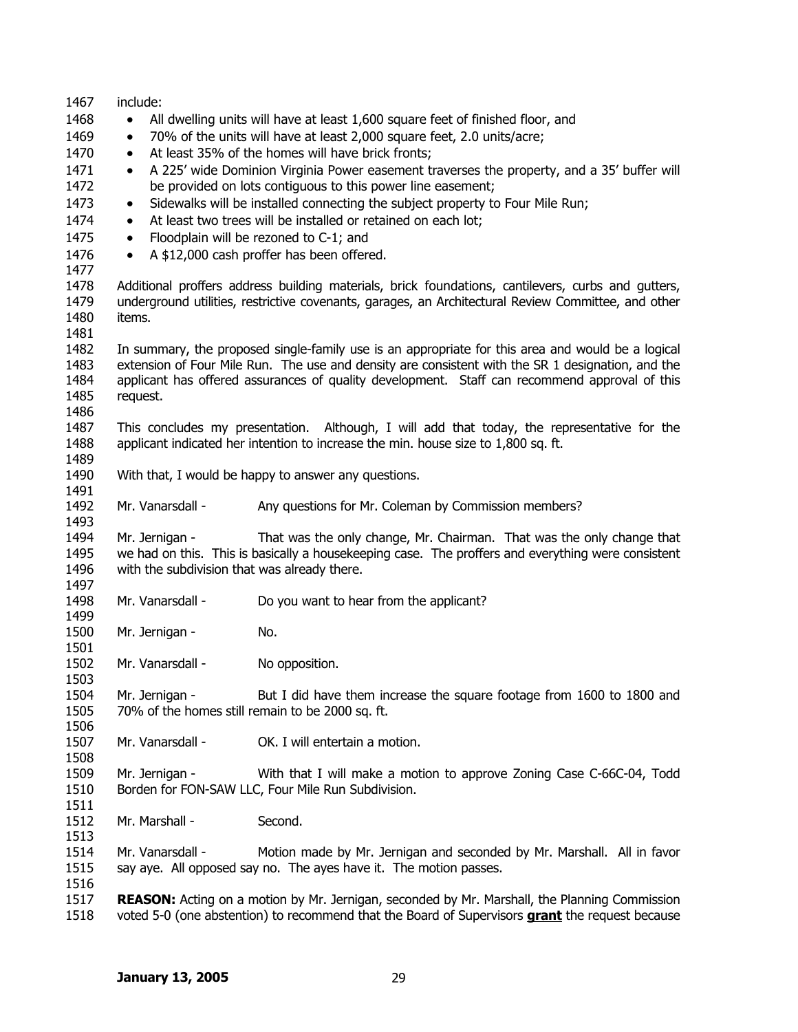include:

- All dwelling units will have at least 1,600 square feet of finished floor, and
- 70% of the units will have at least 2,000 square feet, 2.0 units/acre;
- At least 35% of the homes will have brick fronts;
- A 225' wide Dominion Virginia Power easement traverses the property, and a 35' buffer will be provided on lots contiguous to this power line easement;
- Sidewalks will be installed connecting the subject property to Four Mile Run;
- At least two trees will be installed or retained on each lot;
- Floodplain will be rezoned to C-1; and
- A $12,000 cash proffer has been offered.

Additional proffers address building materials, brick foundations, cantilevers, curbs and gutters, underground utilities, restrictive covenants, garages, an Architectural Review Committee, and other items.

In summary, the proposed single-family use is an appropriate for this area and would be a logical extension of Four Mile Run. The use and density are consistent with the SR 1 designation, and the applicant has offered assurances of quality development. Staff can recommend approval of this request.

This concludes my presentation. Although, I will add that today, the representative for the applicant indicated her intention to increase the min. house size to 1,800 sq. ft.

With that, I would be happy to answer any questions.

Mr. Vanarsdall - Any questions for Mr. Coleman by Commission members?

Mr. Jernigan - That was the only change, Mr. Chairman. That was the only change that we had on this. This is basically a housekeeping case. The proffers and everything were consistent with the subdivision that was already there.

Mr. Vanarsdall - Do you want to hear from the applicant?

Mr. Jernigan - No.

Mr. Vanarsdall - No opposition.

Mr. Jernigan - But I did have them increase the square footage from 1600 to 1800 and 70% of the homes still remain to be 2000 sq. ft.

Mr. Vanarsdall - OK. I will entertain a motion.

Mr. Jernigan - With that I will make a motion to approve Zoning Case C-66C-04, Todd Borden for FON-SAW LLC, Four Mile Run Subdivision.

Mr. Marshall - Second.

Mr. Vanarsdall - Motion made by Mr. Jernigan and seconded by Mr. Marshall. All in favor say aye. All opposed say no. The ayes have it. The motion passes.

**REASON:** Acting on a motion by Mr. Jernigan, seconded by Mr. Marshall, the Planning Commission voted 5-0 (one abstention) to recommend that the Board of Supervisors **grant** the request because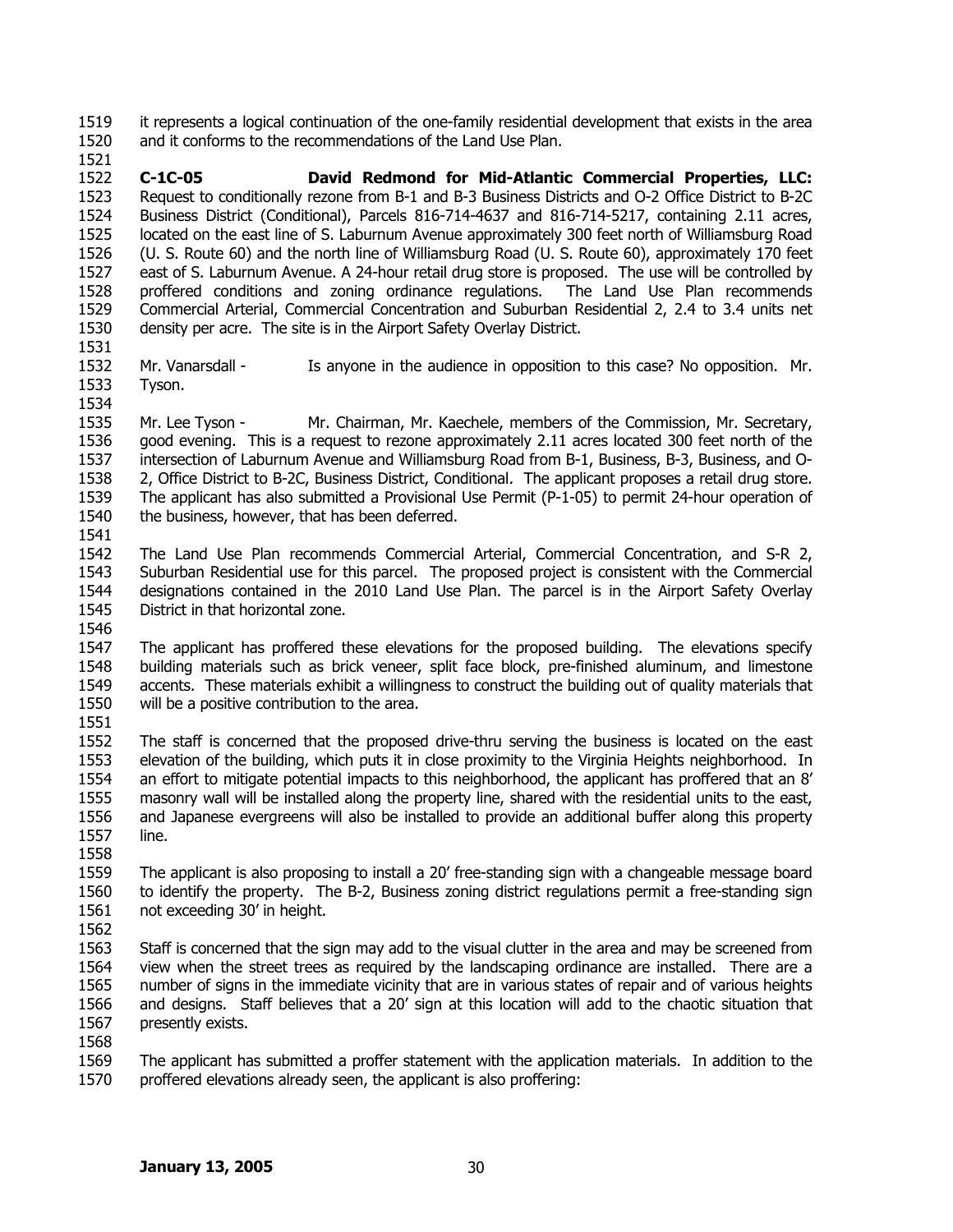it represents a logical continuation of the one-family residential development that exists in the area and it conforms to the recommendations of the Land Use Plan.

**C-1C-05 David Redmond for Mid-Atlantic Commercial Properties, LLC:** Request to conditionally rezone from B-1 and B-3 Business Districts and O-2 Office District to B-2C Business District (Conditional), Parcels 816-714-4637 and 816-714-5217, containing 2.11 acres, located on the east line of S. Laburnum Avenue approximately 300 feet north of Williamsburg Road (U. S. Route 60) and the north line of Williamsburg Road (U. S. Route 60), approximately 170 feet east of S. Laburnum Avenue. A 24-hour retail drug store is proposed. The use will be controlled by proffered conditions and zoning ordinance regulations. The Land Use Plan recommends Commercial Arterial, Commercial Concentration and Suburban Residential 2, 2.4 to 3.4 units net density per acre. The site is in the Airport Safety Overlay District.

Mr. Vanarsdall - Is anyone in the audience in opposition to this case? No opposition. Mr. Tyson.

Mr. Lee Tyson - Mr. Chairman, Mr. Kaechele, members of the Commission, Mr. Secretary, good evening. This is a request to rezone approximately 2.11 acres located 300 feet north of the intersection of Laburnum Avenue and Williamsburg Road from B-1, Business, B-3, Business, and O-2, Office District to B-2C, Business District, Conditional. The applicant proposes a retail drug store. The applicant has also submitted a Provisional Use Permit (P-1-05) to permit 24-hour operation of the business, however, that has been deferred.

The Land Use Plan recommends Commercial Arterial, Commercial Concentration, and S-R 2, Suburban Residential use for this parcel. The proposed project is consistent with the Commercial designations contained in the 2010 Land Use Plan. The parcel is in the Airport Safety Overlay District in that horizontal zone.

The applicant has proffered these elevations for the proposed building. The elevations specify building materials such as brick veneer, split face block, pre-finished aluminum, and limestone accents. These materials exhibit a willingness to construct the building out of quality materials that will be a positive contribution to the area.

The staff is concerned that the proposed drive-thru serving the business is located on the east elevation of the building, which puts it in close proximity to the Virginia Heights neighborhood. In an effort to mitigate potential impacts to this neighborhood, the applicant has proffered that an 8' masonry wall will be installed along the property line, shared with the residential units to the east, and Japanese evergreens will also be installed to provide an additional buffer along this property line.

The applicant is also proposing to install a 20' free-standing sign with a changeable message board to identify the property. The B-2, Business zoning district regulations permit a free-standing sign not exceeding 30' in height.

Staff is concerned that the sign may add to the visual clutter in the area and may be screened from view when the street trees as required by the landscaping ordinance are installed. There are a number of signs in the immediate vicinity that are in various states of repair and of various heights and designs. Staff believes that a 20' sign at this location will add to the chaotic situation that presently exists.

The applicant has submitted a proffer statement with the application materials. In addition to the proffered elevations already seen, the applicant is also proffering: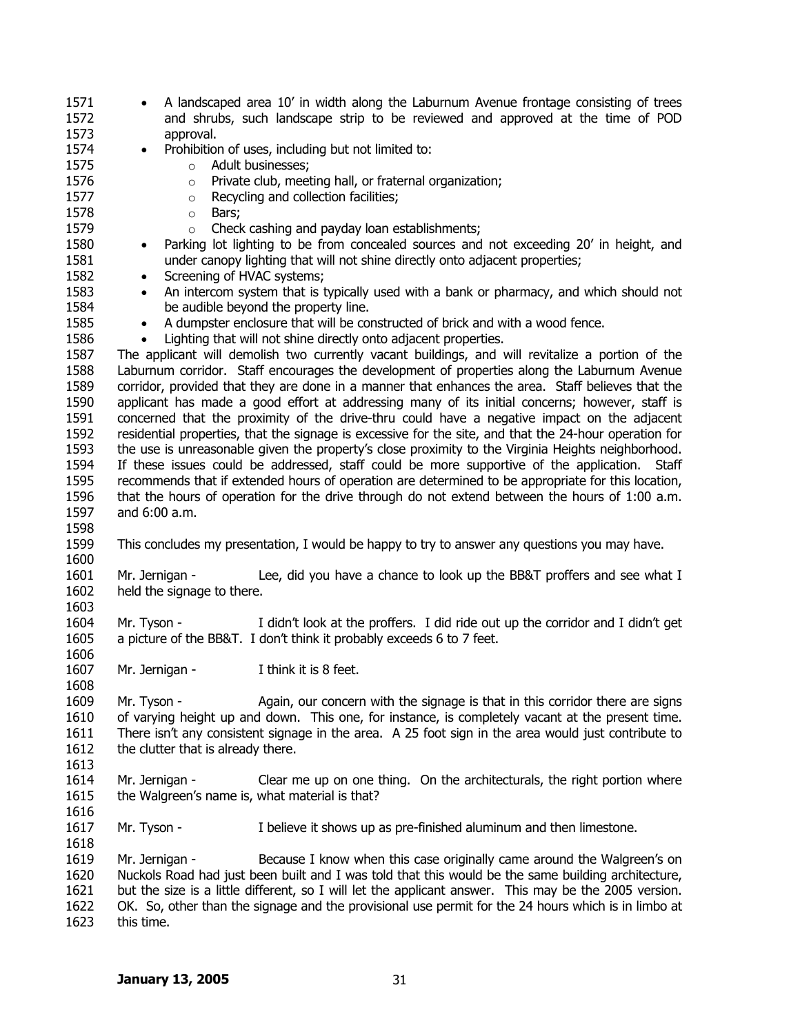- A landscaped area 10' in width along the Laburnum Avenue frontage consisting of trees and shrubs, such landscape strip to be reviewed and approved at the time of POD approval.
- Prohibition of uses, including but not limited to:
    - Adult businesses;
    - Private club, meeting hall, or fraternal organization;
    - Recycling and collection facilities;
    - Bars;
    - Check cashing and payday loan establishments;
- Parking lot lighting to be from concealed sources and not exceeding 20' in height, and under canopy lighting that will not shine directly onto adjacent properties;
- Screening of HVAC systems;
- An intercom system that is typically used with a bank or pharmacy, and which should not be audible beyond the property line.
- A dumpster enclosure that will be constructed of brick and with a wood fence.
- Lighting that will not shine directly onto adjacent properties.

The applicant will demolish two currently vacant buildings, and will revitalize a portion of the Laburnum corridor. Staff encourages the development of properties along the Laburnum Avenue corridor, provided that they are done in a manner that enhances the area. Staff believes that the applicant has made a good effort at addressing many of its initial concerns; however, staff is concerned that the proximity of the drive-thru could have a negative impact on the adjacent residential properties, that the signage is excessive for the site, and that the 24-hour operation for the use is unreasonable given the property's close proximity to the Virginia Heights neighborhood. If these issues could be addressed, staff could be more supportive of the application. Staff recommends that if extended hours of operation are determined to be appropriate for this location, that the hours of operation for the drive through do not extend between the hours of 1:00 a.m. and 6:00 a.m.

This concludes my presentation, I would be happy to try to answer any questions you may have.

Mr. Jernigan - Lee, did you have a chance to look up the BB&T proffers and see what I held the signage to there.

Mr. Tyson - I didn't look at the proffers. I did ride out up the corridor and I didn't get a picture of the BB&T. I don't think it probably exceeds 6 to 7 feet.

Mr. Jernigan - I think it is 8 feet.

Mr. Tyson - Again, our concern with the signage is that in this corridor there are signs of varying height up and down. This one, for instance, is completely vacant at the present time. There isn't any consistent signage in the area. A 25 foot sign in the area would just contribute to the clutter that is already there.

Mr. Jernigan - Clear me up on one thing. On the architecturals, the right portion where the Walgreen's name is, what material is that?

Mr. Tyson - I believe it shows up as pre-finished aluminum and then limestone.

Mr. Jernigan - Because I know when this case originally came around the Walgreen's on Nuckols Road had just been built and I was told that this would be the same building architecture, but the size is a little different, so I will let the applicant answer. This may be the 2005 version. OK. So, other than the signage and the provisional use permit for the 24 hours which is in limbo at this time.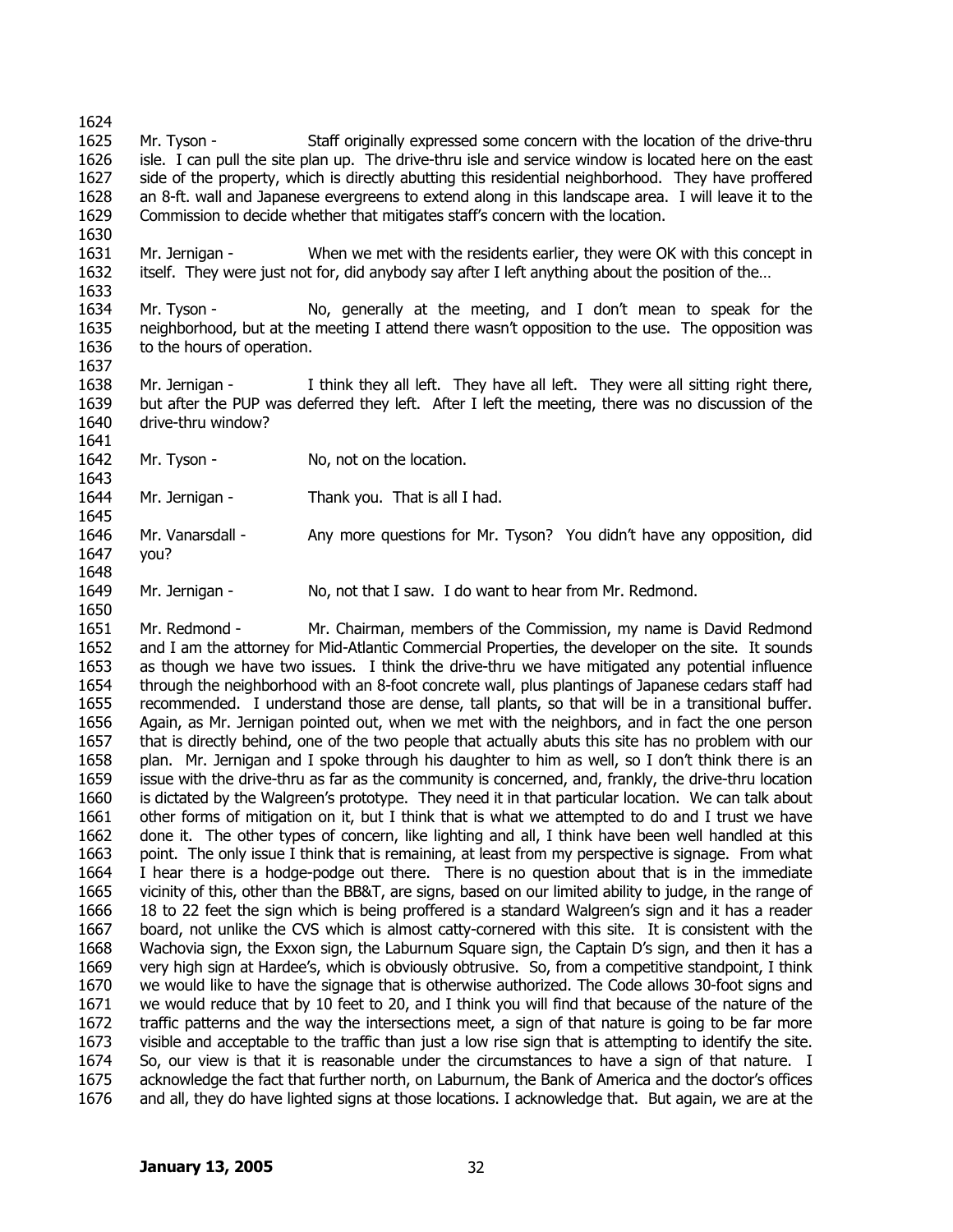Mr. Tyson - Staff originally expressed some concern with the location of the drive-thru isle. I can pull the site plan up. The drive-thru isle and service window is located here on the east side of the property, which is directly abutting this residential neighborhood. They have proffered an 8-ft. wall and Japanese evergreens to extend along in this landscape area. I will leave it to the Commission to decide whether that mitigates staff's concern with the location.

Mr. Jernigan - When we met with the residents earlier, they were OK with this concept in itself. They were just not for, did anybody say after I left anything about the position of the…

Mr. Tyson - No, generally at the meeting, and I don't mean to speak for the neighborhood, but at the meeting I attend there wasn't opposition to the use. The opposition was to the hours of operation.

Mr. Jernigan - I think they all left. They have all left. They were all sitting right there, but after the PUP was deferred they left. After I left the meeting, there was no discussion of the drive-thru window?

Mr. Tyson - No, not on the location.

Mr. Jernigan - Thank you. That is all I had.

Mr. Vanarsdall - Any more questions for Mr. Tyson? You didn't have any opposition, did you?

Mr. Jernigan - No, not that I saw. I do want to hear from Mr. Redmond.

Mr. Redmond - Mr. Chairman, members of the Commission, my name is David Redmond and I am the attorney for Mid-Atlantic Commercial Properties, the developer on the site. It sounds as though we have two issues. I think the drive-thru we have mitigated any potential influence through the neighborhood with an 8-foot concrete wall, plus plantings of Japanese cedars staff had recommended. I understand those are dense, tall plants, so that will be in a transitional buffer. Again, as Mr. Jernigan pointed out, when we met with the neighbors, and in fact the one person that is directly behind, one of the two people that actually abuts this site has no problem with our plan. Mr. Jernigan and I spoke through his daughter to him as well, so I don't think there is an issue with the drive-thru as far as the community is concerned, and, frankly, the drive-thru location is dictated by the Walgreen's prototype. They need it in that particular location. We can talk about other forms of mitigation on it, but I think that is what we attempted to do and I trust we have done it. The other types of concern, like lighting and all, I think have been well handled at this point. The only issue I think that is remaining, at least from my perspective is signage. From what I hear there is a hodge-podge out there. There is no question about that is in the immediate vicinity of this, other than the BB&T, are signs, based on our limited ability to judge, in the range of 18 to 22 feet the sign which is being proffered is a standard Walgreen's sign and it has a reader board, not unlike the CVS which is almost catty-cornered with this site. It is consistent with the Wachovia sign, the Exxon sign, the Laburnum Square sign, the Captain D's sign, and then it has a very high sign at Hardee's, which is obviously obtrusive. So, from a competitive standpoint, I think we would like to have the signage that is otherwise authorized. The Code allows 30-foot signs and we would reduce that by 10 feet to 20, and I think you will find that because of the nature of the traffic patterns and the way the intersections meet, a sign of that nature is going to be far more visible and acceptable to the traffic than just a low rise sign that is attempting to identify the site. So, our view is that it is reasonable under the circumstances to have a sign of that nature. I acknowledge the fact that further north, on Laburnum, the Bank of America and the doctor's offices and all, they do have lighted signs at those locations. I acknowledge that. But again, we are at the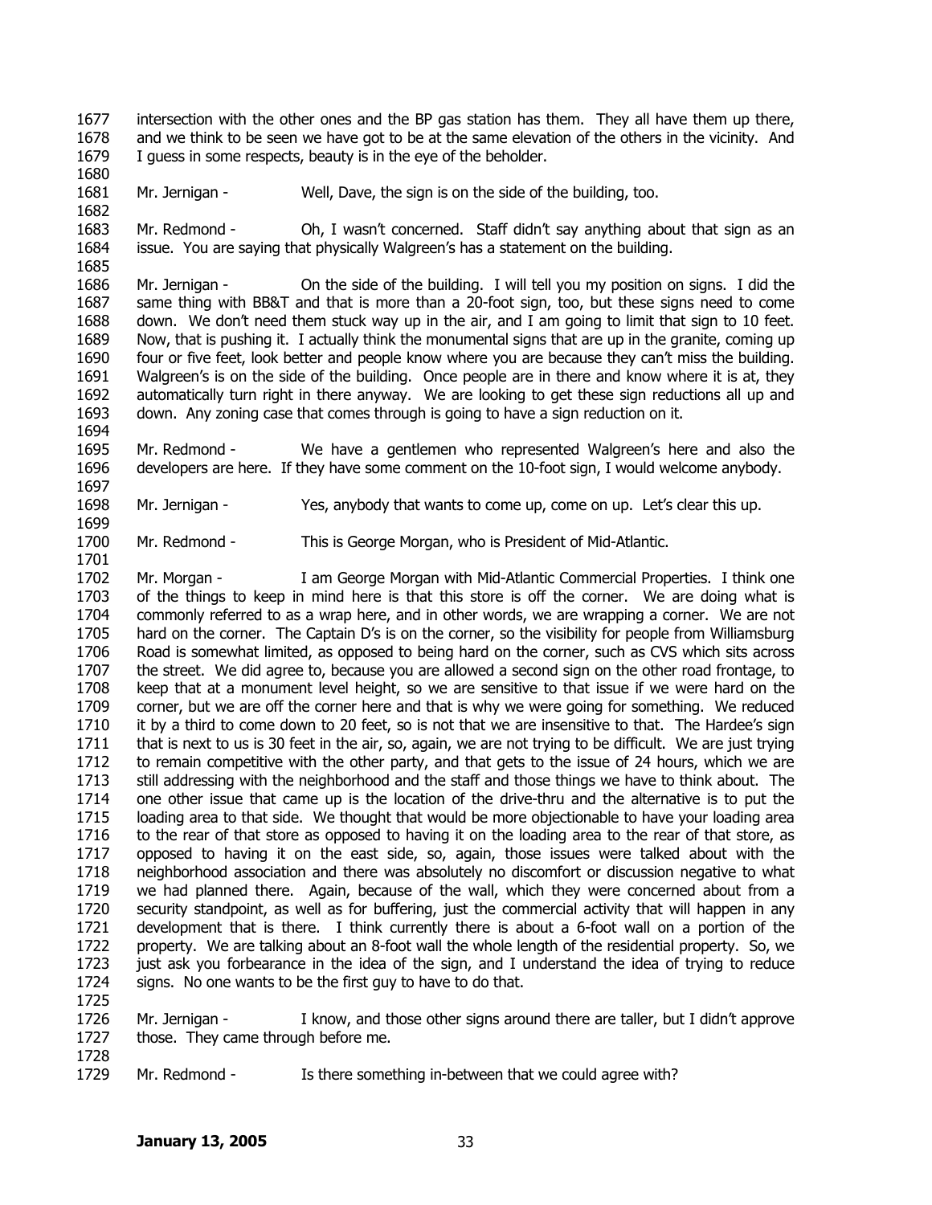intersection with the other ones and the BP gas station has them. They all have them up there, and we think to be seen we have got to be at the same elevation of the others in the vicinity. And I guess in some respects, beauty is in the eye of the beholder.

Mr. Jernigan - Well, Dave, the sign is on the side of the building, too.

Mr. Redmond - Oh, I wasn't concerned. Staff didn't say anything about that sign as an issue. You are saying that physically Walgreen's has a statement on the building.

Mr. Jernigan - On the side of the building. I will tell you my position on signs. I did the same thing with BB&T and that is more than a 20-foot sign, too, but these signs need to come down. We don't need them stuck way up in the air, and I am going to limit that sign to 10 feet. Now, that is pushing it. I actually think the monumental signs that are up in the granite, coming up four or five feet, look better and people know where you are because they can't miss the building. Walgreen's is on the side of the building. Once people are in there and know where it is at, they automatically turn right in there anyway. We are looking to get these sign reductions all up and down. Any zoning case that comes through is going to have a sign reduction on it.

Mr. Redmond - We have a gentlemen who represented Walgreen's here and also the developers are here. If they have some comment on the 10-foot sign, I would welcome anybody.

Mr. Jernigan - Yes, anybody that wants to come up, come on up. Let's clear this up.

Mr. Redmond - This is George Morgan, who is President of Mid-Atlantic.

Mr. Morgan - I am George Morgan with Mid-Atlantic Commercial Properties. I think one of the things to keep in mind here is that this store is off the corner. We are doing what is commonly referred to as a wrap here, and in other words, we are wrapping a corner. We are not hard on the corner. The Captain D's is on the corner, so the visibility for people from Williamsburg Road is somewhat limited, as opposed to being hard on the corner, such as CVS which sits across the street. We did agree to, because you are allowed a second sign on the other road frontage, to keep that at a monument level height, so we are sensitive to that issue if we were hard on the corner, but we are off the corner here and that is why we were going for something. We reduced it by a third to come down to 20 feet, so is not that we are insensitive to that. The Hardee's sign that is next to us is 30 feet in the air, so, again, we are not trying to be difficult. We are just trying to remain competitive with the other party, and that gets to the issue of 24 hours, which we are still addressing with the neighborhood and the staff and those things we have to think about. The one other issue that came up is the location of the drive-thru and the alternative is to put the loading area to that side. We thought that would be more objectionable to have your loading area to the rear of that store as opposed to having it on the loading area to the rear of that store, as opposed to having it on the east side, so, again, those issues were talked about with the neighborhood association and there was absolutely no discomfort or discussion negative to what we had planned there. Again, because of the wall, which they were concerned about from a security standpoint, as well as for buffering, just the commercial activity that will happen in any development that is there. I think currently there is about a 6-foot wall on a portion of the property. We are talking about an 8-foot wall the whole length of the residential property. So, we just ask you forbearance in the idea of the sign, and I understand the idea of trying to reduce signs. No one wants to be the first guy to have to do that.

Mr. Jernigan - I know, and those other signs around there are taller, but I didn't approve those. They came through before me.

Mr. Redmond - Is there something in-between that we could agree with?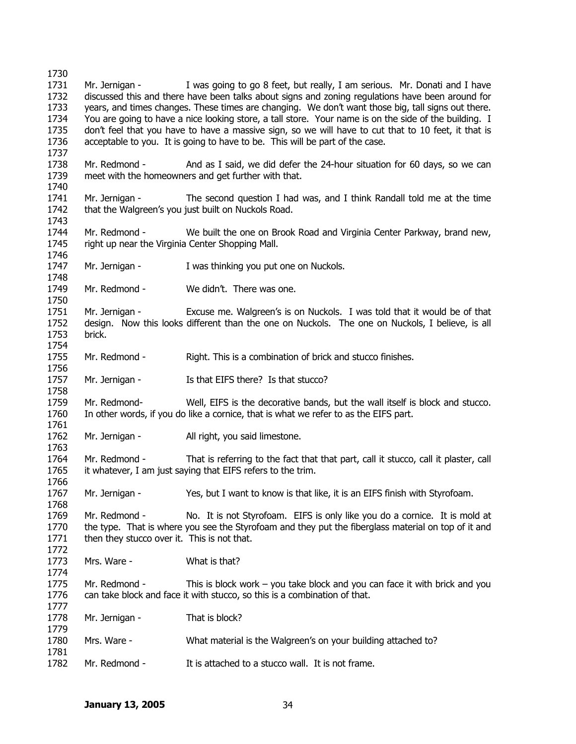Mr. Jernigan - I was going to go 8 feet, but really, I am serious. Mr. Donati and I have discussed this and there have been talks about signs and zoning regulations have been around for years, and times changes. These times are changing. We don't want those big, tall signs out there. You are going to have a nice looking store, a tall store. Your name is on the side of the building. I don't feel that you have to have a massive sign, so we will have to cut that to 10 feet, it that is acceptable to you. It is going to have to be. This will be part of the case.

Mr. Redmond - And as I said, we did defer the 24-hour situation for 60 days, so we can meet with the homeowners and get further with that.

Mr. Jernigan - The second question I had was, and I think Randall told me at the time that the Walgreen's you just built on Nuckols Road.

Mr. Redmond - We built the one on Brook Road and Virginia Center Parkway, brand new, right up near the Virginia Center Shopping Mall.

Mr. Jernigan - I was thinking you put one on Nuckols.

Mr. Redmond - We didn't. There was one.

Mr. Jernigan - Excuse me. Walgreen's is on Nuckols. I was told that it would be of that design. Now this looks different than the one on Nuckols. The one on Nuckols, I believe, is all brick.

Mr. Redmond - Right. This is a combination of brick and stucco finishes.

Mr. Jernigan - Is that EIFS there? Is that stucco?

Mr. Redmond- Well, EIFS is the decorative bands, but the wall itself is block and stucco. In other words, if you do like a cornice, that is what we refer to as the EIFS part.

Mr. Jernigan - All right, you said limestone.

Mr. Redmond - That is referring to the fact that that part, call it stucco, call it plaster, call it whatever, I am just saying that EIFS refers to the trim.

Mr. Jernigan - Yes, but I want to know is that like, it is an EIFS finish with Styrofoam.

Mr. Redmond - No. It is not Styrofoam. EIFS is only like you do a cornice. It is mold at the type. That is where you see the Styrofoam and they put the fiberglass material on top of it and then they stucco over it. This is not that.

Mrs. Ware - What is that?

Mr. Redmond - This is block work – you take block and you can face it with brick and you can take block and face it with stucco, so this is a combination of that.

Mr. Jernigan - That is block?

Mrs. Ware - What material is the Walgreen's on your building attached to?

Mr. Redmond - It is attached to a stucco wall. It is not frame.

**January 13, 2005**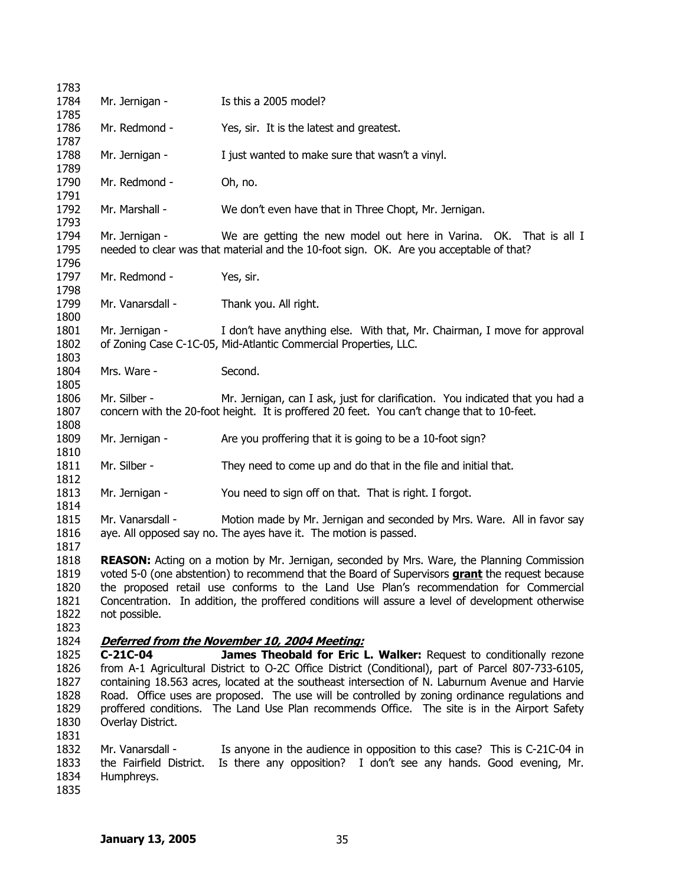Mr. Jernigan - Is this a 2005 model?

Mr. Redmond - Yes, sir. It is the latest and greatest.

Mr. Jernigan - I just wanted to make sure that wasn't a vinyl.

Mr. Redmond - Oh, no.

Mr. Marshall - We don't even have that in Three Chopt, Mr. Jernigan.

Mr. Jernigan - We are getting the new model out here in Varina. OK. That is all I needed to clear was that material and the 10-foot sign. OK. Are you acceptable of that?

Mr. Redmond - Yes, sir.

Mr. Vanarsdall - Thank you. All right.

Mr. Jernigan - I don't have anything else. With that, Mr. Chairman, I move for approval of Zoning Case C-1C-05, Mid-Atlantic Commercial Properties, LLC.

Mrs. Ware - Second.

Mr. Silber - Mr. Jernigan, can I ask, just for clarification. You indicated that you had a concern with the 20-foot height. It is proffered 20 feet. You can't change that to 10-feet.

Mr. Jernigan - Are you proffering that it is going to be a 10-foot sign?

Mr. Silber - They need to come up and do that in the file and initial that.

Mr. Jernigan - You need to sign off on that. That is right. I forgot.

Mr. Vanarsdall - Motion made by Mr. Jernigan and seconded by Mrs. Ware. All in favor say aye. All opposed say no. The ayes have it. The motion is passed.

**REASON:** Acting on a motion by Mr. Jernigan, seconded by Mrs. Ware, the Planning Commission voted 5-0 (one abstention) to recommend that the Board of Supervisors **grant** the request because the proposed retail use conforms to the Land Use Plan's recommendation for Commercial Concentration. In addition, the proffered conditions will assure a level of development otherwise not possible.

***Deferred from the November 10, 2004 Meeting:***

**C-21C-04 James Theobald for Eric L. Walker:** Request to conditionally rezone from A-1 Agricultural District to O-2C Office District (Conditional), part of Parcel 807-733-6105, containing 18.563 acres, located at the southeast intersection of N. Laburnum Avenue and Harvie Road. Office uses are proposed. The use will be controlled by zoning ordinance regulations and proffered conditions. The Land Use Plan recommends Office. The site is in the Airport Safety Overlay District.

Mr. Vanarsdall - Is anyone in the audience in opposition to this case? This is C-21C-04 in the Fairfield District. Is there any opposition? I don't see any hands. Good evening, Mr. Humphreys.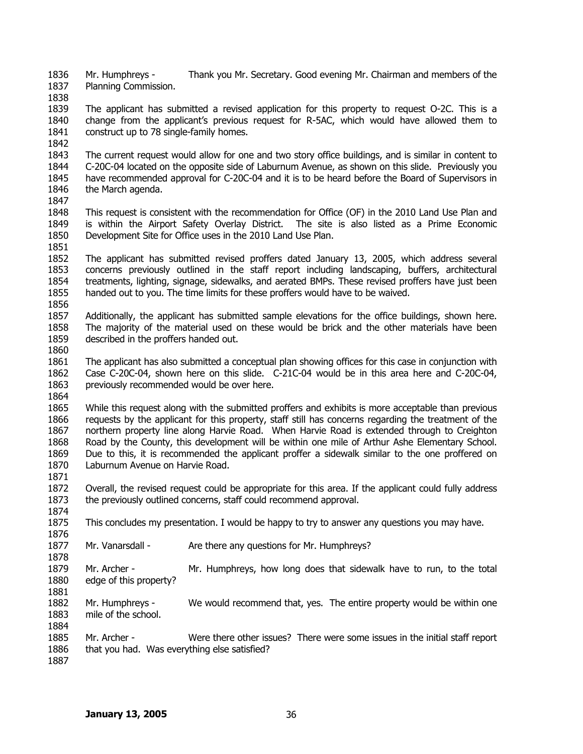Mr. Humphreys - Thank you Mr. Secretary. Good evening Mr. Chairman and members of the Planning Commission.

The applicant has submitted a revised application for this property to request O-2C. This is a change from the applicant's previous request for R-5AC, which would have allowed them to construct up to 78 single-family homes.

The current request would allow for one and two story office buildings, and is similar in content to C-20C-04 located on the opposite side of Laburnum Avenue, as shown on this slide. Previously you have recommended approval for C-20C-04 and it is to be heard before the Board of Supervisors in the March agenda.

This request is consistent with the recommendation for Office (OF) in the 2010 Land Use Plan and is within the Airport Safety Overlay District. The site is also listed as a Prime Economic Development Site for Office uses in the 2010 Land Use Plan.

The applicant has submitted revised proffers dated January 13, 2005, which address several concerns previously outlined in the staff report including landscaping, buffers, architectural treatments, lighting, signage, sidewalks, and aerated BMPs. These revised proffers have just been handed out to you. The time limits for these proffers would have to be waived.

Additionally, the applicant has submitted sample elevations for the office buildings, shown here. The majority of the material used on these would be brick and the other materials have been described in the proffers handed out.

The applicant has also submitted a conceptual plan showing offices for this case in conjunction with Case C-20C-04, shown here on this slide. C-21C-04 would be in this area here and C-20C-04, previously recommended would be over here.

While this request along with the submitted proffers and exhibits is more acceptable than previous requests by the applicant for this property, staff still has concerns regarding the treatment of the northern property line along Harvie Road. When Harvie Road is extended through to Creighton Road by the County, this development will be within one mile of Arthur Ashe Elementary School. Due to this, it is recommended the applicant proffer a sidewalk similar to the one proffered on Laburnum Avenue on Harvie Road.

Overall, the revised request could be appropriate for this area. If the applicant could fully address the previously outlined concerns, staff could recommend approval.

This concludes my presentation. I would be happy to try to answer any questions you may have.

Mr. Vanarsdall - Are there any questions for Mr. Humphreys?

Mr. Archer - Mr. Humphreys, how long does that sidewalk have to run, to the total edge of this property?

Mr. Humphreys - We would recommend that, yes. The entire property would be within one mile of the school.

Mr. Archer - Were there other issues? There were some issues in the initial staff report that you had. Was everything else satisfied?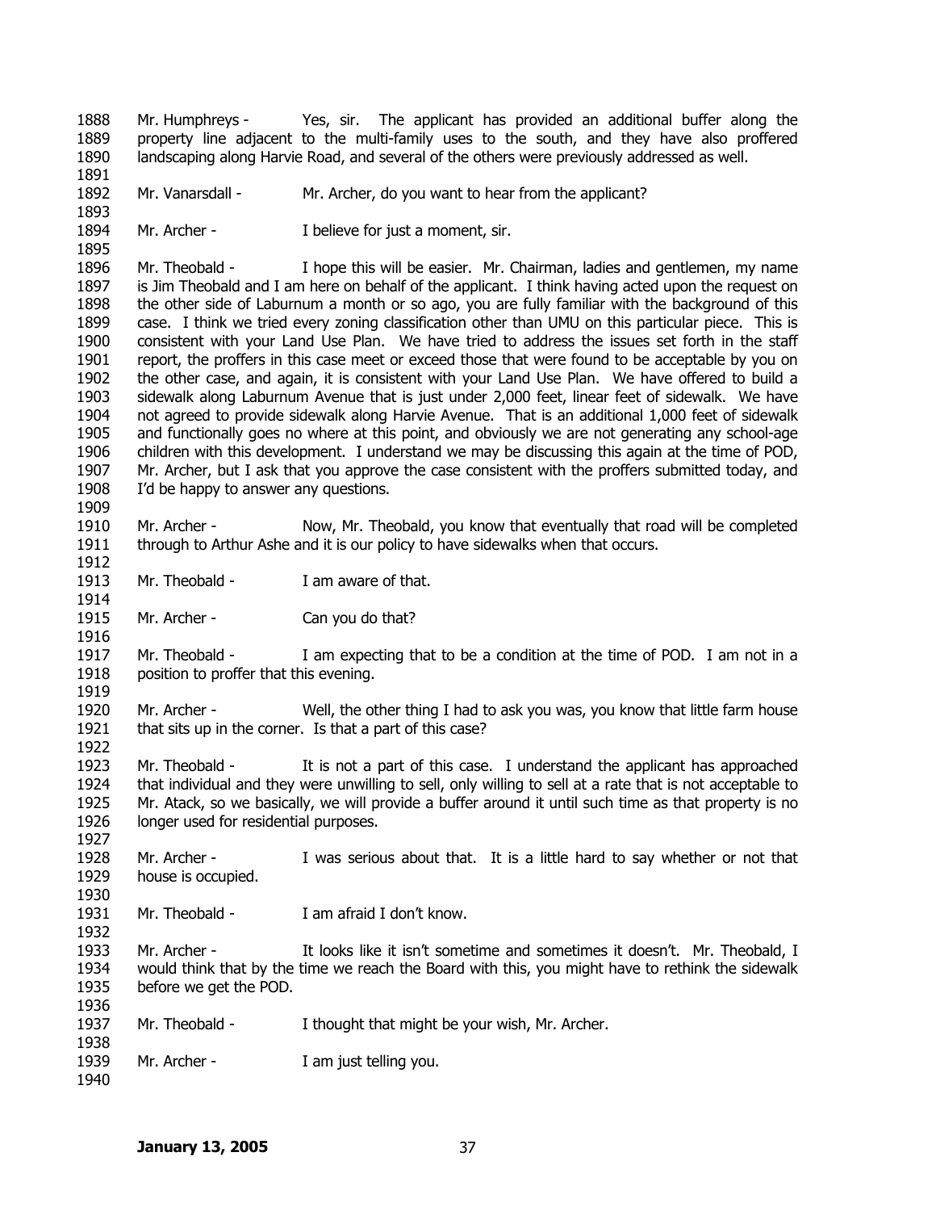Mr. Humphreys - Yes, sir. The applicant has provided an additional buffer along the property line adjacent to the multi-family uses to the south, and they have also proffered landscaping along Harvie Road, and several of the others were previously addressed as well.

Mr. Vanarsdall - Mr. Archer, do you want to hear from the applicant?

Mr. Archer - I believe for just a moment, sir.

Mr. Theobald - I hope this will be easier. Mr. Chairman, ladies and gentlemen, my name is Jim Theobald and I am here on behalf of the applicant. I think having acted upon the request on the other side of Laburnum a month or so ago, you are fully familiar with the background of this case. I think we tried every zoning classification other than UMU on this particular piece. This is consistent with your Land Use Plan. We have tried to address the issues set forth in the staff report, the proffers in this case meet or exceed those that were found to be acceptable by you on the other case, and again, it is consistent with your Land Use Plan. We have offered to build a sidewalk along Laburnum Avenue that is just under 2,000 feet, linear feet of sidewalk. We have not agreed to provide sidewalk along Harvie Avenue. That is an additional 1,000 feet of sidewalk and functionally goes no where at this point, and obviously we are not generating any school-age children with this development. I understand we may be discussing this again at the time of POD, Mr. Archer, but I ask that you approve the case consistent with the proffers submitted today, and I'd be happy to answer any questions.

Mr. Archer - Now, Mr. Theobald, you know that eventually that road will be completed through to Arthur Ashe and it is our policy to have sidewalks when that occurs.

Mr. Theobald - I am aware of that.

Mr. Archer - Can you do that?

Mr. Theobald - I am expecting that to be a condition at the time of POD. I am not in a position to proffer that this evening.

Mr. Archer - Well, the other thing I had to ask you was, you know that little farm house that sits up in the corner. Is that a part of this case?

Mr. Theobald - It is not a part of this case. I understand the applicant has approached that individual and they were unwilling to sell, only willing to sell at a rate that is not acceptable to Mr. Atack, so we basically, we will provide a buffer around it until such time as that property is no longer used for residential purposes.

Mr. Archer - I was serious about that. It is a little hard to say whether or not that house is occupied.

Mr. Theobald - I am afraid I don't know.

Mr. Archer - It looks like it isn't sometime and sometimes it doesn't. Mr. Theobald, I would think that by the time we reach the Board with this, you might have to rethink the sidewalk before we get the POD.

Mr. Theobald - I thought that might be your wish, Mr. Archer.

Mr. Archer - I am just telling you.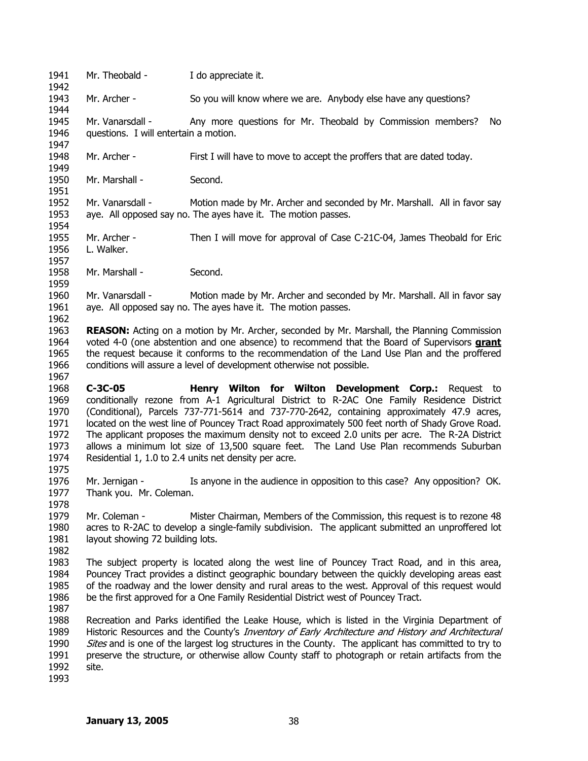Mr. Theobald - I do appreciate it.

Mr. Archer - So you will know where we are. Anybody else have any questions?

Mr. Vanarsdall - Any more questions for Mr. Theobald by Commission members? No questions. I will entertain a motion.

Mr. Archer - First I will have to move to accept the proffers that are dated today.

Mr. Marshall - Second.

Mr. Vanarsdall - Motion made by Mr. Archer and seconded by Mr. Marshall. All in favor say aye. All opposed say no. The ayes have it. The motion passes.

Mr. Archer - Then I will move for approval of Case C-21C-04, James Theobald for Eric L. Walker.

Mr. Marshall - Second.

Mr. Vanarsdall - Motion made by Mr. Archer and seconded by Mr. Marshall. All in favor say aye. All opposed say no. The ayes have it. The motion passes.

**REASON:** Acting on a motion by Mr. Archer, seconded by Mr. Marshall, the Planning Commission voted 4-0 (one abstention and one absence) to recommend that the Board of Supervisors **grant** the request because it conforms to the recommendation of the Land Use Plan and the proffered conditions will assure a level of development otherwise not possible.

**C-3C-05 Henry Wilton for Wilton Development Corp.:** Request to conditionally rezone from A-1 Agricultural District to R-2AC One Family Residence District (Conditional), Parcels 737-771-5614 and 737-770-2642, containing approximately 47.9 acres, located on the west line of Pouncey Tract Road approximately 500 feet north of Shady Grove Road. The applicant proposes the maximum density not to exceed 2.0 units per acre. The R-2A District allows a minimum lot size of 13,500 square feet. The Land Use Plan recommends Suburban Residential 1, 1.0 to 2.4 units net density per acre.

Mr. Jernigan - Is anyone in the audience in opposition to this case? Any opposition? OK. Thank you. Mr. Coleman.

Mr. Coleman - Mister Chairman, Members of the Commission, this request is to rezone 48 acres to R-2AC to develop a single-family subdivision. The applicant submitted an unproffered lot layout showing 72 building lots.

The subject property is located along the west line of Pouncey Tract Road, and in this area, Pouncey Tract provides a distinct geographic boundary between the quickly developing areas east of the roadway and the lower density and rural areas to the west. Approval of this request would be the first approved for a One Family Residential District west of Pouncey Tract.

Recreation and Parks identified the Leake House, which is listed in the Virginia Department of Historic Resources and the County's *Inventory of Early Architecture and History and Architectural Sites* and is one of the largest log structures in the County. The applicant has committed to try to preserve the structure, or otherwise allow County staff to photograph or retain artifacts from the site.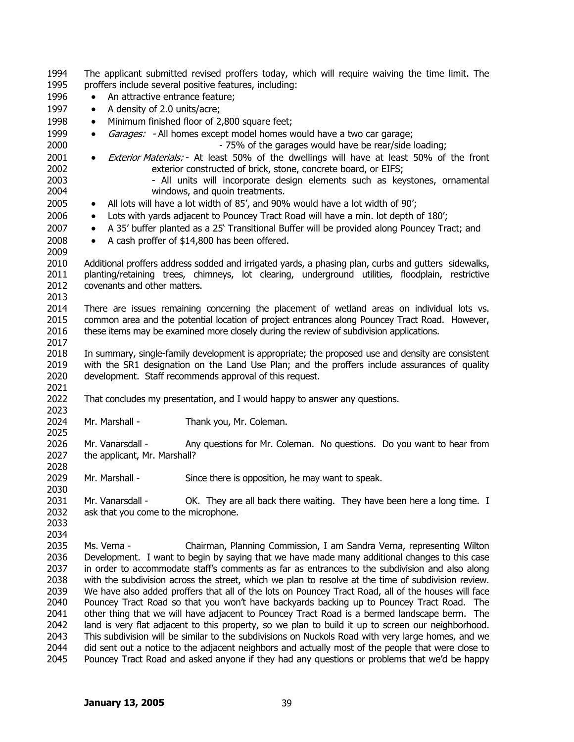The applicant submitted revised proffers today, which will require waiving the time limit. The proffers include several positive features, including:

- An attractive entrance feature;
- A density of 2.0 units/acre;
- Minimum finished floor of 2,800 square feet;
- *Garages:* - All homes except model homes would have a two car garage;
  - 75% of the garages would have be rear/side loading;
- *Exterior Materials:* - At least 50% of the dwellings will have at least 50% of the front exterior constructed of brick, stone, concrete board, or EIFS;
  - All units will incorporate design elements such as keystones, ornamental windows, and quoin treatments.
- All lots will have a lot width of 85', and 90% would have a lot width of 90';
- Lots with yards adjacent to Pouncey Tract Road will have a min. lot depth of 180';
- A 35' buffer planted as a 25' Transitional Buffer will be provided along Pouncey Tract; and
- A cash proffer of $14,800 has been offered.

Additional proffers address sodded and irrigated yards, a phasing plan, curbs and gutters sidewalks, planting/retaining trees, chimneys, lot clearing, underground utilities, floodplain, restrictive covenants and other matters.

There are issues remaining concerning the placement of wetland areas on individual lots vs. common area and the potential location of project entrances along Pouncey Tract Road. However, these items may be examined more closely during the review of subdivision applications.

In summary, single-family development is appropriate; the proposed use and density are consistent with the SR1 designation on the Land Use Plan; and the proffers include assurances of quality development. Staff recommends approval of this request.

That concludes my presentation, and I would happy to answer any questions.

Mr. Marshall - Thank you, Mr. Coleman.

Mr. Vanarsdall - Any questions for Mr. Coleman. No questions. Do you want to hear from the applicant, Mr. Marshall?

Mr. Marshall - Since there is opposition, he may want to speak.

Mr. Vanarsdall - OK. They are all back there waiting. They have been here a long time. I ask that you come to the microphone.

Ms. Verna - Chairman, Planning Commission, I am Sandra Verna, representing Wilton Development. I want to begin by saying that we have made many additional changes to this case in order to accommodate staff's comments as far as entrances to the subdivision and also along with the subdivision across the street, which we plan to resolve at the time of subdivision review. We have also added proffers that all of the lots on Pouncey Tract Road, all of the houses will face Pouncey Tract Road so that you won't have backyards backing up to Pouncey Tract Road. The other thing that we will have adjacent to Pouncey Tract Road is a bermed landscape berm. The land is very flat adjacent to this property, so we plan to build it up to screen our neighborhood. This subdivision will be similar to the subdivisions on Nuckols Road with very large homes, and we did sent out a notice to the adjacent neighbors and actually most of the people that were close to Pouncey Tract Road and asked anyone if they had any questions or problems that we'd be happy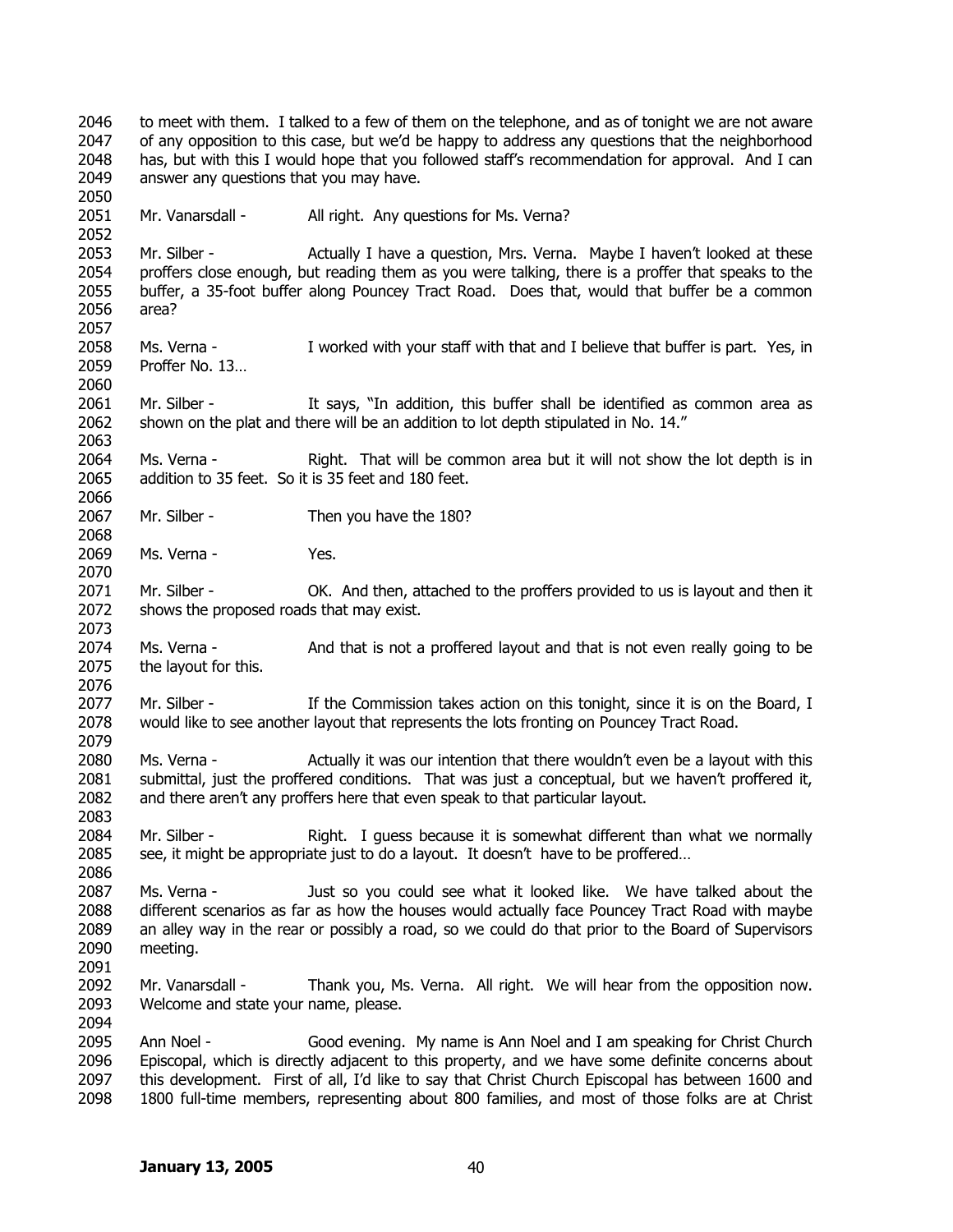to meet with them. I talked to a few of them on the telephone, and as of tonight we are not aware of any opposition to this case, but we'd be happy to address any questions that the neighborhood has, but with this I would hope that you followed staff's recommendation for approval. And I can answer any questions that you may have.

Mr. Vanarsdall - All right. Any questions for Ms. Verna?

Mr. Silber - Actually I have a question, Mrs. Verna. Maybe I haven't looked at these proffers close enough, but reading them as you were talking, there is a proffer that speaks to the buffer, a 35-foot buffer along Pouncey Tract Road. Does that, would that buffer be a common area?

Ms. Verna - I worked with your staff with that and I believe that buffer is part. Yes, in Proffer No. 13…

Mr. Silber - It says, "In addition, this buffer shall be identified as common area as shown on the plat and there will be an addition to lot depth stipulated in No. 14."

Ms. Verna - Right. That will be common area but it will not show the lot depth is in addition to 35 feet. So it is 35 feet and 180 feet.

Mr. Silber - Then you have the 180?

Ms. Verna - Yes.

Mr. Silber - OK. And then, attached to the proffers provided to us is layout and then it shows the proposed roads that may exist.

Ms. Verna - And that is not a proffered layout and that is not even really going to be the layout for this.

Mr. Silber - If the Commission takes action on this tonight, since it is on the Board, I would like to see another layout that represents the lots fronting on Pouncey Tract Road.

Ms. Verna - Actually it was our intention that there wouldn't even be a layout with this submittal, just the proffered conditions. That was just a conceptual, but we haven't proffered it, and there aren't any proffers here that even speak to that particular layout.

Mr. Silber - Right. I guess because it is somewhat different than what we normally see, it might be appropriate just to do a layout. It doesn't have to be proffered…

Ms. Verna - Just so you could see what it looked like. We have talked about the different scenarios as far as how the houses would actually face Pouncey Tract Road with maybe an alley way in the rear or possibly a road, so we could do that prior to the Board of Supervisors meeting.

Mr. Vanarsdall - Thank you, Ms. Verna. All right. We will hear from the opposition now. Welcome and state your name, please.

Ann Noel - Good evening. My name is Ann Noel and I am speaking for Christ Church Episcopal, which is directly adjacent to this property, and we have some definite concerns about this development. First of all, I'd like to say that Christ Church Episcopal has between 1600 and 1800 full-time members, representing about 800 families, and most of those folks are at Christ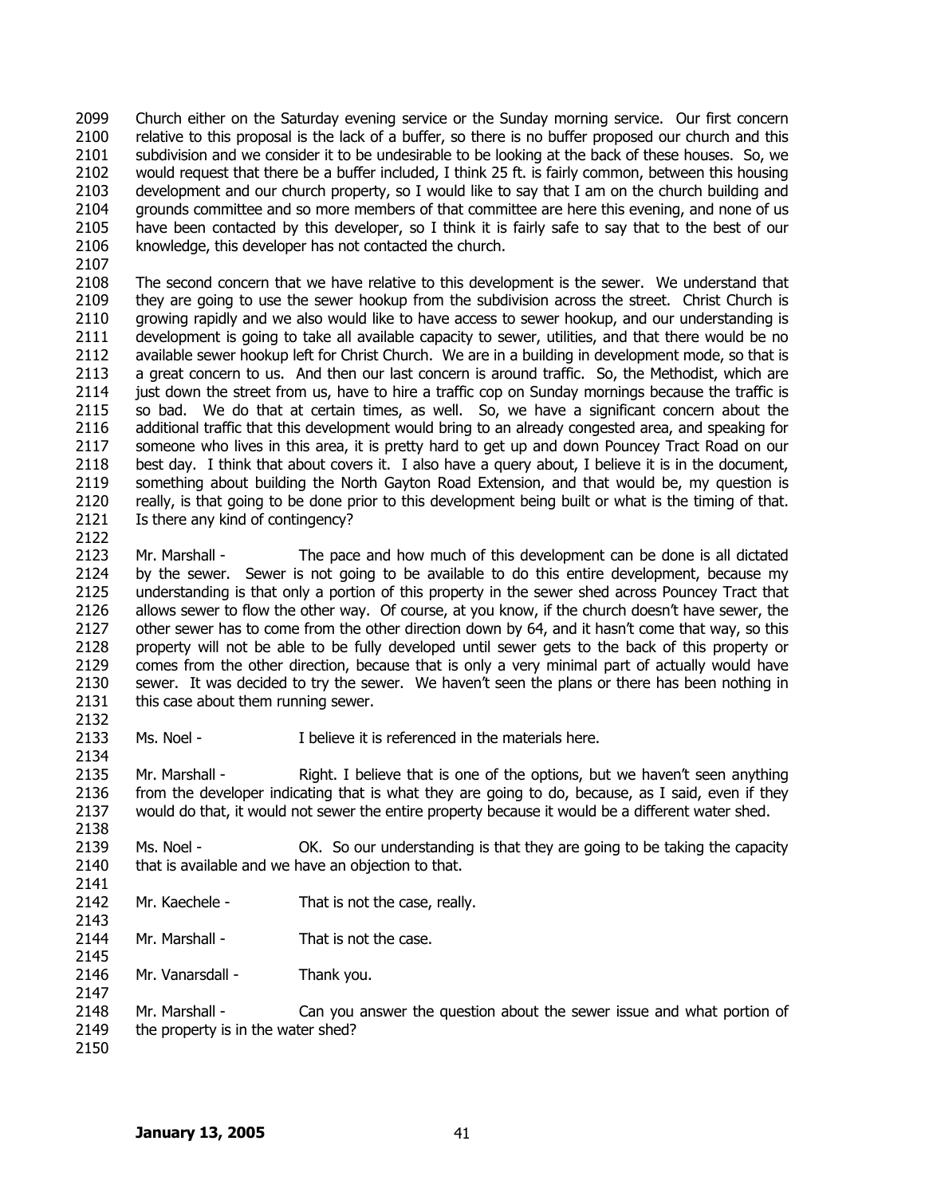Church either on the Saturday evening service or the Sunday morning service. Our first concern relative to this proposal is the lack of a buffer, so there is no buffer proposed our church and this subdivision and we consider it to be undesirable to be looking at the back of these houses. So, we would request that there be a buffer included, I think 25 ft. is fairly common, between this housing development and our church property, so I would like to say that I am on the church building and grounds committee and so more members of that committee are here this evening, and none of us have been contacted by this developer, so I think it is fairly safe to say that to the best of our knowledge, this developer has not contacted the church.

The second concern that we have relative to this development is the sewer. We understand that they are going to use the sewer hookup from the subdivision across the street. Christ Church is growing rapidly and we also would like to have access to sewer hookup, and our understanding is development is going to take all available capacity to sewer, utilities, and that there would be no available sewer hookup left for Christ Church. We are in a building in development mode, so that is a great concern to us. And then our last concern is around traffic. So, the Methodist, which are just down the street from us, have to hire a traffic cop on Sunday mornings because the traffic is so bad. We do that at certain times, as well. So, we have a significant concern about the additional traffic that this development would bring to an already congested area, and speaking for someone who lives in this area, it is pretty hard to get up and down Pouncey Tract Road on our best day. I think that about covers it. I also have a query about, I believe it is in the document, something about building the North Gayton Road Extension, and that would be, my question is really, is that going to be done prior to this development being built or what is the timing of that. Is there any kind of contingency?

Mr. Marshall - The pace and how much of this development can be done is all dictated by the sewer. Sewer is not going to be available to do this entire development, because my understanding is that only a portion of this property in the sewer shed across Pouncey Tract that allows sewer to flow the other way. Of course, at you know, if the church doesn't have sewer, the other sewer has to come from the other direction down by 64, and it hasn't come that way, so this property will not be able to be fully developed until sewer gets to the back of this property or comes from the other direction, because that is only a very minimal part of actually would have sewer. It was decided to try the sewer. We haven't seen the plans or there has been nothing in this case about them running sewer.

Ms. Noel - I believe it is referenced in the materials here.

Mr. Marshall - Right. I believe that is one of the options, but we haven't seen anything from the developer indicating that is what they are going to do, because, as I said, even if they would do that, it would not sewer the entire property because it would be a different water shed.

Ms. Noel - OK. So our understanding is that they are going to be taking the capacity that is available and we have an objection to that.

Mr. Kaechele - That is not the case, really.

Mr. Marshall - That is not the case.

Mr. Vanarsdall - Thank you.

Mr. Marshall - Can you answer the question about the sewer issue and what portion of the property is in the water shed?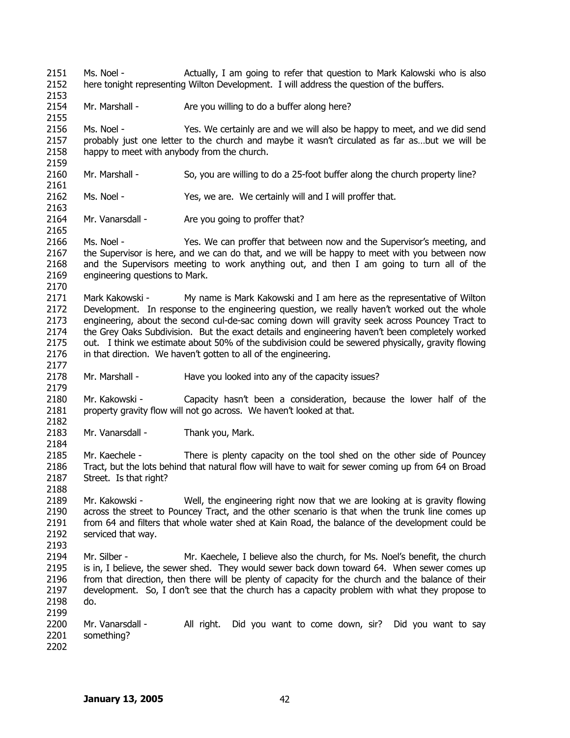Ms. Noel - Actually, I am going to refer that question to Mark Kalowski who is also here tonight representing Wilton Development. I will address the question of the buffers.

Mr. Marshall - Are you willing to do a buffer along here?

Ms. Noel - Yes. We certainly are and we will also be happy to meet, and we did send probably just one letter to the church and maybe it wasn't circulated as far as…but we will be happy to meet with anybody from the church.

Mr. Marshall - So, you are willing to do a 25-foot buffer along the church property line?

Ms. Noel - Yes, we are. We certainly will and I will proffer that.

Mr. Vanarsdall - Are you going to proffer that?

Ms. Noel - Yes. We can proffer that between now and the Supervisor's meeting, and the Supervisor is here, and we can do that, and we will be happy to meet with you between now and the Supervisors meeting to work anything out, and then I am going to turn all of the engineering questions to Mark.

Mark Kakowski - My name is Mark Kakowski and I am here as the representative of Wilton Development. In response to the engineering question, we really haven't worked out the whole engineering, about the second cul-de-sac coming down will gravity seek across Pouncey Tract to the Grey Oaks Subdivision. But the exact details and engineering haven't been completely worked out. I think we estimate about 50% of the subdivision could be sewered physically, gravity flowing in that direction. We haven't gotten to all of the engineering.

Mr. Marshall - Have you looked into any of the capacity issues?

Mr. Kakowski - Capacity hasn't been a consideration, because the lower half of the property gravity flow will not go across. We haven't looked at that.

Mr. Vanarsdall - Thank you, Mark.

Mr. Kaechele - There is plenty capacity on the tool shed on the other side of Pouncey Tract, but the lots behind that natural flow will have to wait for sewer coming up from 64 on Broad Street. Is that right?

Mr. Kakowski - Well, the engineering right now that we are looking at is gravity flowing across the street to Pouncey Tract, and the other scenario is that when the trunk line comes up from 64 and filters that whole water shed at Kain Road, the balance of the development could be serviced that way.

Mr. Silber - Mr. Kaechele, I believe also the church, for Ms. Noel's benefit, the church is in, I believe, the sewer shed. They would sewer back down toward 64. When sewer comes up from that direction, then there will be plenty of capacity for the church and the balance of their development. So, I don't see that the church has a capacity problem with what they propose to do.

Mr. Vanarsdall - All right. Did you want to come down, sir? Did you want to say something?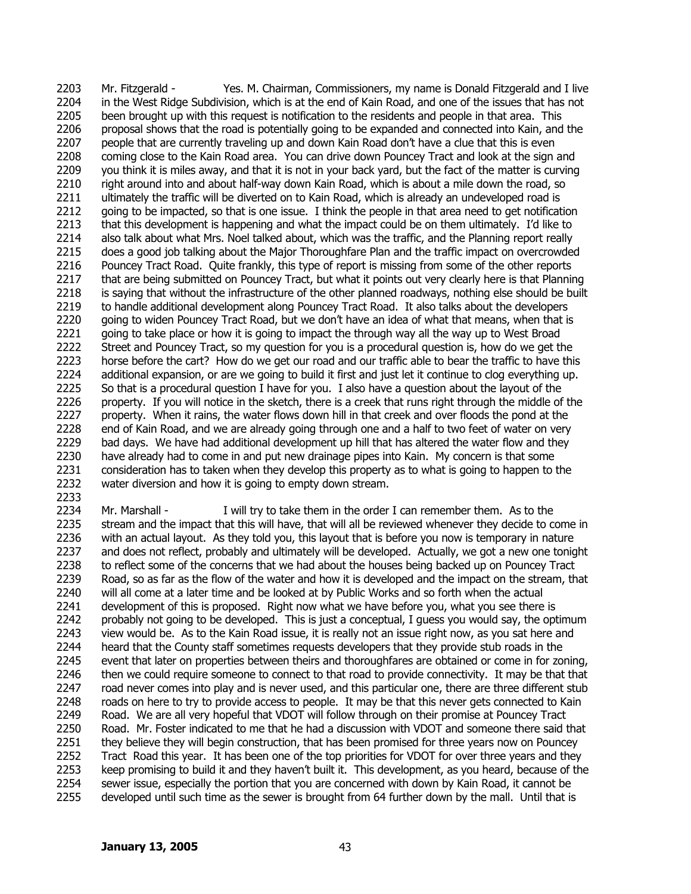Mr. Fitzgerald - Yes. M. Chairman, Commissioners, my name is Donald Fitzgerald and I live in the West Ridge Subdivision, which is at the end of Kain Road, and one of the issues that has not been brought up with this request is notification to the residents and people in that area. This proposal shows that the road is potentially going to be expanded and connected into Kain, and the people that are currently traveling up and down Kain Road don't have a clue that this is even coming close to the Kain Road area. You can drive down Pouncey Tract and look at the sign and you think it is miles away, and that it is not in your back yard, but the fact of the matter is curving right around into and about half-way down Kain Road, which is about a mile down the road, so ultimately the traffic will be diverted on to Kain Road, which is already an undeveloped road is going to be impacted, so that is one issue. I think the people in that area need to get notification that this development is happening and what the impact could be on them ultimately. I'd like to also talk about what Mrs. Noel talked about, which was the traffic, and the Planning report really does a good job talking about the Major Thoroughfare Plan and the traffic impact on overcrowded Pouncey Tract Road. Quite frankly, this type of report is missing from some of the other reports that are being submitted on Pouncey Tract, but what it points out very clearly here is that Planning is saying that without the infrastructure of the other planned roadways, nothing else should be built to handle additional development along Pouncey Tract Road. It also talks about the developers going to widen Pouncey Tract Road, but we don't have an idea of what that means, when that is going to take place or how it is going to impact the through way all the way up to West Broad Street and Pouncey Tract, so my question for you is a procedural question is, how do we get the horse before the cart? How do we get our road and our traffic able to bear the traffic to have this additional expansion, or are we going to build it first and just let it continue to clog everything up. So that is a procedural question I have for you. I also have a question about the layout of the property. If you will notice in the sketch, there is a creek that runs right through the middle of the property. When it rains, the water flows down hill in that creek and over floods the pond at the end of Kain Road, and we are already going through one and a half to two feet of water on very bad days. We have had additional development up hill that has altered the water flow and they have already had to come in and put new drainage pipes into Kain. My concern is that some consideration has to taken when they develop this property as to what is going to happen to the water diversion and how it is going to empty down stream.

Mr. Marshall - I will try to take them in the order I can remember them. As to the stream and the impact that this will have, that will all be reviewed whenever they decide to come in with an actual layout. As they told you, this layout that is before you now is temporary in nature and does not reflect, probably and ultimately will be developed. Actually, we got a new one tonight to reflect some of the concerns that we had about the houses being backed up on Pouncey Tract Road, so as far as the flow of the water and how it is developed and the impact on the stream, that will all come at a later time and be looked at by Public Works and so forth when the actual development of this is proposed. Right now what we have before you, what you see there is probably not going to be developed. This is just a conceptual, I guess you would say, the optimum view would be. As to the Kain Road issue, it is really not an issue right now, as you sat here and heard that the County staff sometimes requests developers that they provide stub roads in the event that later on properties between theirs and thoroughfares are obtained or come in for zoning, then we could require someone to connect to that road to provide connectivity. It may be that that road never comes into play and is never used, and this particular one, there are three different stub roads on here to try to provide access to people. It may be that this never gets connected to Kain Road. We are all very hopeful that VDOT will follow through on their promise at Pouncey Tract Road. Mr. Foster indicated to me that he had a discussion with VDOT and someone there said that they believe they will begin construction, that has been promised for three years now on Pouncey Tract Road this year. It has been one of the top priorities for VDOT for over three years and they keep promising to build it and they haven't built it. This development, as you heard, because of the sewer issue, especially the portion that you are concerned with down by Kain Road, it cannot be developed until such time as the sewer is brought from 64 further down by the mall. Until that is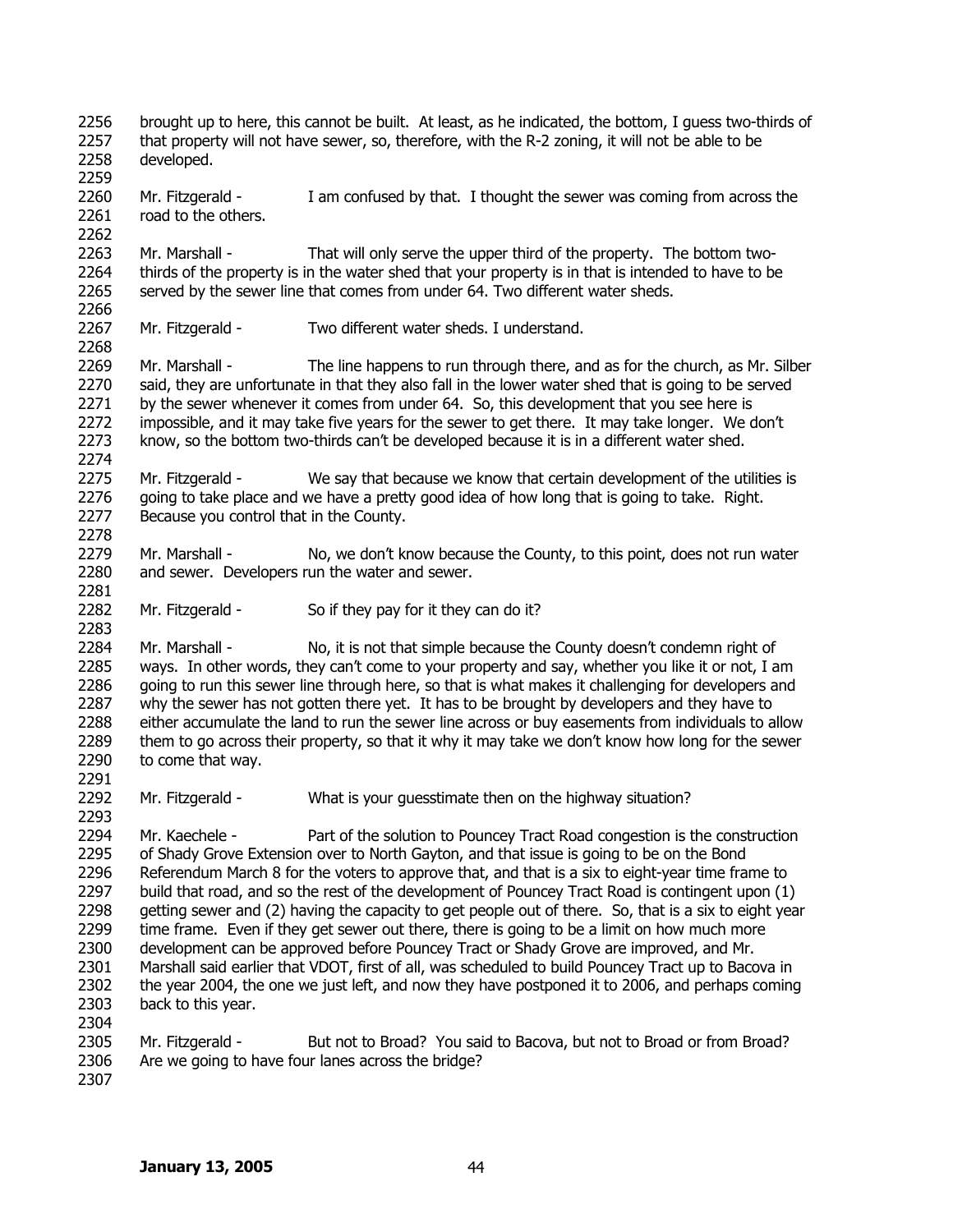brought up to here, this cannot be built. At least, as he indicated, the bottom, I guess two-thirds of that property will not have sewer, so, therefore, with the R-2 zoning, it will not be able to be developed.

Mr. Fitzgerald - I am confused by that. I thought the sewer was coming from across the road to the others.

Mr. Marshall - That will only serve the upper third of the property. The bottom two-thirds of the property is in the water shed that your property is in that is intended to have to be served by the sewer line that comes from under 64. Two different water sheds.

Mr. Fitzgerald - Two different water sheds. I understand.

Mr. Marshall - The line happens to run through there, and as for the church, as Mr. Silber said, they are unfortunate in that they also fall in the lower water shed that is going to be served by the sewer whenever it comes from under 64. So, this development that you see here is impossible, and it may take five years for the sewer to get there. It may take longer. We don't know, so the bottom two-thirds can't be developed because it is in a different water shed.

Mr. Fitzgerald - We say that because we know that certain development of the utilities is going to take place and we have a pretty good idea of how long that is going to take. Right. Because you control that in the County.

Mr. Marshall - No, we don't know because the County, to this point, does not run water and sewer. Developers run the water and sewer.

Mr. Fitzgerald - So if they pay for it they can do it?

Mr. Marshall - No, it is not that simple because the County doesn't condemn right of ways. In other words, they can't come to your property and say, whether you like it or not, I am going to run this sewer line through here, so that is what makes it challenging for developers and why the sewer has not gotten there yet. It has to be brought by developers and they have to either accumulate the land to run the sewer line across or buy easements from individuals to allow them to go across their property, so that it why it may take we don't know how long for the sewer to come that way.

Mr. Fitzgerald - What is your guesstimate then on the highway situation?

Mr. Kaechele - Part of the solution to Pouncey Tract Road congestion is the construction of Shady Grove Extension over to North Gayton, and that issue is going to be on the Bond Referendum March 8 for the voters to approve that, and that is a six to eight-year time frame to build that road, and so the rest of the development of Pouncey Tract Road is contingent upon (1) getting sewer and (2) having the capacity to get people out of there. So, that is a six to eight year time frame. Even if they get sewer out there, there is going to be a limit on how much more development can be approved before Pouncey Tract or Shady Grove are improved, and Mr. Marshall said earlier that VDOT, first of all, was scheduled to build Pouncey Tract up to Bacova in the year 2004, the one we just left, and now they have postponed it to 2006, and perhaps coming back to this year.

Mr. Fitzgerald - But not to Broad? You said to Bacova, but not to Broad or from Broad? Are we going to have four lanes across the bridge?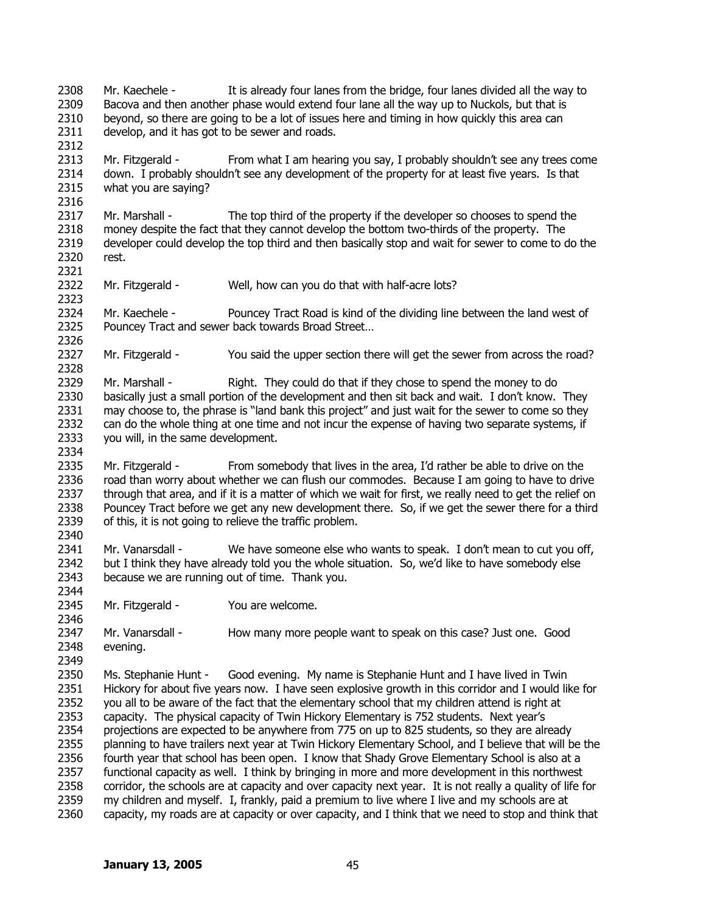2308 Mr. Kaechele - It is already four lanes from the bridge, four lanes divided all the way to
2309 Bacova and then another phase would extend four lane all the way up to Nuckols, but that is
2310 beyond, so there are going to be a lot of issues here and timing in how quickly this area can
2311 develop, and it has got to be sewer and roads.
2312
2313 Mr. Fitzgerald - From what I am hearing you say, I probably shouldn't see any trees come
2314 down. I probably shouldn't see any development of the property for at least five years. Is that
2315 what you are saying?
2316
2317 Mr. Marshall - The top third of the property if the developer so chooses to spend the
2318 money despite the fact that they cannot develop the bottom two-thirds of the property. The
2319 developer could develop the top third and then basically stop and wait for sewer to come to do the
2320 rest.
2321
2322 Mr. Fitzgerald - Well, how can you do that with half-acre lots?
2323
2324 Mr. Kaechele - Pouncey Tract Road is kind of the dividing line between the land west of
2325 Pouncey Tract and sewer back towards Broad Street…
2326
2327 Mr. Fitzgerald - You said the upper section there will get the sewer from across the road?
2328
2329 Mr. Marshall - Right. They could do that if they chose to spend the money to do
2330 basically just a small portion of the development and then sit back and wait. I don't know. They
2331 may choose to, the phrase is "land bank this project" and just wait for the sewer to come so they
2332 can do the whole thing at one time and not incur the expense of having two separate systems, if
2333 you will, in the same development.
2334
2335 Mr. Fitzgerald - From somebody that lives in the area, I'd rather be able to drive on the
2336 road than worry about whether we can flush our commodes. Because I am going to have to drive
2337 through that area, and if it is a matter of which we wait for first, we really need to get the relief on
2338 Pouncey Tract before we get any new development there. So, if we get the sewer there for a third
2339 of this, it is not going to relieve the traffic problem.
2340
2341 Mr. Vanarsdall - We have someone else who wants to speak. I don't mean to cut you off,
2342 but I think they have already told you the whole situation. So, we'd like to have somebody else
2343 because we are running out of time. Thank you.
2344
2345 Mr. Fitzgerald - You are welcome.
2346
2347 Mr. Vanarsdall - How many more people want to speak on this case? Just one. Good
2348 evening.
2349
2350 Ms. Stephanie Hunt - Good evening. My name is Stephanie Hunt and I have lived in Twin
2351 Hickory for about five years now. I have seen explosive growth in this corridor and I would like for
2352 you all to be aware of the fact that the elementary school that my children attend is right at
2353 capacity. The physical capacity of Twin Hickory Elementary is 752 students. Next year's
2354 projections are expected to be anywhere from 775 on up to 825 students, so they are already
2355 planning to have trailers next year at Twin Hickory Elementary School, and I believe that will be the
2356 fourth year that school has been open. I know that Shady Grove Elementary School is also at a
2357 functional capacity as well. I think by bringing in more and more development in this northwest
2358 corridor, the schools are at capacity and over capacity next year. It is not really a quality of life for
2359 my children and myself. I, frankly, paid a premium to live where I live and my schools are at
2360 capacity, my roads are at capacity or over capacity, and I think that we need to stop and think that

**January 13, 2005**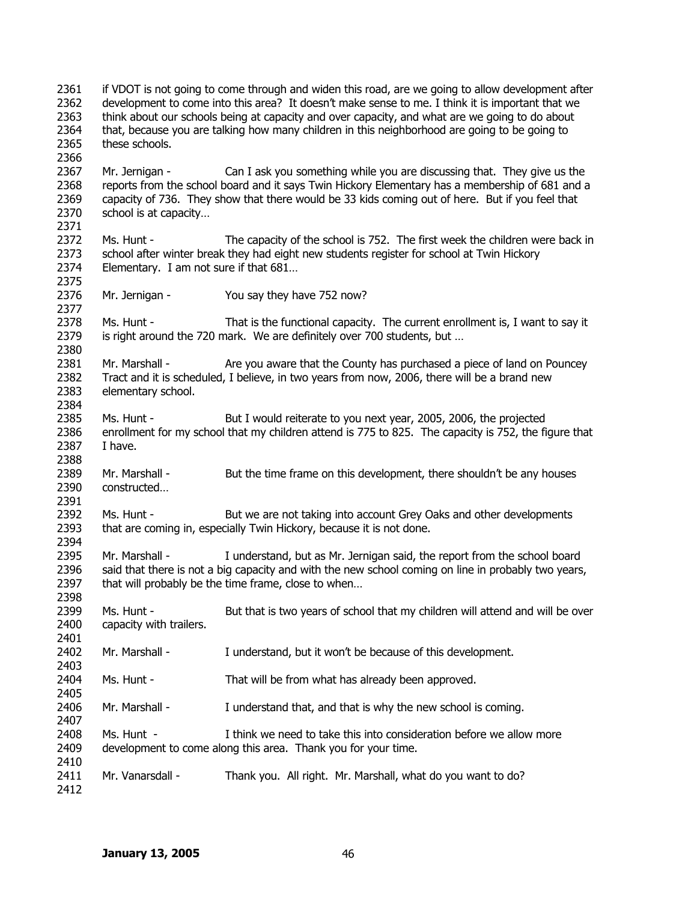if VDOT is not going to come through and widen this road, are we going to allow development after development to come into this area? It doesn't make sense to me. I think it is important that we think about our schools being at capacity and over capacity, and what are we going to do about that, because you are talking how many children in this neighborhood are going to be going to these schools.

Mr. Jernigan - Can I ask you something while you are discussing that. They give us the reports from the school board and it says Twin Hickory Elementary has a membership of 681 and a capacity of 736. They show that there would be 33 kids coming out of here. But if you feel that school is at capacity…

Ms. Hunt - The capacity of the school is 752. The first week the children were back in school after winter break they had eight new students register for school at Twin Hickory Elementary. I am not sure if that 681…

Mr. Jernigan - You say they have 752 now?

Ms. Hunt - That is the functional capacity. The current enrollment is, I want to say it is right around the 720 mark. We are definitely over 700 students, but …

Mr. Marshall - Are you aware that the County has purchased a piece of land on Pouncey Tract and it is scheduled, I believe, in two years from now, 2006, there will be a brand new elementary school.

Ms. Hunt - But I would reiterate to you next year, 2005, 2006, the projected enrollment for my school that my children attend is 775 to 825. The capacity is 752, the figure that I have.

Mr. Marshall - But the time frame on this development, there shouldn't be any houses constructed…

Ms. Hunt - But we are not taking into account Grey Oaks and other developments that are coming in, especially Twin Hickory, because it is not done.

Mr. Marshall - I understand, but as Mr. Jernigan said, the report from the school board said that there is not a big capacity and with the new school coming on line in probably two years, that will probably be the time frame, close to when…

Ms. Hunt - But that is two years of school that my children will attend and will be over capacity with trailers.

Mr. Marshall - I understand, but it won't be because of this development.

Ms. Hunt - That will be from what has already been approved.

Mr. Marshall - I understand that, and that is why the new school is coming.

Ms. Hunt - I think we need to take this into consideration before we allow more development to come along this area. Thank you for your time.

Mr. Vanarsdall - Thank you. All right. Mr. Marshall, what do you want to do?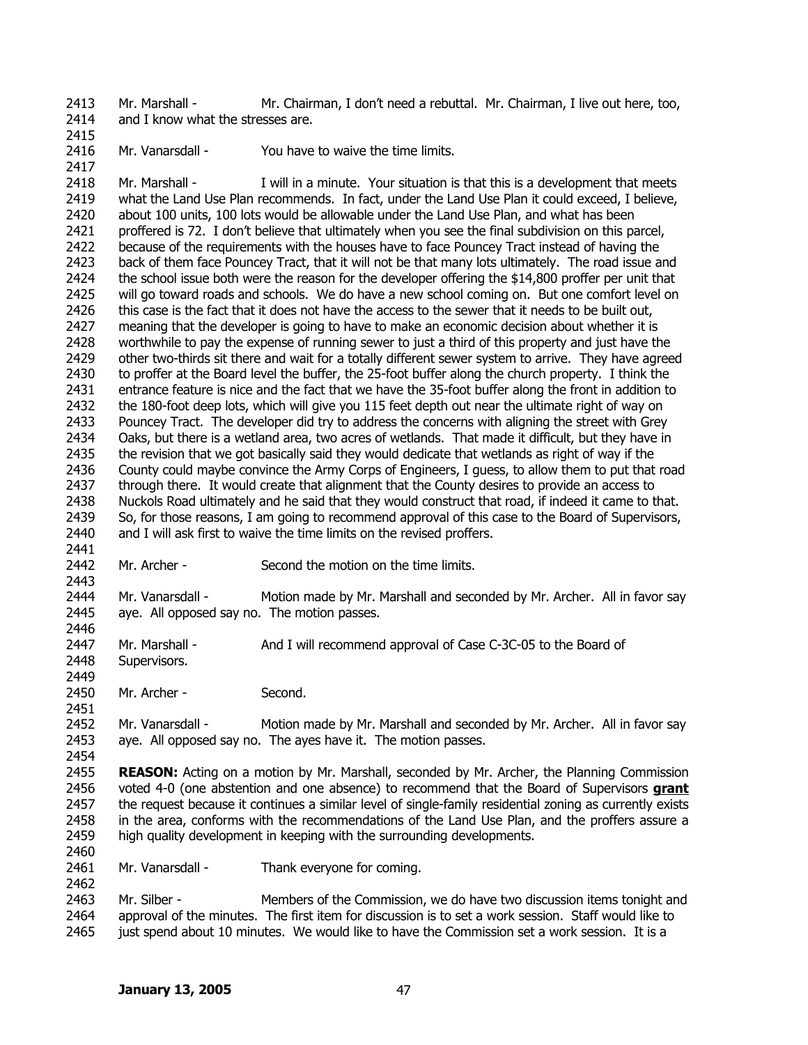Mr. Marshall - Mr. Chairman, I don't need a rebuttal. Mr. Chairman, I live out here, too, and I know what the stresses are.

Mr. Vanarsdall - You have to waive the time limits.

Mr. Marshall - I will in a minute. Your situation is that this is a development that meets what the Land Use Plan recommends. In fact, under the Land Use Plan it could exceed, I believe, about 100 units, 100 lots would be allowable under the Land Use Plan, and what has been proffered is 72. I don't believe that ultimately when you see the final subdivision on this parcel, because of the requirements with the houses have to face Pouncey Tract instead of having the back of them face Pouncey Tract, that it will not be that many lots ultimately. The road issue and the school issue both were the reason for the developer offering the $14,800 proffer per unit that will go toward roads and schools. We do have a new school coming on. But one comfort level on this case is the fact that it does not have the access to the sewer that it needs to be built out, meaning that the developer is going to have to make an economic decision about whether it is worthwhile to pay the expense of running sewer to just a third of this property and just have the other two-thirds sit there and wait for a totally different sewer system to arrive. They have agreed to proffer at the Board level the buffer, the 25-foot buffer along the church property. I think the entrance feature is nice and the fact that we have the 35-foot buffer along the front in addition to the 180-foot deep lots, which will give you 115 feet depth out near the ultimate right of way on Pouncey Tract. The developer did try to address the concerns with aligning the street with Grey Oaks, but there is a wetland area, two acres of wetlands. That made it difficult, but they have in the revision that we got basically said they would dedicate that wetlands as right of way if the County could maybe convince the Army Corps of Engineers, I guess, to allow them to put that road through there. It would create that alignment that the County desires to provide an access to Nuckols Road ultimately and he said that they would construct that road, if indeed it came to that. So, for those reasons, I am going to recommend approval of this case to the Board of Supervisors, and I will ask first to waive the time limits on the revised proffers.

Mr. Archer - Second the motion on the time limits.

Mr. Vanarsdall - Motion made by Mr. Marshall and seconded by Mr. Archer. All in favor say aye. All opposed say no. The motion passes.

Mr. Marshall - And I will recommend approval of Case C-3C-05 to the Board of Supervisors.

Mr. Archer - Second.

Mr. Vanarsdall - Motion made by Mr. Marshall and seconded by Mr. Archer. All in favor say aye. All opposed say no. The ayes have it. The motion passes.

**REASON:** Acting on a motion by Mr. Marshall, seconded by Mr. Archer, the Planning Commission voted 4-0 (one abstention and one absence) to recommend that the Board of Supervisors **grant** the request because it continues a similar level of single-family residential zoning as currently exists in the area, conforms with the recommendations of the Land Use Plan, and the proffers assure a high quality development in keeping with the surrounding developments.

Mr. Vanarsdall - Thank everyone for coming.

Mr. Silber - Members of the Commission, we do have two discussion items tonight and approval of the minutes. The first item for discussion is to set a work session. Staff would like to just spend about 10 minutes. We would like to have the Commission set a work session. It is a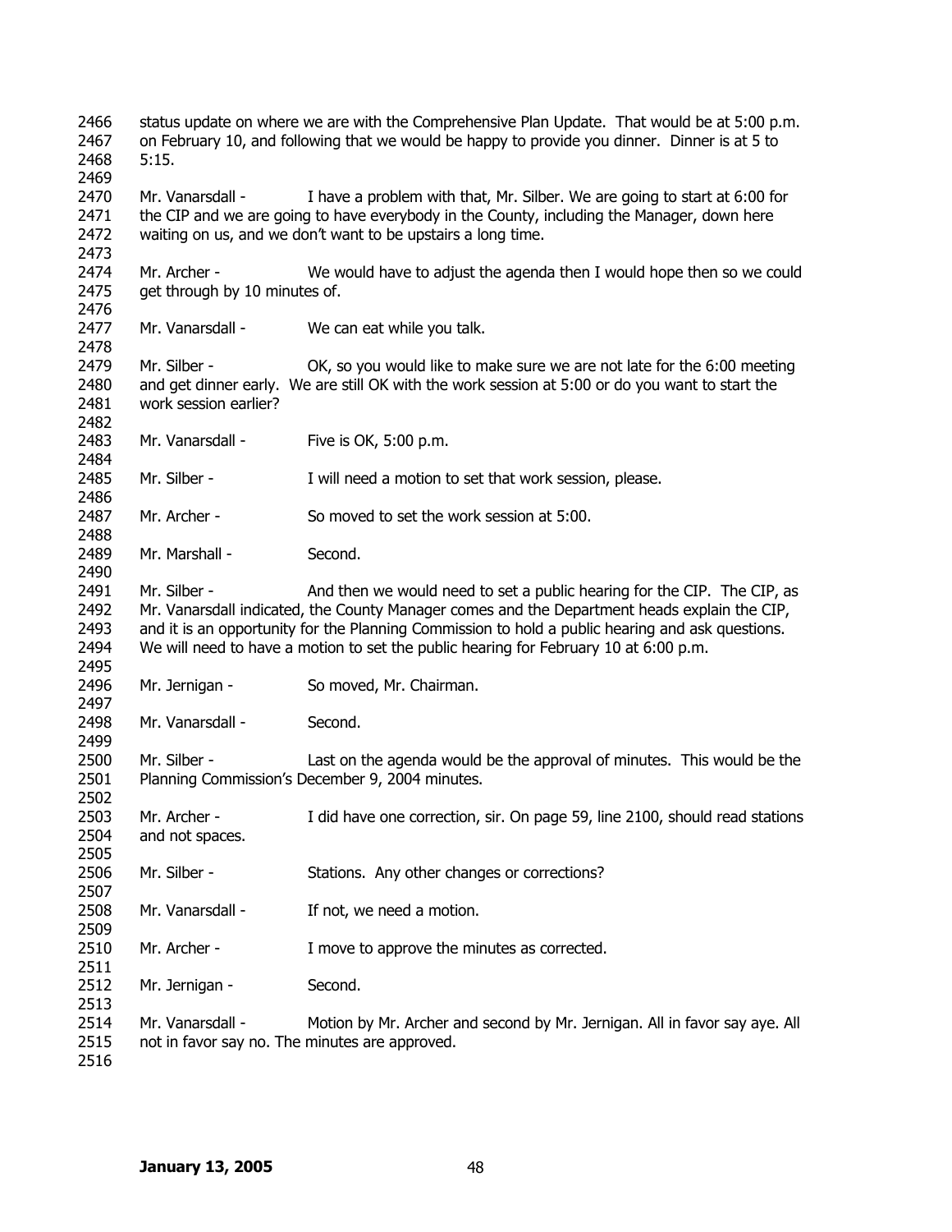status update on where we are with the Comprehensive Plan Update. That would be at 5:00 p.m. on February 10, and following that we would be happy to provide you dinner. Dinner is at 5 to 5:15.

Mr. Vanarsdall - I have a problem with that, Mr. Silber. We are going to start at 6:00 for the CIP and we are going to have everybody in the County, including the Manager, down here waiting on us, and we don't want to be upstairs a long time.

Mr. Archer - We would have to adjust the agenda then I would hope then so we could get through by 10 minutes of.

Mr. Vanarsdall - We can eat while you talk.

Mr. Silber - OK, so you would like to make sure we are not late for the 6:00 meeting and get dinner early. We are still OK with the work session at 5:00 or do you want to start the work session earlier?

Mr. Vanarsdall - Five is OK, 5:00 p.m.

Mr. Silber - I will need a motion to set that work session, please.

Mr. Archer - So moved to set the work session at 5:00.

Mr. Marshall - Second.

Mr. Silber - And then we would need to set a public hearing for the CIP. The CIP, as Mr. Vanarsdall indicated, the County Manager comes and the Department heads explain the CIP, and it is an opportunity for the Planning Commission to hold a public hearing and ask questions. We will need to have a motion to set the public hearing for February 10 at 6:00 p.m.

Mr. Jernigan - So moved, Mr. Chairman.

Mr. Vanarsdall - Second.

Mr. Silber - Last on the agenda would be the approval of minutes. This would be the Planning Commission's December 9, 2004 minutes.

Mr. Archer - I did have one correction, sir. On page 59, line 2100, should read stations and not spaces.

Mr. Silber - Stations. Any other changes or corrections?

Mr. Vanarsdall - If not, we need a motion.

Mr. Archer - I move to approve the minutes as corrected.

Mr. Jernigan - Second.

Mr. Vanarsdall - Motion by Mr. Archer and second by Mr. Jernigan. All in favor say aye. All not in favor say no. The minutes are approved.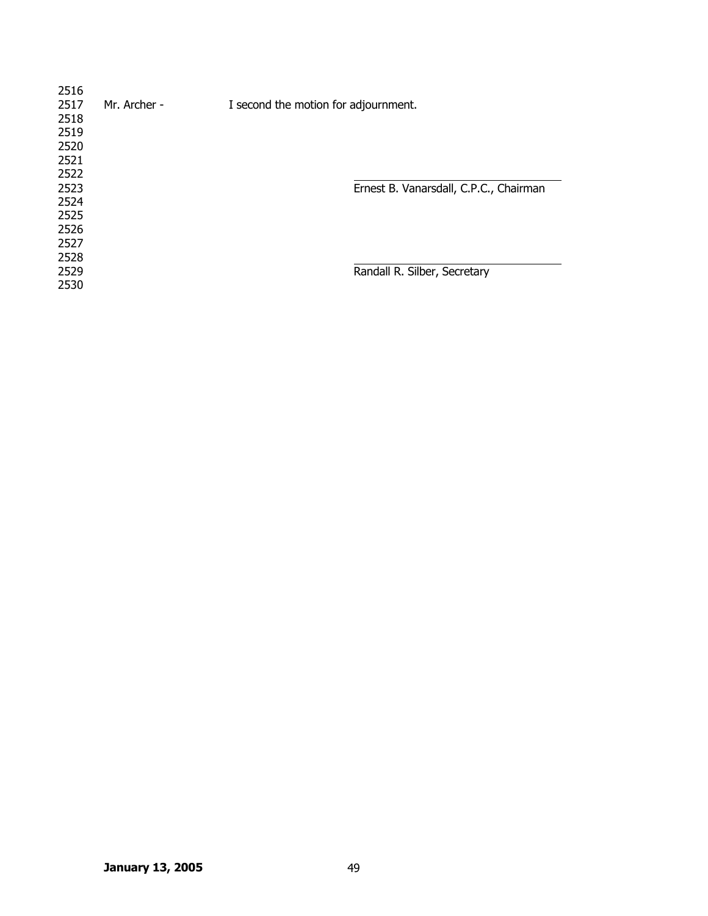Mr. Archer - I second the motion for adjournment.

\_\_\_\_\_\_\_\_\_\_\_\_\_\_\_\_\_\_\_\_\_\_\_\_\_\_\_\_\_\_\_\_\_\_\_\_\_\_\_\_

Ernest B. Vanarsdall, C.P.C., Chairman

\_\_\_\_\_\_\_\_\_\_\_\_\_\_\_\_\_\_\_\_\_\_\_\_\_\_\_\_\_\_\_\_\_\_\_\_\_\_\_\_

Randall R. Silber, Secretary